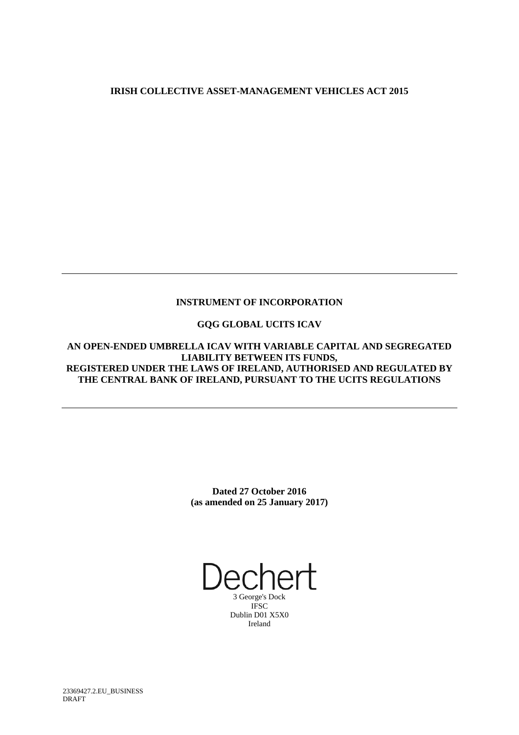**IRISH COLLECTIVE ASSET-MANAGEMENT VEHICLES ACT 2015**

---

**INSTRUMENT OF INCORPORATION**

**GQG GLOBAL UCITS ICAV**

**AN OPEN-ENDED UMBRELLA ICAV WITH VARIABLE CAPITAL AND SEGREGATED LIABILITY BETWEEN ITS FUNDS, REGISTERED UNDER THE LAWS OF IRELAND, AUTHORISED AND REGULATED BY THE CENTRAL BANK OF IRELAND, PURSUANT TO THE UCITS REGULATIONS**

---

**Dated 27 October 2016**
**(as amended on 25 January 2017)**

Dechert
3 George's Dock
IFSC
Dublin D01 X5X0
Ireland

23369427.2.EU_BUSINESS
DRAFT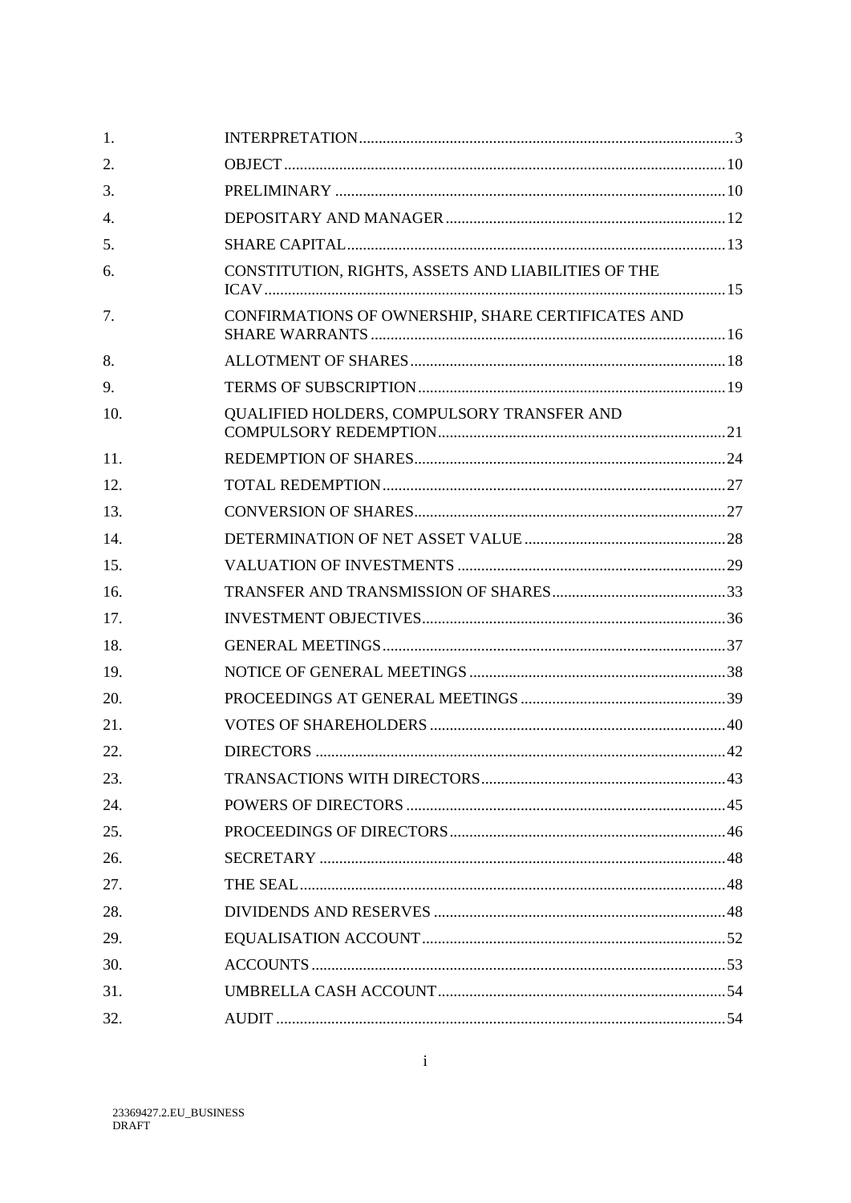| | | |
|---|---|---|
| 1. | INTERPRETATION | 3 |
| 2. | OBJECT | 10 |
| 3. | PRELIMINARY | 10 |
| 4. | DEPOSITARY AND MANAGER | 12 |
| 5. | SHARE CAPITAL | 13 |
| 6. | CONSTITUTION, RIGHTS, ASSETS AND LIABILITIES OF THE ICAV | 15 |
| 7. | CONFIRMATIONS OF OWNERSHIP, SHARE CERTIFICATES AND SHARE WARRANTS | 16 |
| 8. | ALLOTMENT OF SHARES | 18 |
| 9. | TERMS OF SUBSCRIPTION | 19 |
| 10. | QUALIFIED HOLDERS, COMPULSORY TRANSFER AND COMPULSORY REDEMPTION | 21 |
| 11. | REDEMPTION OF SHARES | 24 |
| 12. | TOTAL REDEMPTION | 27 |
| 13. | CONVERSION OF SHARES | 27 |
| 14. | DETERMINATION OF NET ASSET VALUE | 28 |
| 15. | VALUATION OF INVESTMENTS | 29 |
| 16. | TRANSFER AND TRANSMISSION OF SHARES | 33 |
| 17. | INVESTMENT OBJECTIVES | 36 |
| 18. | GENERAL MEETINGS | 37 |
| 19. | NOTICE OF GENERAL MEETINGS | 38 |
| 20. | PROCEEDINGS AT GENERAL MEETINGS | 39 |
| 21. | VOTES OF SHAREHOLDERS | 40 |
| 22. | DIRECTORS | 42 |
| 23. | TRANSACTIONS WITH DIRECTORS | 43 |
| 24. | POWERS OF DIRECTORS | 45 |
| 25. | PROCEEDINGS OF DIRECTORS | 46 |
| 26. | SECRETARY | 48 |
| 27. | THE SEAL | 48 |
| 28. | DIVIDENDS AND RESERVES | 48 |
| 29. | EQUALISATION ACCOUNT | 52 |
| 30. | ACCOUNTS | 53 |
| 31. | UMBRELLA CASH ACCOUNT | 54 |
| 32. | AUDIT | 54 |

23369427.2.EU_BUSINESS
DRAFT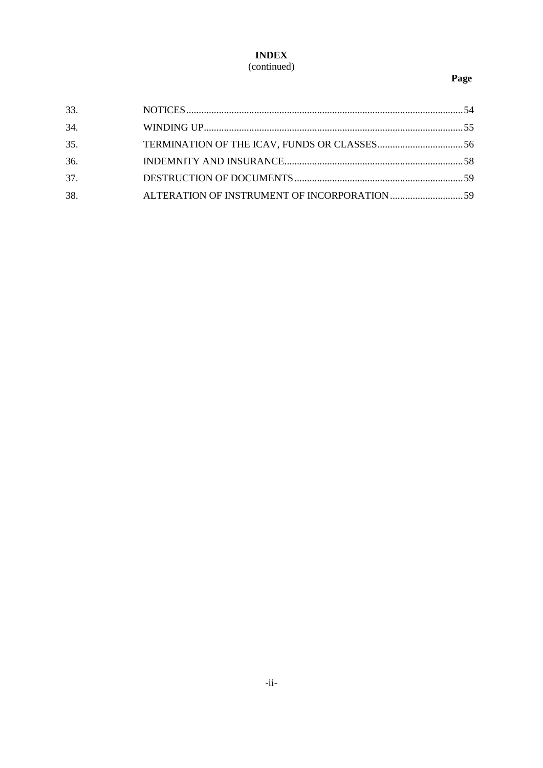# INDEX
(continued)

| | | Page |
|---|---|---|
| 33. | NOTICES | 54 |
| 34. | WINDING UP | 55 |
| 35. | TERMINATION OF THE ICAV, FUNDS OR CLASSES | 56 |
| 36. | INDEMNITY AND INSURANCE | 58 |
| 37. | DESTRUCTION OF DOCUMENTS | 59 |
| 38. | ALTERATION OF INSTRUMENT OF INCORPORATION | 59 |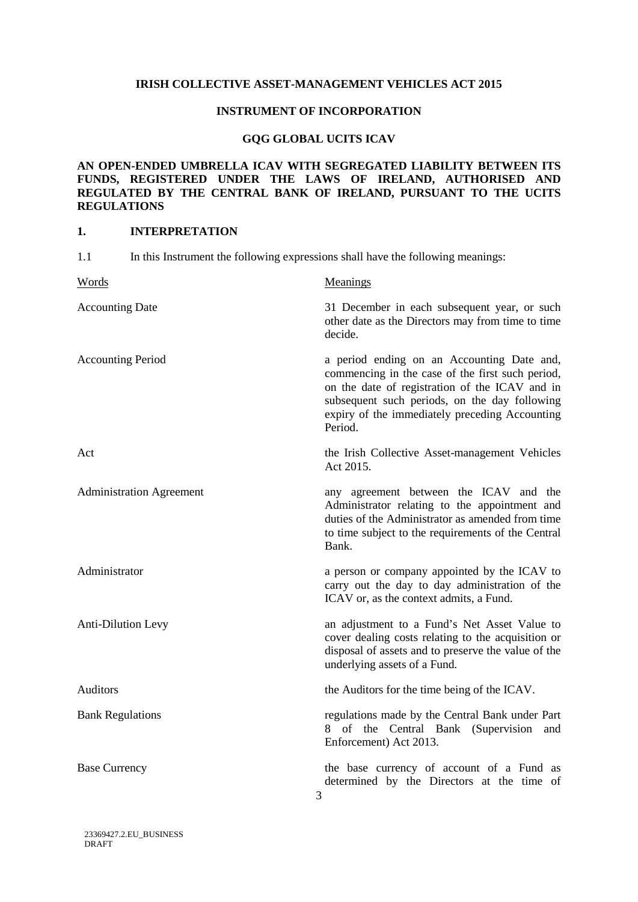**IRISH COLLECTIVE ASSET-MANAGEMENT VEHICLES ACT 2015**

**INSTRUMENT OF INCORPORATION**

**GQG GLOBAL UCITS ICAV**

**AN OPEN-ENDED UMBRELLA ICAV WITH SEGREGATED LIABILITY BETWEEN ITS FUNDS, REGISTERED UNDER THE LAWS OF IRELAND, AUTHORISED AND REGULATED BY THE CENTRAL BANK OF IRELAND, PURSUANT TO THE UCITS REGULATIONS**

## 1. INTERPRETATION

1.1 In this Instrument the following expressions shall have the following meanings:

| Words | Meanings |
|---|---|
| Accounting Date | 31 December in each subsequent year, or such other date as the Directors may from time to time decide. |
| Accounting Period | a period ending on an Accounting Date and, commencing in the case of the first such period, on the date of registration of the ICAV and in subsequent such periods, on the day following expiry of the immediately preceding Accounting Period. |
| Act | the Irish Collective Asset-management Vehicles Act 2015. |
| Administration Agreement | any agreement between the ICAV and the Administrator relating to the appointment and duties of the Administrator as amended from time to time subject to the requirements of the Central Bank. |
| Administrator | a person or company appointed by the ICAV to carry out the day to day administration of the ICAV or, as the context admits, a Fund. |
| Anti-Dilution Levy | an adjustment to a Fund's Net Asset Value to cover dealing costs relating to the acquisition or disposal of assets and to preserve the value of the underlying assets of a Fund. |
| Auditors | the Auditors for the time being of the ICAV. |
| Bank Regulations | regulations made by the Central Bank under Part 8 of the Central Bank (Supervision and Enforcement) Act 2013. |
| Base Currency | the base currency of account of a Fund as determined by the Directors at the time of |

23369427.2.EU_BUSINESS
DRAFT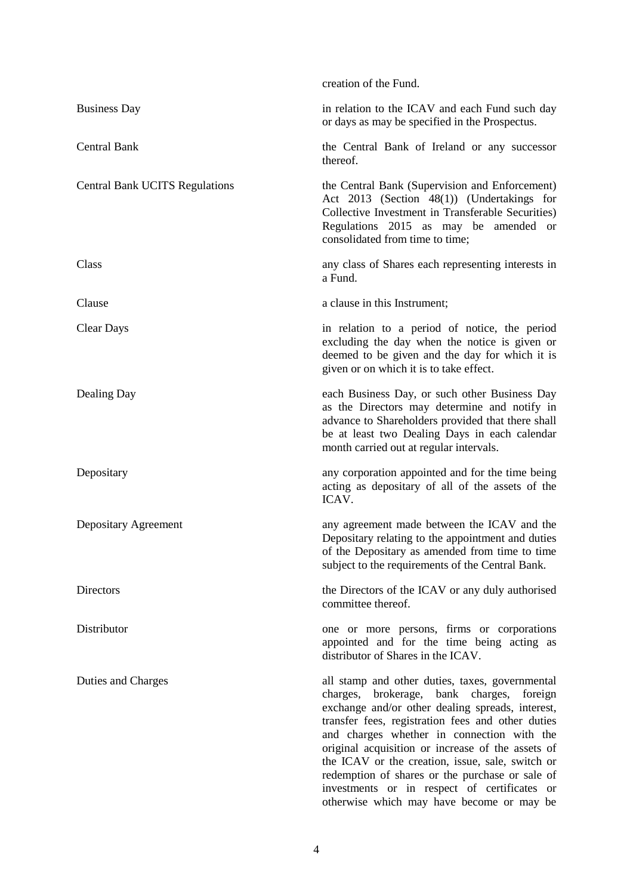| | |
|---|---|
| | creation of the Fund. |
| Business Day | in relation to the ICAV and each Fund such day or days as may be specified in the Prospectus. |
| Central Bank | the Central Bank of Ireland or any successor thereof. |
| Central Bank UCITS Regulations | the Central Bank (Supervision and Enforcement) Act 2013 (Section 48(1)) (Undertakings for Collective Investment in Transferable Securities) Regulations 2015 as may be amended or consolidated from time to time; |
| Class | any class of Shares each representing interests in a Fund. |
| Clause | a clause in this Instrument; |
| Clear Days | in relation to a period of notice, the period excluding the day when the notice is given or deemed to be given and the day for which it is given or on which it is to take effect. |
| Dealing Day | each Business Day, or such other Business Day as the Directors may determine and notify in advance to Shareholders provided that there shall be at least two Dealing Days in each calendar month carried out at regular intervals. |
| Depositary | any corporation appointed and for the time being acting as depositary of all of the assets of the ICAV. |
| Depositary Agreement | any agreement made between the ICAV and the Depositary relating to the appointment and duties of the Depositary as amended from time to time subject to the requirements of the Central Bank. |
| Directors | the Directors of the ICAV or any duly authorised committee thereof. |
| Distributor | one or more persons, firms or corporations appointed and for the time being acting as distributor of Shares in the ICAV. |
| Duties and Charges | all stamp and other duties, taxes, governmental charges, brokerage, bank charges, foreign exchange and/or other dealing spreads, interest, transfer fees, registration fees and other duties and charges whether in connection with the original acquisition or increase of the assets of the ICAV or the creation, issue, sale, switch or redemption of shares or the purchase or sale of investments or in respect of certificates or otherwise which may have become or may be |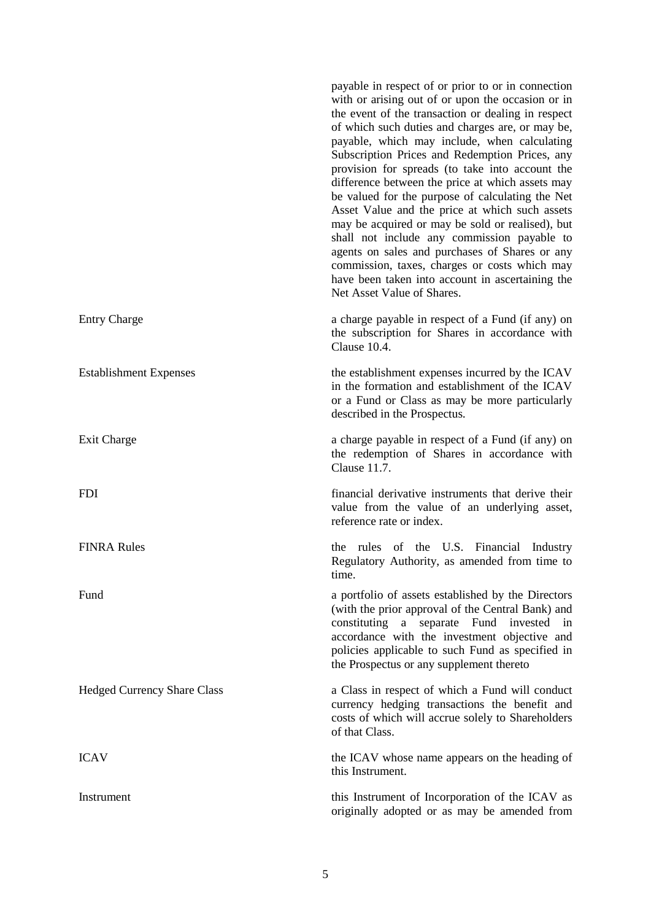| | |
|---|---|
| | payable in respect of or prior to or in connection with or arising out of or upon the occasion or in the event of the transaction or dealing in respect of which such duties and charges are, or may be, payable, which may include, when calculating Subscription Prices and Redemption Prices, any provision for spreads (to take into account the difference between the price at which assets may be valued for the purpose of calculating the Net Asset Value and the price at which such assets may be acquired or may be sold or realised), but shall not include any commission payable to agents on sales and purchases of Shares or any commission, taxes, charges or costs which may have been taken into account in ascertaining the Net Asset Value of Shares. |
| Entry Charge | a charge payable in respect of a Fund (if any) on the subscription for Shares in accordance with Clause 10.4. |
| Establishment Expenses | the establishment expenses incurred by the ICAV in the formation and establishment of the ICAV or a Fund or Class as may be more particularly described in the Prospectus. |
| Exit Charge | a charge payable in respect of a Fund (if any) on the redemption of Shares in accordance with Clause 11.7. |
| FDI | financial derivative instruments that derive their value from the value of an underlying asset, reference rate or index. |
| FINRA Rules | the rules of the U.S. Financial Industry Regulatory Authority, as amended from time to time. |
| Fund | a portfolio of assets established by the Directors (with the prior approval of the Central Bank) and constituting a separate Fund invested in accordance with the investment objective and policies applicable to such Fund as specified in the Prospectus or any supplement thereto |
| Hedged Currency Share Class | a Class in respect of which a Fund will conduct currency hedging transactions the benefit and costs of which will accrue solely to Shareholders of that Class. |
| ICAV | the ICAV whose name appears on the heading of this Instrument. |
| Instrument | this Instrument of Incorporation of the ICAV as originally adopted or as may be amended from |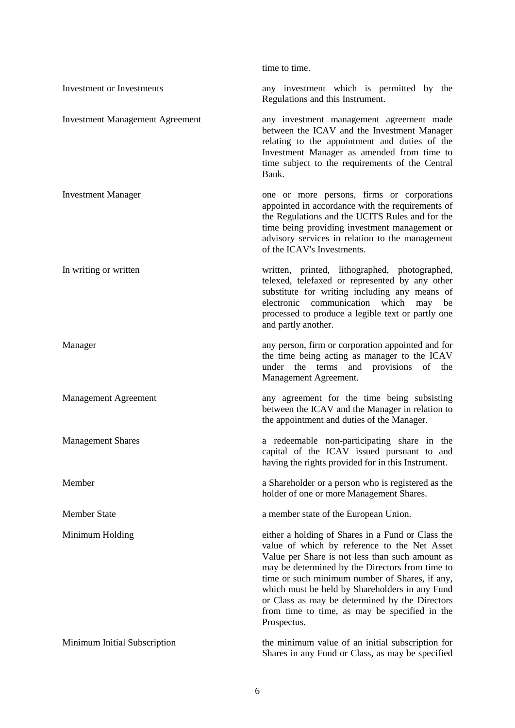time to time.

| | |
|---|---|
| Investment or Investments | any investment which is permitted by the Regulations and this Instrument. |
| Investment Management Agreement | any investment management agreement made between the ICAV and the Investment Manager relating to the appointment and duties of the Investment Manager as amended from time to time subject to the requirements of the Central Bank. |
| Investment Manager | one or more persons, firms or corporations appointed in accordance with the requirements of the Regulations and the UCITS Rules and for the time being providing investment management or advisory services in relation to the management of the ICAV's Investments. |
| In writing or written | written, printed, lithographed, photographed, telexed, telefaxed or represented by any other substitute for writing including any means of electronic communication which may be processed to produce a legible text or partly one and partly another. |
| Manager | any person, firm or corporation appointed and for the time being acting as manager to the ICAV under the terms and provisions of the Management Agreement. |
| Management Agreement | any agreement for the time being subsisting between the ICAV and the Manager in relation to the appointment and duties of the Manager. |
| Management Shares | a redeemable non-participating share in the capital of the ICAV issued pursuant to and having the rights provided for in this Instrument. |
| Member | a Shareholder or a person who is registered as the holder of one or more Management Shares. |
| Member State | a member state of the European Union. |
| Minimum Holding | either a holding of Shares in a Fund or Class the value of which by reference to the Net Asset Value per Share is not less than such amount as may be determined by the Directors from time to time or such minimum number of Shares, if any, which must be held by Shareholders in any Fund or Class as may be determined by the Directors from time to time, as may be specified in the Prospectus. |
| Minimum Initial Subscription | the minimum value of an initial subscription for Shares in any Fund or Class, as may be specified |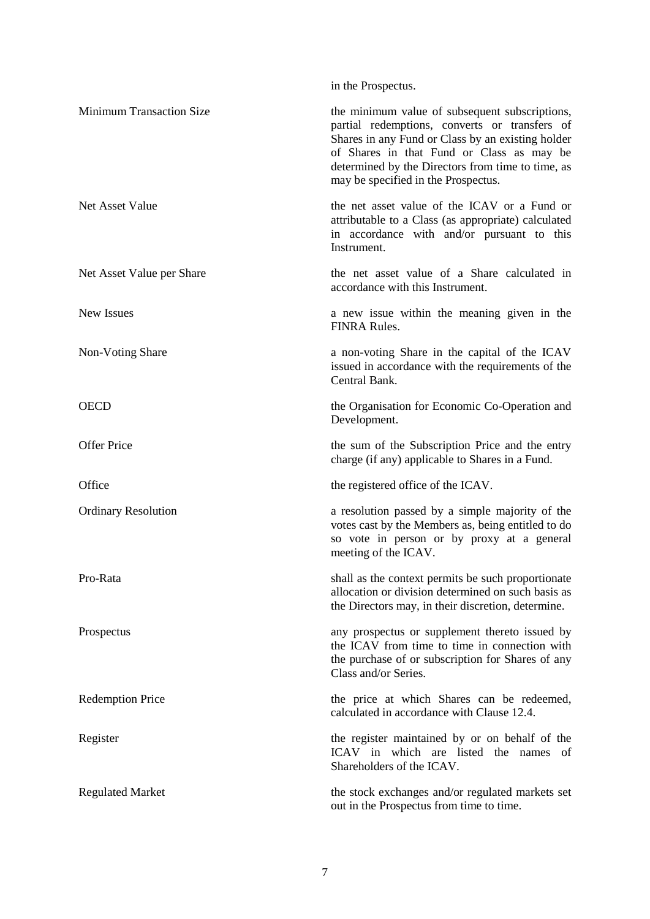| | |
|---|---|
| | in the Prospectus. |
| Minimum Transaction Size | the minimum value of subsequent subscriptions, partial redemptions, converts or transfers of Shares in any Fund or Class by an existing holder of Shares in that Fund or Class as may be determined by the Directors from time to time, as may be specified in the Prospectus. |
| Net Asset Value | the net asset value of the ICAV or a Fund or attributable to a Class (as appropriate) calculated in accordance with and/or pursuant to this Instrument. |
| Net Asset Value per Share | the net asset value of a Share calculated in accordance with this Instrument. |
| New Issues | a new issue within the meaning given in the FINRA Rules. |
| Non-Voting Share | a non-voting Share in the capital of the ICAV issued in accordance with the requirements of the Central Bank. |
| OECD | the Organisation for Economic Co-Operation and Development. |
| Offer Price | the sum of the Subscription Price and the entry charge (if any) applicable to Shares in a Fund. |
| Office | the registered office of the ICAV. |
| Ordinary Resolution | a resolution passed by a simple majority of the votes cast by the Members as, being entitled to do so vote in person or by proxy at a general meeting of the ICAV. |
| Pro-Rata | shall as the context permits be such proportionate allocation or division determined on such basis as the Directors may, in their discretion, determine. |
| Prospectus | any prospectus or supplement thereto issued by the ICAV from time to time in connection with the purchase of or subscription for Shares of any Class and/or Series. |
| Redemption Price | the price at which Shares can be redeemed, calculated in accordance with Clause 12.4. |
| Register | the register maintained by or on behalf of the ICAV in which are listed the names of Shareholders of the ICAV. |
| Regulated Market | the stock exchanges and/or regulated markets set out in the Prospectus from time to time. |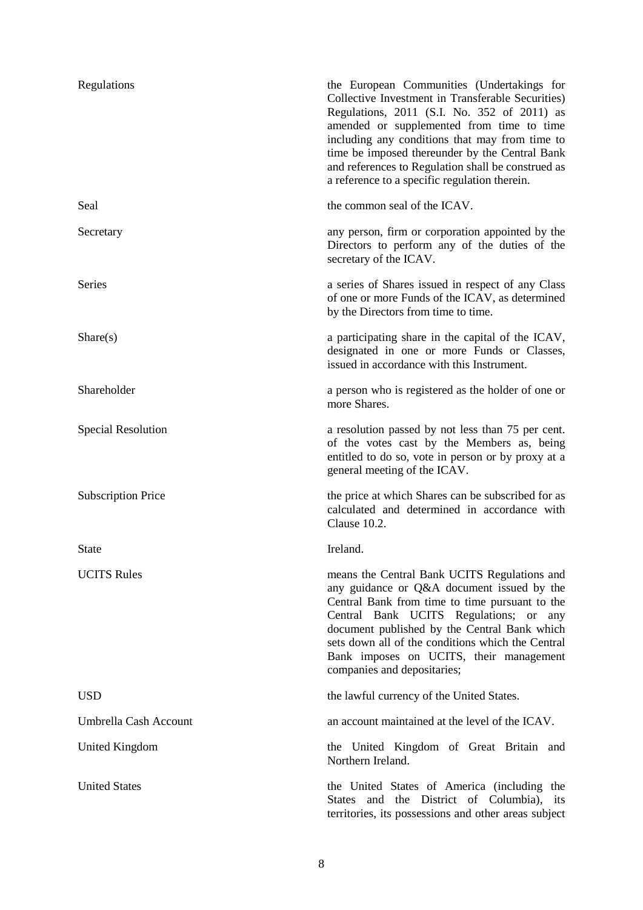| | |
|---|---|
| Regulations | the European Communities (Undertakings for Collective Investment in Transferable Securities) Regulations, 2011 (S.I. No. 352 of 2011) as amended or supplemented from time to time including any conditions that may from time to time be imposed thereunder by the Central Bank and references to Regulation shall be construed as a reference to a specific regulation therein. |
| Seal | the common seal of the ICAV. |
| Secretary | any person, firm or corporation appointed by the Directors to perform any of the duties of the secretary of the ICAV. |
| Series | a series of Shares issued in respect of any Class of one or more Funds of the ICAV, as determined by the Directors from time to time. |
| Share(s) | a participating share in the capital of the ICAV, designated in one or more Funds or Classes, issued in accordance with this Instrument. |
| Shareholder | a person who is registered as the holder of one or more Shares. |
| Special Resolution | a resolution passed by not less than 75 per cent. of the votes cast by the Members as, being entitled to do so, vote in person or by proxy at a general meeting of the ICAV. |
| Subscription Price | the price at which Shares can be subscribed for as calculated and determined in accordance with Clause 10.2. |
| State | Ireland. |
| UCITS Rules | means the Central Bank UCITS Regulations and any guidance or Q&A document issued by the Central Bank from time to time pursuant to the Central Bank UCITS Regulations; or any document published by the Central Bank which sets down all of the conditions which the Central Bank imposes on UCITS, their management companies and depositaries; |
| USD | the lawful currency of the United States. |
| Umbrella Cash Account | an account maintained at the level of the ICAV. |
| United Kingdom | the United Kingdom of Great Britain and Northern Ireland. |
| United States | the United States of America (including the States and the District of Columbia), its territories, its possessions and other areas subject |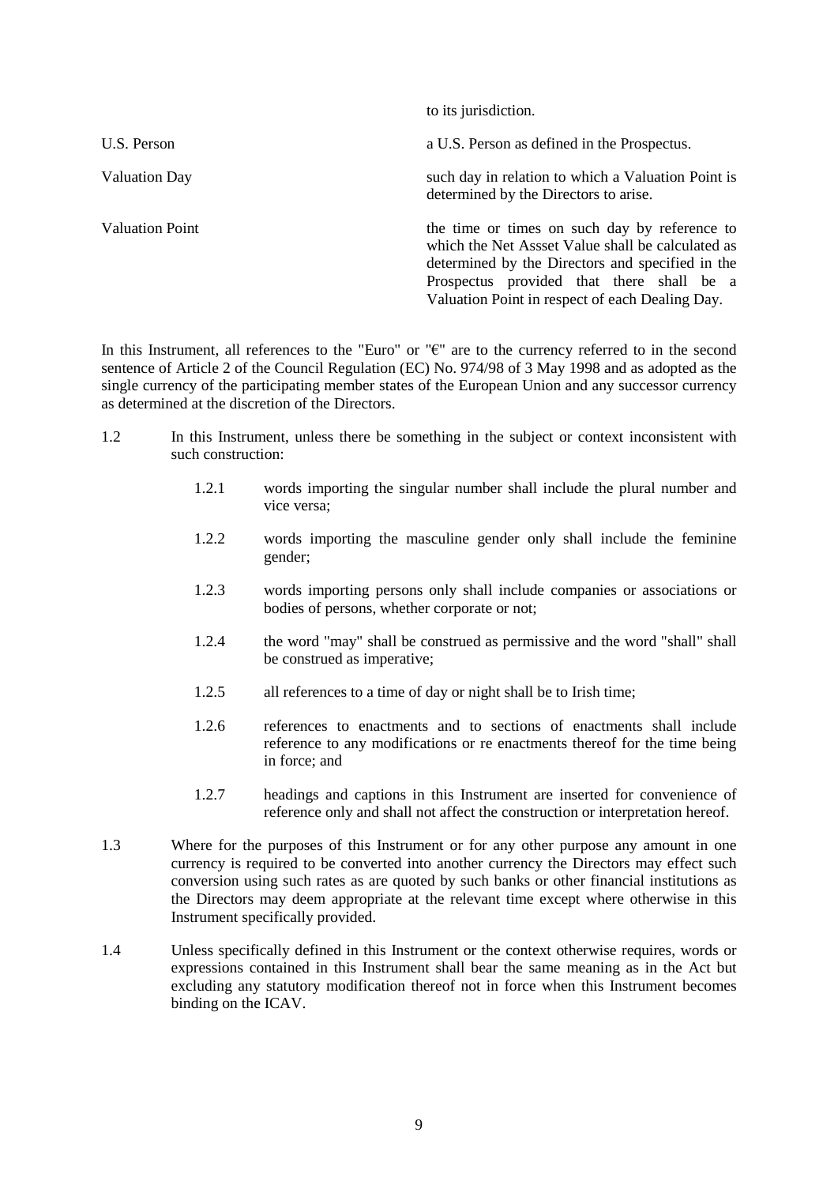| | |
|---|---|
| | to its jurisdiction. |
| U.S. Person | a U.S. Person as defined in the Prospectus. |
| Valuation Day | such day in relation to which a Valuation Point is determined by the Directors to arise. |
| Valuation Point | the time or times on such day by reference to which the Net Assset Value shall be calculated as determined by the Directors and specified in the Prospectus provided that there shall be a Valuation Point in respect of each Dealing Day. |

In this Instrument, all references to the "Euro" or "€" are to the currency referred to in the second sentence of Article 2 of the Council Regulation (EC) No. 974/98 of 3 May 1998 and as adopted as the single currency of the participating member states of the European Union and any successor currency as determined at the discretion of the Directors.

1.2 In this Instrument, unless there be something in the subject or context inconsistent with such construction:

   1.2.1 words importing the singular number shall include the plural number and vice versa;

   1.2.2 words importing the masculine gender only shall include the feminine gender;

   1.2.3 words importing persons only shall include companies or associations or bodies of persons, whether corporate or not;

   1.2.4 the word "may" shall be construed as permissive and the word "shall" shall be construed as imperative;

   1.2.5 all references to a time of day or night shall be to Irish time;

   1.2.6 references to enactments and to sections of enactments shall include reference to any modifications or re enactments thereof for the time being in force; and

   1.2.7 headings and captions in this Instrument are inserted for convenience of reference only and shall not affect the construction or interpretation hereof.

1.3 Where for the purposes of this Instrument or for any other purpose any amount in one currency is required to be converted into another currency the Directors may effect such conversion using such rates as are quoted by such banks or other financial institutions as the Directors may deem appropriate at the relevant time except where otherwise in this Instrument specifically provided.

1.4 Unless specifically defined in this Instrument or the context otherwise requires, words or expressions contained in this Instrument shall bear the same meaning as in the Act but excluding any statutory modification thereof not in force when this Instrument becomes binding on the ICAV.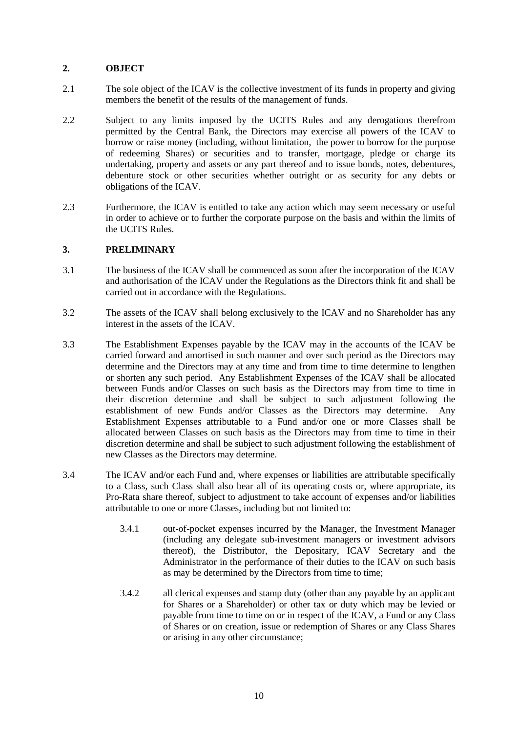## 2. OBJECT

2.1 The sole object of the ICAV is the collective investment of its funds in property and giving members the benefit of the results of the management of funds.

2.2 Subject to any limits imposed by the UCITS Rules and any derogations therefrom permitted by the Central Bank, the Directors may exercise all powers of the ICAV to borrow or raise money (including, without limitation, the power to borrow for the purpose of redeeming Shares) or securities and to transfer, mortgage, pledge or charge its undertaking, property and assets or any part thereof and to issue bonds, notes, debentures, debenture stock or other securities whether outright or as security for any debts or obligations of the ICAV.

2.3 Furthermore, the ICAV is entitled to take any action which may seem necessary or useful in order to achieve or to further the corporate purpose on the basis and within the limits of the UCITS Rules.

## 3. PRELIMINARY

3.1 The business of the ICAV shall be commenced as soon after the incorporation of the ICAV and authorisation of the ICAV under the Regulations as the Directors think fit and shall be carried out in accordance with the Regulations.

3.2 The assets of the ICAV shall belong exclusively to the ICAV and no Shareholder has any interest in the assets of the ICAV.

3.3 The Establishment Expenses payable by the ICAV may in the accounts of the ICAV be carried forward and amortised in such manner and over such period as the Directors may determine and the Directors may at any time and from time to time determine to lengthen or shorten any such period. Any Establishment Expenses of the ICAV shall be allocated between Funds and/or Classes on such basis as the Directors may from time to time in their discretion determine and shall be subject to such adjustment following the establishment of new Funds and/or Classes as the Directors may determine. Any Establishment Expenses attributable to a Fund and/or one or more Classes shall be allocated between Classes on such basis as the Directors may from time to time in their discretion determine and shall be subject to such adjustment following the establishment of new Classes as the Directors may determine.

3.4 The ICAV and/or each Fund and, where expenses or liabilities are attributable specifically to a Class, such Class shall also bear all of its operating costs or, where appropriate, its Pro-Rata share thereof, subject to adjustment to take account of expenses and/or liabilities attributable to one or more Classes, including but not limited to:

3.4.1 out-of-pocket expenses incurred by the Manager, the Investment Manager (including any delegate sub-investment managers or investment advisors thereof), the Distributor, the Depositary, ICAV Secretary and the Administrator in the performance of their duties to the ICAV on such basis as may be determined by the Directors from time to time;

3.4.2 all clerical expenses and stamp duty (other than any payable by an applicant for Shares or a Shareholder) or other tax or duty which may be levied or payable from time to time on or in respect of the ICAV, a Fund or any Class of Shares or on creation, issue or redemption of Shares or any Class Shares or arising in any other circumstance;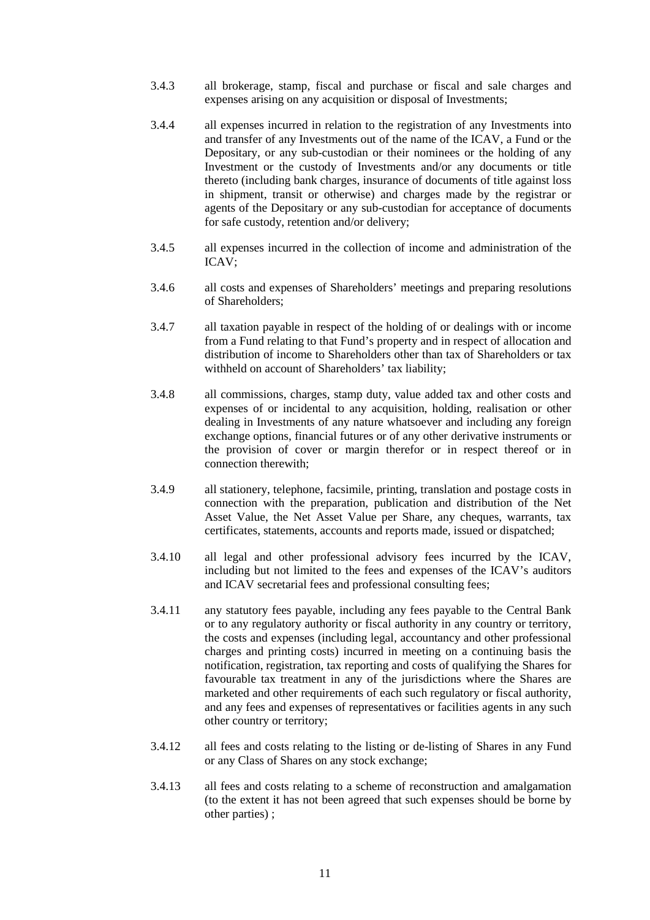3.4.3 all brokerage, stamp, fiscal and purchase or fiscal and sale charges and expenses arising on any acquisition or disposal of Investments;

3.4.4 all expenses incurred in relation to the registration of any Investments into and transfer of any Investments out of the name of the ICAV, a Fund or the Depositary, or any sub-custodian or their nominees or the holding of any Investment or the custody of Investments and/or any documents or title thereto (including bank charges, insurance of documents of title against loss in shipment, transit or otherwise) and charges made by the registrar or agents of the Depositary or any sub-custodian for acceptance of documents for safe custody, retention and/or delivery;

3.4.5 all expenses incurred in the collection of income and administration of the ICAV;

3.4.6 all costs and expenses of Shareholders' meetings and preparing resolutions of Shareholders;

3.4.7 all taxation payable in respect of the holding of or dealings with or income from a Fund relating to that Fund's property and in respect of allocation and distribution of income to Shareholders other than tax of Shareholders or tax withheld on account of Shareholders' tax liability;

3.4.8 all commissions, charges, stamp duty, value added tax and other costs and expenses of or incidental to any acquisition, holding, realisation or other dealing in Investments of any nature whatsoever and including any foreign exchange options, financial futures or of any other derivative instruments or the provision of cover or margin therefor or in respect thereof or in connection therewith;

3.4.9 all stationery, telephone, facsimile, printing, translation and postage costs in connection with the preparation, publication and distribution of the Net Asset Value, the Net Asset Value per Share, any cheques, warrants, tax certificates, statements, accounts and reports made, issued or dispatched;

3.4.10 all legal and other professional advisory fees incurred by the ICAV, including but not limited to the fees and expenses of the ICAV's auditors and ICAV secretarial fees and professional consulting fees;

3.4.11 any statutory fees payable, including any fees payable to the Central Bank or to any regulatory authority or fiscal authority in any country or territory, the costs and expenses (including legal, accountancy and other professional charges and printing costs) incurred in meeting on a continuing basis the notification, registration, tax reporting and costs of qualifying the Shares for favourable tax treatment in any of the jurisdictions where the Shares are marketed and other requirements of each such regulatory or fiscal authority, and any fees and expenses of representatives or facilities agents in any such other country or territory;

3.4.12 all fees and costs relating to the listing or de-listing of Shares in any Fund or any Class of Shares on any stock exchange;

3.4.13 all fees and costs relating to a scheme of reconstruction and amalgamation (to the extent it has not been agreed that such expenses should be borne by other parties) ;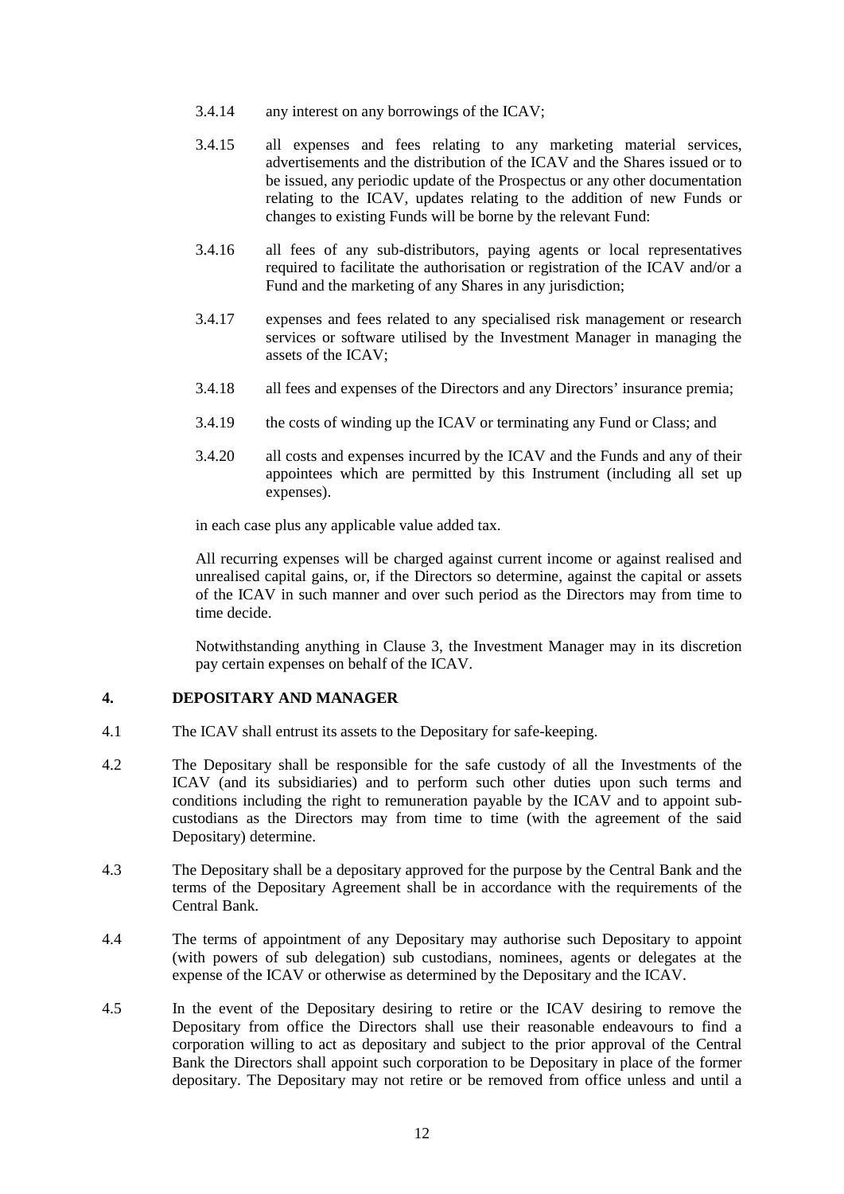3.4.14 any interest on any borrowings of the ICAV;

3.4.15 all expenses and fees relating to any marketing material services, advertisements and the distribution of the ICAV and the Shares issued or to be issued, any periodic update of the Prospectus or any other documentation relating to the ICAV, updates relating to the addition of new Funds or changes to existing Funds will be borne by the relevant Fund:

3.4.16 all fees of any sub-distributors, paying agents or local representatives required to facilitate the authorisation or registration of the ICAV and/or a Fund and the marketing of any Shares in any jurisdiction;

3.4.17 expenses and fees related to any specialised risk management or research services or software utilised by the Investment Manager in managing the assets of the ICAV;

3.4.18 all fees and expenses of the Directors and any Directors' insurance premia;

3.4.19 the costs of winding up the ICAV or terminating any Fund or Class; and

3.4.20 all costs and expenses incurred by the ICAV and the Funds and any of their appointees which are permitted by this Instrument (including all set up expenses).

in each case plus any applicable value added tax.

All recurring expenses will be charged against current income or against realised and unrealised capital gains, or, if the Directors so determine, against the capital or assets of the ICAV in such manner and over such period as the Directors may from time to time decide.

Notwithstanding anything in Clause 3, the Investment Manager may in its discretion pay certain expenses on behalf of the ICAV.

## 4. DEPOSITARY AND MANAGER

4.1 The ICAV shall entrust its assets to the Depositary for safe-keeping.

4.2 The Depositary shall be responsible for the safe custody of all the Investments of the ICAV (and its subsidiaries) and to perform such other duties upon such terms and conditions including the right to remuneration payable by the ICAV and to appoint sub-custodians as the Directors may from time to time (with the agreement of the said Depositary) determine.

4.3 The Depositary shall be a depositary approved for the purpose by the Central Bank and the terms of the Depositary Agreement shall be in accordance with the requirements of the Central Bank.

4.4 The terms of appointment of any Depositary may authorise such Depositary to appoint (with powers of sub delegation) sub custodians, nominees, agents or delegates at the expense of the ICAV or otherwise as determined by the Depositary and the ICAV.

4.5 In the event of the Depositary desiring to retire or the ICAV desiring to remove the Depositary from office the Directors shall use their reasonable endeavours to find a corporation willing to act as depositary and subject to the prior approval of the Central Bank the Directors shall appoint such corporation to be Depositary in place of the former depositary. The Depositary may not retire or be removed from office unless and until a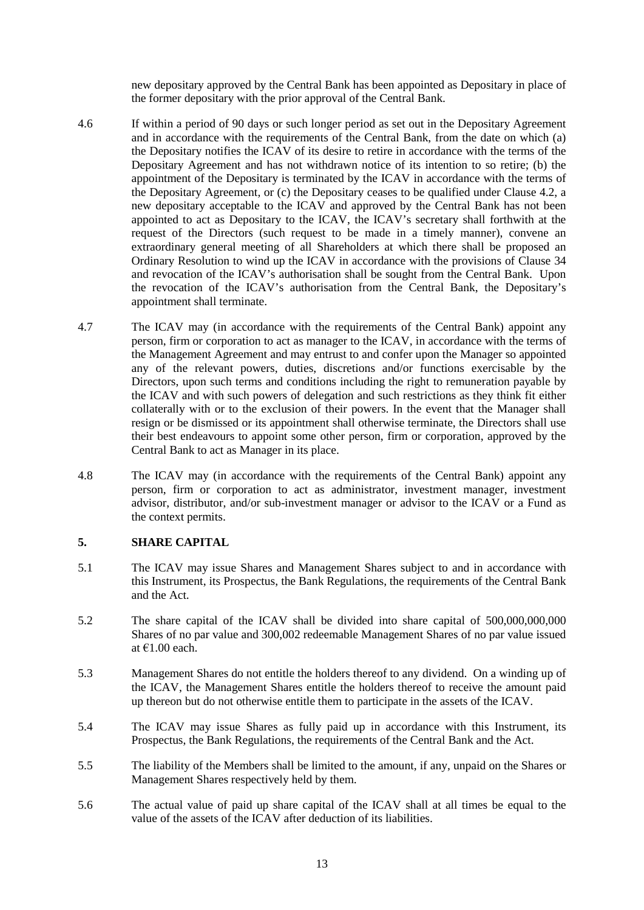new depositary approved by the Central Bank has been appointed as Depositary in place of the former depositary with the prior approval of the Central Bank.

4.6 If within a period of 90 days or such longer period as set out in the Depositary Agreement and in accordance with the requirements of the Central Bank, from the date on which (a) the Depositary notifies the ICAV of its desire to retire in accordance with the terms of the Depositary Agreement and has not withdrawn notice of its intention to so retire; (b) the appointment of the Depositary is terminated by the ICAV in accordance with the terms of the Depositary Agreement, or (c) the Depositary ceases to be qualified under Clause 4.2, a new depositary acceptable to the ICAV and approved by the Central Bank has not been appointed to act as Depositary to the ICAV, the ICAV's secretary shall forthwith at the request of the Directors (such request to be made in a timely manner), convene an extraordinary general meeting of all Shareholders at which there shall be proposed an Ordinary Resolution to wind up the ICAV in accordance with the provisions of Clause 34 and revocation of the ICAV's authorisation shall be sought from the Central Bank. Upon the revocation of the ICAV's authorisation from the Central Bank, the Depositary's appointment shall terminate.

4.7 The ICAV may (in accordance with the requirements of the Central Bank) appoint any person, firm or corporation to act as manager to the ICAV, in accordance with the terms of the Management Agreement and may entrust to and confer upon the Manager so appointed any of the relevant powers, duties, discretions and/or functions exercisable by the Directors, upon such terms and conditions including the right to remuneration payable by the ICAV and with such powers of delegation and such restrictions as they think fit either collaterally with or to the exclusion of their powers. In the event that the Manager shall resign or be dismissed or its appointment shall otherwise terminate, the Directors shall use their best endeavours to appoint some other person, firm or corporation, approved by the Central Bank to act as Manager in its place.

4.8 The ICAV may (in accordance with the requirements of the Central Bank) appoint any person, firm or corporation to act as administrator, investment manager, investment advisor, distributor, and/or sub-investment manager or advisor to the ICAV or a Fund as the context permits.

## 5. SHARE CAPITAL

5.1 The ICAV may issue Shares and Management Shares subject to and in accordance with this Instrument, its Prospectus, the Bank Regulations, the requirements of the Central Bank and the Act.

5.2 The share capital of the ICAV shall be divided into share capital of 500,000,000,000 Shares of no par value and 300,002 redeemable Management Shares of no par value issued at €1.00 each.

5.3 Management Shares do not entitle the holders thereof to any dividend. On a winding up of the ICAV, the Management Shares entitle the holders thereof to receive the amount paid up thereon but do not otherwise entitle them to participate in the assets of the ICAV.

5.4 The ICAV may issue Shares as fully paid up in accordance with this Instrument, its Prospectus, the Bank Regulations, the requirements of the Central Bank and the Act.

5.5 The liability of the Members shall be limited to the amount, if any, unpaid on the Shares or Management Shares respectively held by them.

5.6 The actual value of paid up share capital of the ICAV shall at all times be equal to the value of the assets of the ICAV after deduction of its liabilities.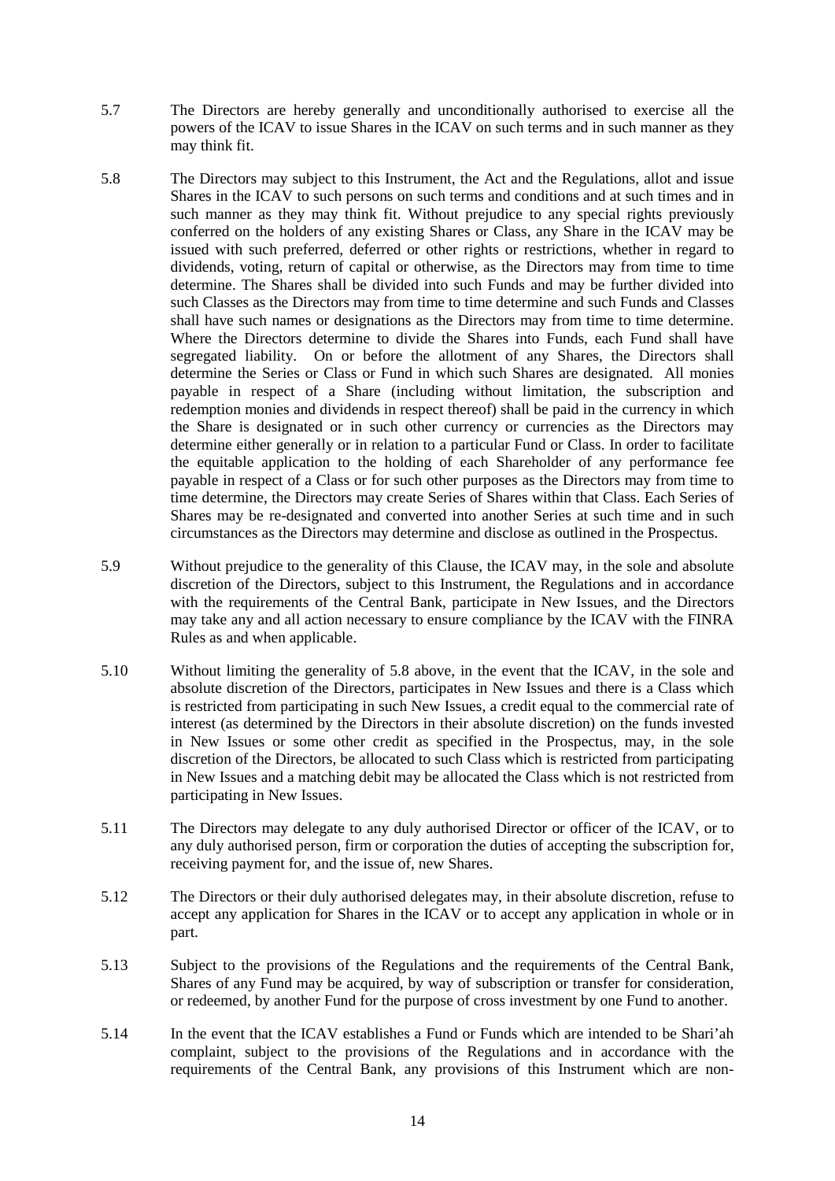5.7 The Directors are hereby generally and unconditionally authorised to exercise all the powers of the ICAV to issue Shares in the ICAV on such terms and in such manner as they may think fit.

5.8 The Directors may subject to this Instrument, the Act and the Regulations, allot and issue Shares in the ICAV to such persons on such terms and conditions and at such times and in such manner as they may think fit. Without prejudice to any special rights previously conferred on the holders of any existing Shares or Class, any Share in the ICAV may be issued with such preferred, deferred or other rights or restrictions, whether in regard to dividends, voting, return of capital or otherwise, as the Directors may from time to time determine. The Shares shall be divided into such Funds and may be further divided into such Classes as the Directors may from time to time determine and such Funds and Classes shall have such names or designations as the Directors may from time to time determine. Where the Directors determine to divide the Shares into Funds, each Fund shall have segregated liability. On or before the allotment of any Shares, the Directors shall determine the Series or Class or Fund in which such Shares are designated. All monies payable in respect of a Share (including without limitation, the subscription and redemption monies and dividends in respect thereof) shall be paid in the currency in which the Share is designated or in such other currency or currencies as the Directors may determine either generally or in relation to a particular Fund or Class. In order to facilitate the equitable application to the holding of each Shareholder of any performance fee payable in respect of a Class or for such other purposes as the Directors may from time to time determine, the Directors may create Series of Shares within that Class. Each Series of Shares may be re-designated and converted into another Series at such time and in such circumstances as the Directors may determine and disclose as outlined in the Prospectus.

5.9 Without prejudice to the generality of this Clause, the ICAV may, in the sole and absolute discretion of the Directors, subject to this Instrument, the Regulations and in accordance with the requirements of the Central Bank, participate in New Issues, and the Directors may take any and all action necessary to ensure compliance by the ICAV with the FINRA Rules as and when applicable.

5.10 Without limiting the generality of 5.8 above, in the event that the ICAV, in the sole and absolute discretion of the Directors, participates in New Issues and there is a Class which is restricted from participating in such New Issues, a credit equal to the commercial rate of interest (as determined by the Directors in their absolute discretion) on the funds invested in New Issues or some other credit as specified in the Prospectus, may, in the sole discretion of the Directors, be allocated to such Class which is restricted from participating in New Issues and a matching debit may be allocated the Class which is not restricted from participating in New Issues.

5.11 The Directors may delegate to any duly authorised Director or officer of the ICAV, or to any duly authorised person, firm or corporation the duties of accepting the subscription for, receiving payment for, and the issue of, new Shares.

5.12 The Directors or their duly authorised delegates may, in their absolute discretion, refuse to accept any application for Shares in the ICAV or to accept any application in whole or in part.

5.13 Subject to the provisions of the Regulations and the requirements of the Central Bank, Shares of any Fund may be acquired, by way of subscription or transfer for consideration, or redeemed, by another Fund for the purpose of cross investment by one Fund to another.

5.14 In the event that the ICAV establishes a Fund or Funds which are intended to be Shari'ah complaint, subject to the provisions of the Regulations and in accordance with the requirements of the Central Bank, any provisions of this Instrument which are non-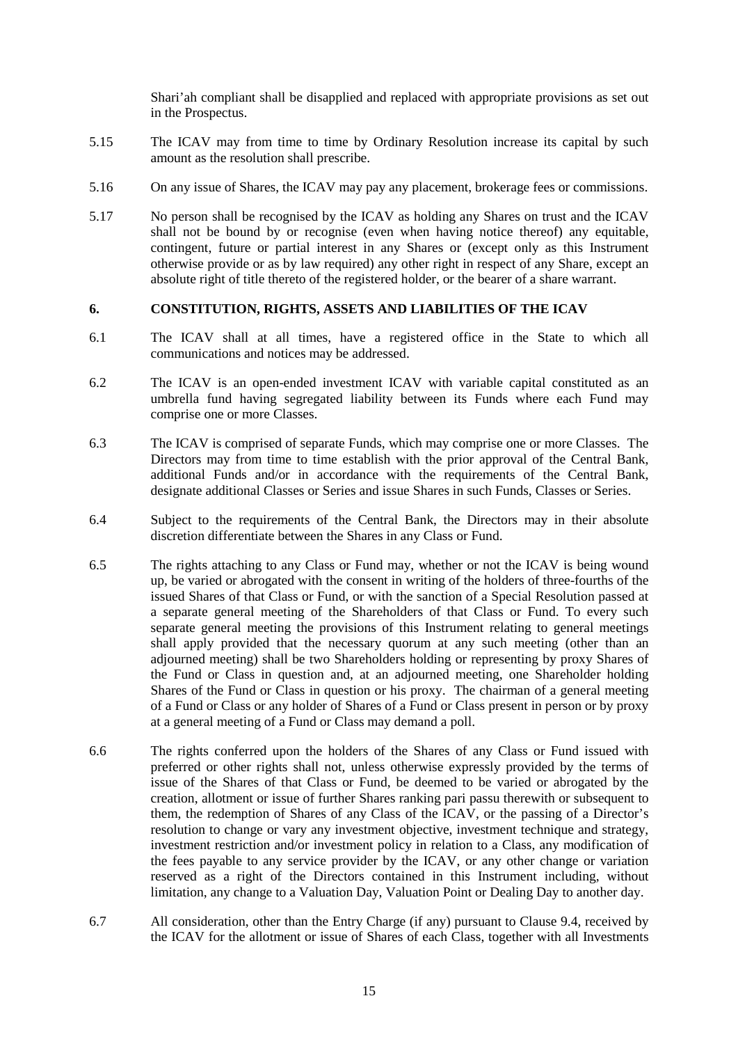Shari'ah compliant shall be disapplied and replaced with appropriate provisions as set out in the Prospectus.

5.15 The ICAV may from time to time by Ordinary Resolution increase its capital by such amount as the resolution shall prescribe.

5.16 On any issue of Shares, the ICAV may pay any placement, brokerage fees or commissions.

5.17 No person shall be recognised by the ICAV as holding any Shares on trust and the ICAV shall not be bound by or recognise (even when having notice thereof) any equitable, contingent, future or partial interest in any Shares or (except only as this Instrument otherwise provide or as by law required) any other right in respect of any Share, except an absolute right of title thereto of the registered holder, or the bearer of a share warrant.

## 6. CONSTITUTION, RIGHTS, ASSETS AND LIABILITIES OF THE ICAV

6.1 The ICAV shall at all times, have a registered office in the State to which all communications and notices may be addressed.

6.2 The ICAV is an open-ended investment ICAV with variable capital constituted as an umbrella fund having segregated liability between its Funds where each Fund may comprise one or more Classes.

6.3 The ICAV is comprised of separate Funds, which may comprise one or more Classes. The Directors may from time to time establish with the prior approval of the Central Bank, additional Funds and/or in accordance with the requirements of the Central Bank, designate additional Classes or Series and issue Shares in such Funds, Classes or Series.

6.4 Subject to the requirements of the Central Bank, the Directors may in their absolute discretion differentiate between the Shares in any Class or Fund.

6.5 The rights attaching to any Class or Fund may, whether or not the ICAV is being wound up, be varied or abrogated with the consent in writing of the holders of three-fourths of the issued Shares of that Class or Fund, or with the sanction of a Special Resolution passed at a separate general meeting of the Shareholders of that Class or Fund. To every such separate general meeting the provisions of this Instrument relating to general meetings shall apply provided that the necessary quorum at any such meeting (other than an adjourned meeting) shall be two Shareholders holding or representing by proxy Shares of the Fund or Class in question and, at an adjourned meeting, one Shareholder holding Shares of the Fund or Class in question or his proxy. The chairman of a general meeting of a Fund or Class or any holder of Shares of a Fund or Class present in person or by proxy at a general meeting of a Fund or Class may demand a poll.

6.6 The rights conferred upon the holders of the Shares of any Class or Fund issued with preferred or other rights shall not, unless otherwise expressly provided by the terms of issue of the Shares of that Class or Fund, be deemed to be varied or abrogated by the creation, allotment or issue of further Shares ranking pari passu therewith or subsequent to them, the redemption of Shares of any Class of the ICAV, or the passing of a Director's resolution to change or vary any investment objective, investment technique and strategy, investment restriction and/or investment policy in relation to a Class, any modification of the fees payable to any service provider by the ICAV, or any other change or variation reserved as a right of the Directors contained in this Instrument including, without limitation, any change to a Valuation Day, Valuation Point or Dealing Day to another day.

6.7 All consideration, other than the Entry Charge (if any) pursuant to Clause 9.4, received by the ICAV for the allotment or issue of Shares of each Class, together with all Investments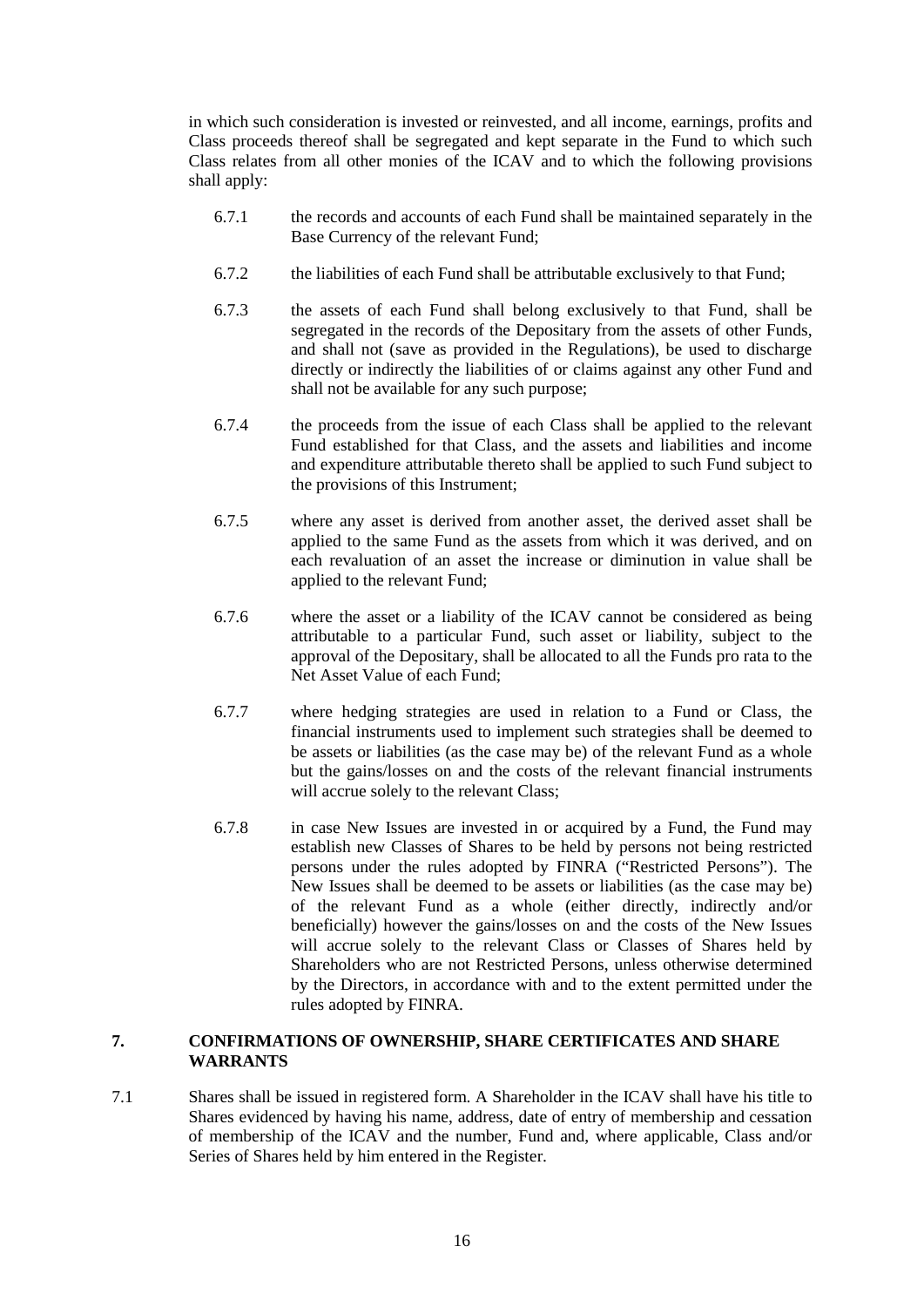in which such consideration is invested or reinvested, and all income, earnings, profits and Class proceeds thereof shall be segregated and kept separate in the Fund to which such Class relates from all other monies of the ICAV and to which the following provisions shall apply:

6.7.1 the records and accounts of each Fund shall be maintained separately in the Base Currency of the relevant Fund;

6.7.2 the liabilities of each Fund shall be attributable exclusively to that Fund;

6.7.3 the assets of each Fund shall belong exclusively to that Fund, shall be segregated in the records of the Depositary from the assets of other Funds, and shall not (save as provided in the Regulations), be used to discharge directly or indirectly the liabilities of or claims against any other Fund and shall not be available for any such purpose;

6.7.4 the proceeds from the issue of each Class shall be applied to the relevant Fund established for that Class, and the assets and liabilities and income and expenditure attributable thereto shall be applied to such Fund subject to the provisions of this Instrument;

6.7.5 where any asset is derived from another asset, the derived asset shall be applied to the same Fund as the assets from which it was derived, and on each revaluation of an asset the increase or diminution in value shall be applied to the relevant Fund;

6.7.6 where the asset or a liability of the ICAV cannot be considered as being attributable to a particular Fund, such asset or liability, subject to the approval of the Depositary, shall be allocated to all the Funds pro rata to the Net Asset Value of each Fund;

6.7.7 where hedging strategies are used in relation to a Fund or Class, the financial instruments used to implement such strategies shall be deemed to be assets or liabilities (as the case may be) of the relevant Fund as a whole but the gains/losses on and the costs of the relevant financial instruments will accrue solely to the relevant Class;

6.7.8 in case New Issues are invested in or acquired by a Fund, the Fund may establish new Classes of Shares to be held by persons not being restricted persons under the rules adopted by FINRA ("Restricted Persons"). The New Issues shall be deemed to be assets or liabilities (as the case may be) of the relevant Fund as a whole (either directly, indirectly and/or beneficially) however the gains/losses on and the costs of the New Issues will accrue solely to the relevant Class or Classes of Shares held by Shareholders who are not Restricted Persons, unless otherwise determined by the Directors, in accordance with and to the extent permitted under the rules adopted by FINRA.

## 7. CONFIRMATIONS OF OWNERSHIP, SHARE CERTIFICATES AND SHARE WARRANTS

7.1 Shares shall be issued in registered form. A Shareholder in the ICAV shall have his title to Shares evidenced by having his name, address, date of entry of membership and cessation of membership of the ICAV and the number, Fund and, where applicable, Class and/or Series of Shares held by him entered in the Register.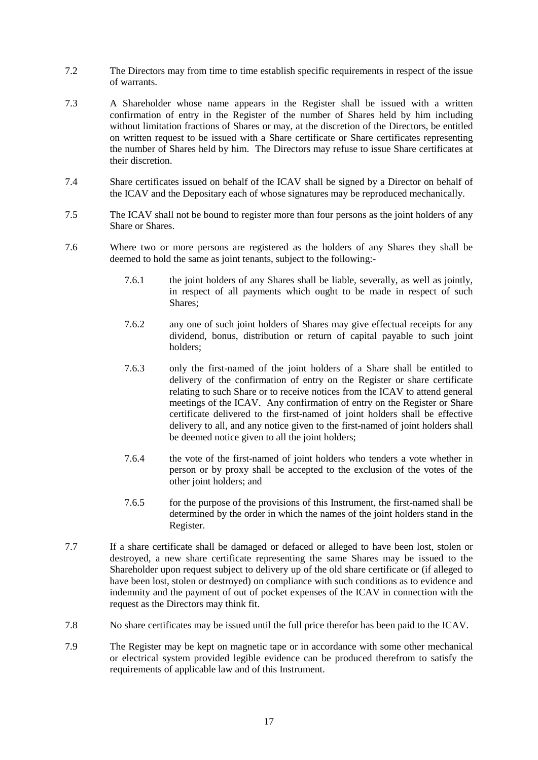7.2 The Directors may from time to time establish specific requirements in respect of the issue of warrants.

7.3 A Shareholder whose name appears in the Register shall be issued with a written confirmation of entry in the Register of the number of Shares held by him including without limitation fractions of Shares or may, at the discretion of the Directors, be entitled on written request to be issued with a Share certificate or Share certificates representing the number of Shares held by him. The Directors may refuse to issue Share certificates at their discretion.

7.4 Share certificates issued on behalf of the ICAV shall be signed by a Director on behalf of the ICAV and the Depositary each of whose signatures may be reproduced mechanically.

7.5 The ICAV shall not be bound to register more than four persons as the joint holders of any Share or Shares.

7.6 Where two or more persons are registered as the holders of any Shares they shall be deemed to hold the same as joint tenants, subject to the following:-

   7.6.1 the joint holders of any Shares shall be liable, severally, as well as jointly, in respect of all payments which ought to be made in respect of such Shares;

   7.6.2 any one of such joint holders of Shares may give effectual receipts for any dividend, bonus, distribution or return of capital payable to such joint holders;

   7.6.3 only the first-named of the joint holders of a Share shall be entitled to delivery of the confirmation of entry on the Register or share certificate relating to such Share or to receive notices from the ICAV to attend general meetings of the ICAV. Any confirmation of entry on the Register or Share certificate delivered to the first-named of joint holders shall be effective delivery to all, and any notice given to the first-named of joint holders shall be deemed notice given to all the joint holders;

   7.6.4 the vote of the first-named of joint holders who tenders a vote whether in person or by proxy shall be accepted to the exclusion of the votes of the other joint holders; and

   7.6.5 for the purpose of the provisions of this Instrument, the first-named shall be determined by the order in which the names of the joint holders stand in the Register.

7.7 If a share certificate shall be damaged or defaced or alleged to have been lost, stolen or destroyed, a new share certificate representing the same Shares may be issued to the Shareholder upon request subject to delivery up of the old share certificate or (if alleged to have been lost, stolen or destroyed) on compliance with such conditions as to evidence and indemnity and the payment of out of pocket expenses of the ICAV in connection with the request as the Directors may think fit.

7.8 No share certificates may be issued until the full price therefor has been paid to the ICAV.

7.9 The Register may be kept on magnetic tape or in accordance with some other mechanical or electrical system provided legible evidence can be produced therefrom to satisfy the requirements of applicable law and of this Instrument.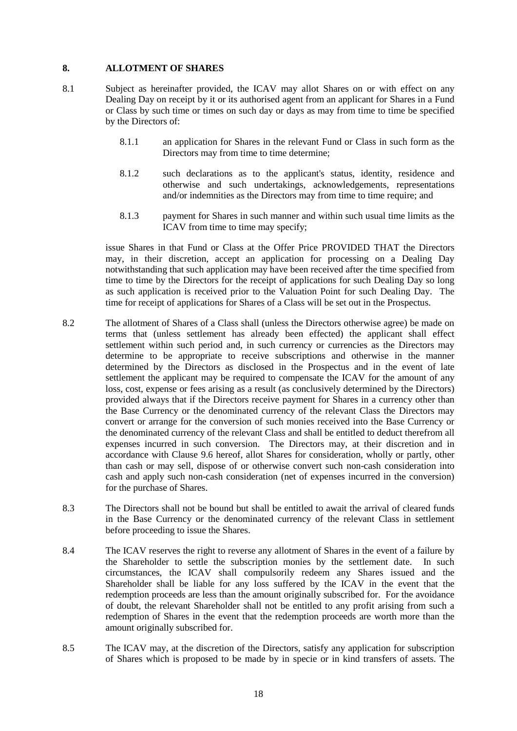## 8. ALLOTMENT OF SHARES

8.1 Subject as hereinafter provided, the ICAV may allot Shares on or with effect on any Dealing Day on receipt by it or its authorised agent from an applicant for Shares in a Fund or Class by such time or times on such day or days as may from time to time be specified by the Directors of:

8.1.1 an application for Shares in the relevant Fund or Class in such form as the Directors may from time to time determine;

8.1.2 such declarations as to the applicant's status, identity, residence and otherwise and such undertakings, acknowledgements, representations and/or indemnities as the Directors may from time to time require; and

8.1.3 payment for Shares in such manner and within such usual time limits as the ICAV from time to time may specify;

issue Shares in that Fund or Class at the Offer Price PROVIDED THAT the Directors may, in their discretion, accept an application for processing on a Dealing Day notwithstanding that such application may have been received after the time specified from time to time by the Directors for the receipt of applications for such Dealing Day so long as such application is received prior to the Valuation Point for such Dealing Day. The time for receipt of applications for Shares of a Class will be set out in the Prospectus.

8.2 The allotment of Shares of a Class shall (unless the Directors otherwise agree) be made on terms that (unless settlement has already been effected) the applicant shall effect settlement within such period and, in such currency or currencies as the Directors may determine to be appropriate to receive subscriptions and otherwise in the manner determined by the Directors as disclosed in the Prospectus and in the event of late settlement the applicant may be required to compensate the ICAV for the amount of any loss, cost, expense or fees arising as a result (as conclusively determined by the Directors) provided always that if the Directors receive payment for Shares in a currency other than the Base Currency or the denominated currency of the relevant Class the Directors may convert or arrange for the conversion of such monies received into the Base Currency or the denominated currency of the relevant Class and shall be entitled to deduct therefrom all expenses incurred in such conversion. The Directors may, at their discretion and in accordance with Clause 9.6 hereof, allot Shares for consideration, wholly or partly, other than cash or may sell, dispose of or otherwise convert such non-cash consideration into cash and apply such non-cash consideration (net of expenses incurred in the conversion) for the purchase of Shares.

8.3 The Directors shall not be bound but shall be entitled to await the arrival of cleared funds in the Base Currency or the denominated currency of the relevant Class in settlement before proceeding to issue the Shares.

8.4 The ICAV reserves the right to reverse any allotment of Shares in the event of a failure by the Shareholder to settle the subscription monies by the settlement date. In such circumstances, the ICAV shall compulsorily redeem any Shares issued and the Shareholder shall be liable for any loss suffered by the ICAV in the event that the redemption proceeds are less than the amount originally subscribed for. For the avoidance of doubt, the relevant Shareholder shall not be entitled to any profit arising from such a redemption of Shares in the event that the redemption proceeds are worth more than the amount originally subscribed for.

8.5 The ICAV may, at the discretion of the Directors, satisfy any application for subscription of Shares which is proposed to be made by in specie or in kind transfers of assets. The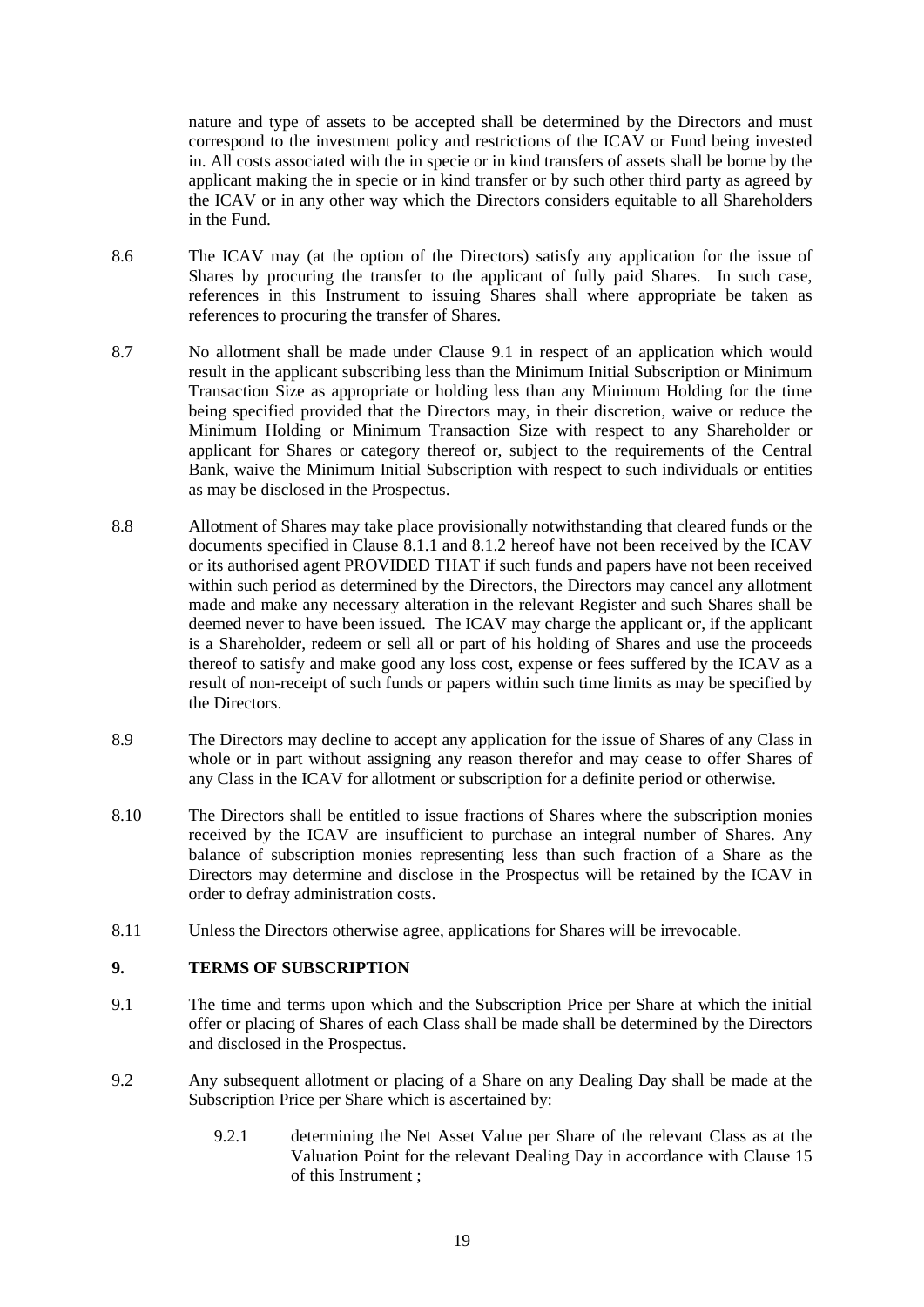nature and type of assets to be accepted shall be determined by the Directors and must correspond to the investment policy and restrictions of the ICAV or Fund being invested in. All costs associated with the in specie or in kind transfers of assets shall be borne by the applicant making the in specie or in kind transfer or by such other third party as agreed by the ICAV or in any other way which the Directors considers equitable to all Shareholders in the Fund.

8.6 The ICAV may (at the option of the Directors) satisfy any application for the issue of Shares by procuring the transfer to the applicant of fully paid Shares. In such case, references in this Instrument to issuing Shares shall where appropriate be taken as references to procuring the transfer of Shares.

8.7 No allotment shall be made under Clause 9.1 in respect of an application which would result in the applicant subscribing less than the Minimum Initial Subscription or Minimum Transaction Size as appropriate or holding less than any Minimum Holding for the time being specified provided that the Directors may, in their discretion, waive or reduce the Minimum Holding or Minimum Transaction Size with respect to any Shareholder or applicant for Shares or category thereof or, subject to the requirements of the Central Bank, waive the Minimum Initial Subscription with respect to such individuals or entities as may be disclosed in the Prospectus.

8.8 Allotment of Shares may take place provisionally notwithstanding that cleared funds or the documents specified in Clause 8.1.1 and 8.1.2 hereof have not been received by the ICAV or its authorised agent PROVIDED THAT if such funds and papers have not been received within such period as determined by the Directors, the Directors may cancel any allotment made and make any necessary alteration in the relevant Register and such Shares shall be deemed never to have been issued. The ICAV may charge the applicant or, if the applicant is a Shareholder, redeem or sell all or part of his holding of Shares and use the proceeds thereof to satisfy and make good any loss cost, expense or fees suffered by the ICAV as a result of non-receipt of such funds or papers within such time limits as may be specified by the Directors.

8.9 The Directors may decline to accept any application for the issue of Shares of any Class in whole or in part without assigning any reason therefor and may cease to offer Shares of any Class in the ICAV for allotment or subscription for a definite period or otherwise.

8.10 The Directors shall be entitled to issue fractions of Shares where the subscription monies received by the ICAV are insufficient to purchase an integral number of Shares. Any balance of subscription monies representing less than such fraction of a Share as the Directors may determine and disclose in the Prospectus will be retained by the ICAV in order to defray administration costs.

8.11 Unless the Directors otherwise agree, applications for Shares will be irrevocable.

## 9. TERMS OF SUBSCRIPTION

9.1 The time and terms upon which and the Subscription Price per Share at which the initial offer or placing of Shares of each Class shall be made shall be determined by the Directors and disclosed in the Prospectus.

9.2 Any subsequent allotment or placing of a Share on any Dealing Day shall be made at the Subscription Price per Share which is ascertained by:

9.2.1 determining the Net Asset Value per Share of the relevant Class as at the Valuation Point for the relevant Dealing Day in accordance with Clause 15 of this Instrument ;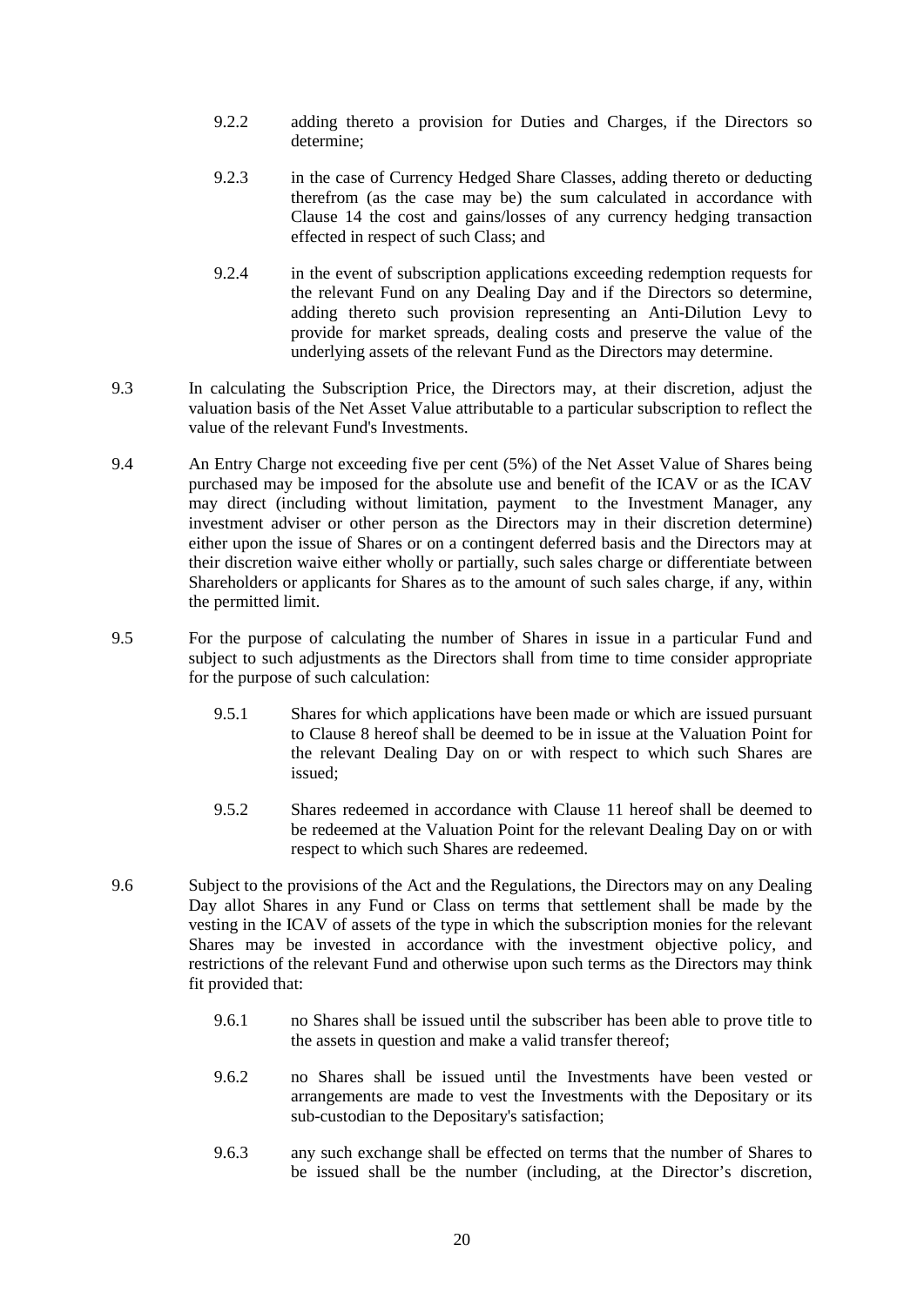9.2.2 adding thereto a provision for Duties and Charges, if the Directors so determine;

9.2.3 in the case of Currency Hedged Share Classes, adding thereto or deducting therefrom (as the case may be) the sum calculated in accordance with Clause 14 the cost and gains/losses of any currency hedging transaction effected in respect of such Class; and

9.2.4 in the event of subscription applications exceeding redemption requests for the relevant Fund on any Dealing Day and if the Directors so determine, adding thereto such provision representing an Anti-Dilution Levy to provide for market spreads, dealing costs and preserve the value of the underlying assets of the relevant Fund as the Directors may determine.

9.3 In calculating the Subscription Price, the Directors may, at their discretion, adjust the valuation basis of the Net Asset Value attributable to a particular subscription to reflect the value of the relevant Fund's Investments.

9.4 An Entry Charge not exceeding five per cent (5%) of the Net Asset Value of Shares being purchased may be imposed for the absolute use and benefit of the ICAV or as the ICAV may direct (including without limitation, payment to the Investment Manager, any investment adviser or other person as the Directors may in their discretion determine) either upon the issue of Shares or on a contingent deferred basis and the Directors may at their discretion waive either wholly or partially, such sales charge or differentiate between Shareholders or applicants for Shares as to the amount of such sales charge, if any, within the permitted limit.

9.5 For the purpose of calculating the number of Shares in issue in a particular Fund and subject to such adjustments as the Directors shall from time to time consider appropriate for the purpose of such calculation:

9.5.1 Shares for which applications have been made or which are issued pursuant to Clause 8 hereof shall be deemed to be in issue at the Valuation Point for the relevant Dealing Day on or with respect to which such Shares are issued;

9.5.2 Shares redeemed in accordance with Clause 11 hereof shall be deemed to be redeemed at the Valuation Point for the relevant Dealing Day on or with respect to which such Shares are redeemed.

9.6 Subject to the provisions of the Act and the Regulations, the Directors may on any Dealing Day allot Shares in any Fund or Class on terms that settlement shall be made by the vesting in the ICAV of assets of the type in which the subscription monies for the relevant Shares may be invested in accordance with the investment objective policy, and restrictions of the relevant Fund and otherwise upon such terms as the Directors may think fit provided that:

9.6.1 no Shares shall be issued until the subscriber has been able to prove title to the assets in question and make a valid transfer thereof;

9.6.2 no Shares shall be issued until the Investments have been vested or arrangements are made to vest the Investments with the Depositary or its sub-custodian to the Depositary's satisfaction;

9.6.3 any such exchange shall be effected on terms that the number of Shares to be issued shall be the number (including, at the Director's discretion,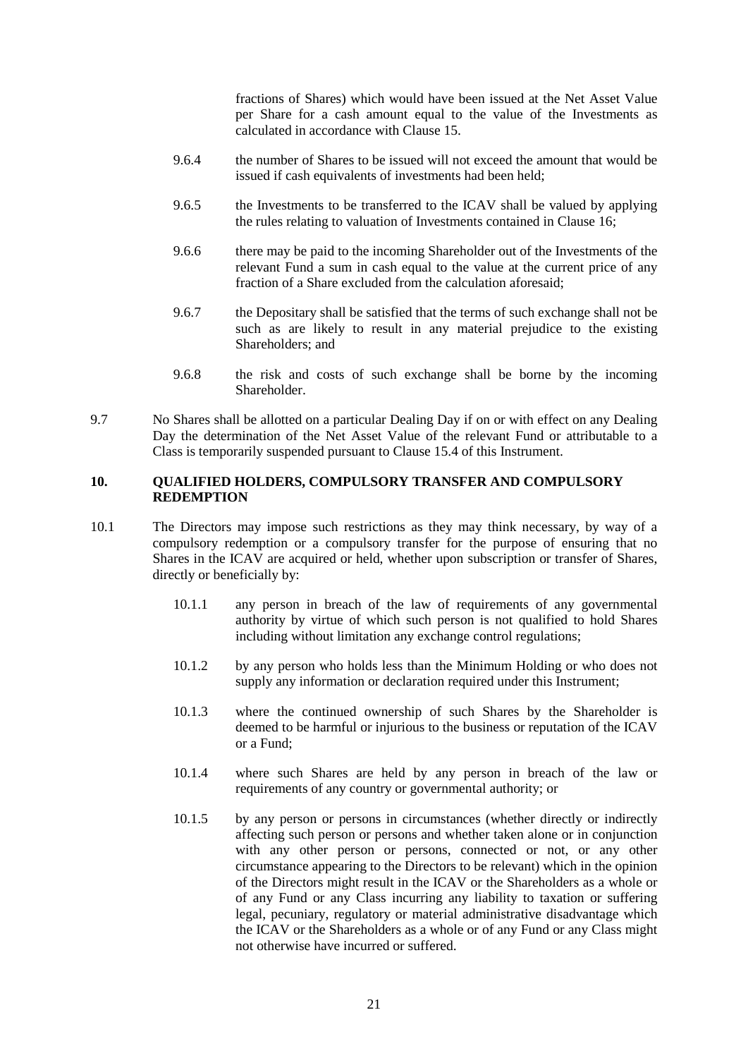fractions of Shares) which would have been issued at the Net Asset Value per Share for a cash amount equal to the value of the Investments as calculated in accordance with Clause 15.

9.6.4 the number of Shares to be issued will not exceed the amount that would be issued if cash equivalents of investments had been held;

9.6.5 the Investments to be transferred to the ICAV shall be valued by applying the rules relating to valuation of Investments contained in Clause 16;

9.6.6 there may be paid to the incoming Shareholder out of the Investments of the relevant Fund a sum in cash equal to the value at the current price of any fraction of a Share excluded from the calculation aforesaid;

9.6.7 the Depositary shall be satisfied that the terms of such exchange shall not be such as are likely to result in any material prejudice to the existing Shareholders; and

9.6.8 the risk and costs of such exchange shall be borne by the incoming Shareholder.

9.7 No Shares shall be allotted on a particular Dealing Day if on or with effect on any Dealing Day the determination of the Net Asset Value of the relevant Fund or attributable to a Class is temporarily suspended pursuant to Clause 15.4 of this Instrument.

## 10. QUALIFIED HOLDERS, COMPULSORY TRANSFER AND COMPULSORY REDEMPTION

10.1 The Directors may impose such restrictions as they may think necessary, by way of a compulsory redemption or a compulsory transfer for the purpose of ensuring that no Shares in the ICAV are acquired or held, whether upon subscription or transfer of Shares, directly or beneficially by:

10.1.1 any person in breach of the law of requirements of any governmental authority by virtue of which such person is not qualified to hold Shares including without limitation any exchange control regulations;

10.1.2 by any person who holds less than the Minimum Holding or who does not supply any information or declaration required under this Instrument;

10.1.3 where the continued ownership of such Shares by the Shareholder is deemed to be harmful or injurious to the business or reputation of the ICAV or a Fund;

10.1.4 where such Shares are held by any person in breach of the law or requirements of any country or governmental authority; or

10.1.5 by any person or persons in circumstances (whether directly or indirectly affecting such person or persons and whether taken alone or in conjunction with any other person or persons, connected or not, or any other circumstance appearing to the Directors to be relevant) which in the opinion of the Directors might result in the ICAV or the Shareholders as a whole or of any Fund or any Class incurring any liability to taxation or suffering legal, pecuniary, regulatory or material administrative disadvantage which the ICAV or the Shareholders as a whole or of any Fund or any Class might not otherwise have incurred or suffered.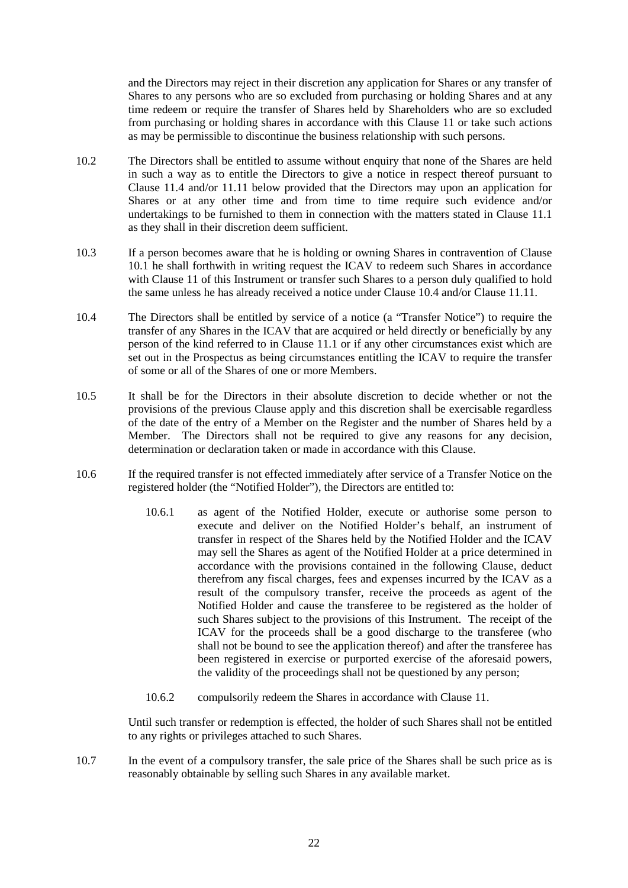and the Directors may reject in their discretion any application for Shares or any transfer of Shares to any persons who are so excluded from purchasing or holding Shares and at any time redeem or require the transfer of Shares held by Shareholders who are so excluded from purchasing or holding shares in accordance with this Clause 11 or take such actions as may be permissible to discontinue the business relationship with such persons.

10.2 The Directors shall be entitled to assume without enquiry that none of the Shares are held in such a way as to entitle the Directors to give a notice in respect thereof pursuant to Clause 11.4 and/or 11.11 below provided that the Directors may upon an application for Shares or at any other time and from time to time require such evidence and/or undertakings to be furnished to them in connection with the matters stated in Clause 11.1 as they shall in their discretion deem sufficient.

10.3 If a person becomes aware that he is holding or owning Shares in contravention of Clause 10.1 he shall forthwith in writing request the ICAV to redeem such Shares in accordance with Clause 11 of this Instrument or transfer such Shares to a person duly qualified to hold the same unless he has already received a notice under Clause 10.4 and/or Clause 11.11.

10.4 The Directors shall be entitled by service of a notice (a "Transfer Notice") to require the transfer of any Shares in the ICAV that are acquired or held directly or beneficially by any person of the kind referred to in Clause 11.1 or if any other circumstances exist which are set out in the Prospectus as being circumstances entitling the ICAV to require the transfer of some or all of the Shares of one or more Members.

10.5 It shall be for the Directors in their absolute discretion to decide whether or not the provisions of the previous Clause apply and this discretion shall be exercisable regardless of the date of the entry of a Member on the Register and the number of Shares held by a Member. The Directors shall not be required to give any reasons for any decision, determination or declaration taken or made in accordance with this Clause.

10.6 If the required transfer is not effected immediately after service of a Transfer Notice on the registered holder (the "Notified Holder"), the Directors are entitled to:

10.6.1 as agent of the Notified Holder, execute or authorise some person to execute and deliver on the Notified Holder's behalf, an instrument of transfer in respect of the Shares held by the Notified Holder and the ICAV may sell the Shares as agent of the Notified Holder at a price determined in accordance with the provisions contained in the following Clause, deduct therefrom any fiscal charges, fees and expenses incurred by the ICAV as a result of the compulsory transfer, receive the proceeds as agent of the Notified Holder and cause the transferee to be registered as the holder of such Shares subject to the provisions of this Instrument. The receipt of the ICAV for the proceeds shall be a good discharge to the transferee (who shall not be bound to see the application thereof) and after the transferee has been registered in exercise or purported exercise of the aforesaid powers, the validity of the proceedings shall not be questioned by any person;

10.6.2 compulsorily redeem the Shares in accordance with Clause 11.

Until such transfer or redemption is effected, the holder of such Shares shall not be entitled to any rights or privileges attached to such Shares.

10.7 In the event of a compulsory transfer, the sale price of the Shares shall be such price as is reasonably obtainable by selling such Shares in any available market.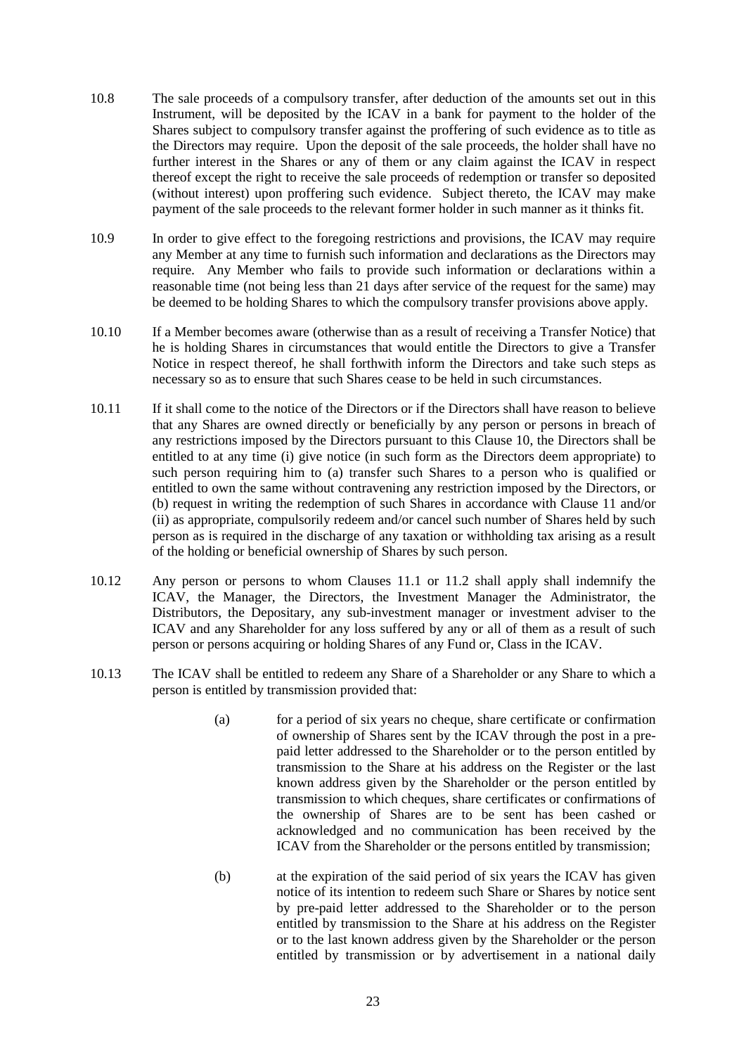10.8 The sale proceeds of a compulsory transfer, after deduction of the amounts set out in this Instrument, will be deposited by the ICAV in a bank for payment to the holder of the Shares subject to compulsory transfer against the proffering of such evidence as to title as the Directors may require. Upon the deposit of the sale proceeds, the holder shall have no further interest in the Shares or any of them or any claim against the ICAV in respect thereof except the right to receive the sale proceeds of redemption or transfer so deposited (without interest) upon proffering such evidence. Subject thereto, the ICAV may make payment of the sale proceeds to the relevant former holder in such manner as it thinks fit.

10.9 In order to give effect to the foregoing restrictions and provisions, the ICAV may require any Member at any time to furnish such information and declarations as the Directors may require. Any Member who fails to provide such information or declarations within a reasonable time (not being less than 21 days after service of the request for the same) may be deemed to be holding Shares to which the compulsory transfer provisions above apply.

10.10 If a Member becomes aware (otherwise than as a result of receiving a Transfer Notice) that he is holding Shares in circumstances that would entitle the Directors to give a Transfer Notice in respect thereof, he shall forthwith inform the Directors and take such steps as necessary so as to ensure that such Shares cease to be held in such circumstances.

10.11 If it shall come to the notice of the Directors or if the Directors shall have reason to believe that any Shares are owned directly or beneficially by any person or persons in breach of any restrictions imposed by the Directors pursuant to this Clause 10, the Directors shall be entitled to at any time (i) give notice (in such form as the Directors deem appropriate) to such person requiring him to (a) transfer such Shares to a person who is qualified or entitled to own the same without contravening any restriction imposed by the Directors, or (b) request in writing the redemption of such Shares in accordance with Clause 11 and/or (ii) as appropriate, compulsorily redeem and/or cancel such number of Shares held by such person as is required in the discharge of any taxation or withholding tax arising as a result of the holding or beneficial ownership of Shares by such person.

10.12 Any person or persons to whom Clauses 11.1 or 11.2 shall apply shall indemnify the ICAV, the Manager, the Directors, the Investment Manager the Administrator, the Distributors, the Depositary, any sub-investment manager or investment adviser to the ICAV and any Shareholder for any loss suffered by any or all of them as a result of such person or persons acquiring or holding Shares of any Fund or, Class in the ICAV.

10.13 The ICAV shall be entitled to redeem any Share of a Shareholder or any Share to which a person is entitled by transmission provided that:

(a) for a period of six years no cheque, share certificate or confirmation of ownership of Shares sent by the ICAV through the post in a pre-paid letter addressed to the Shareholder or to the person entitled by transmission to the Share at his address on the Register or the last known address given by the Shareholder or the person entitled by transmission to which cheques, share certificates or confirmations of the ownership of Shares are to be sent has been cashed or acknowledged and no communication has been received by the ICAV from the Shareholder or the persons entitled by transmission;

(b) at the expiration of the said period of six years the ICAV has given notice of its intention to redeem such Share or Shares by notice sent by pre-paid letter addressed to the Shareholder or to the person entitled by transmission to the Share at his address on the Register or to the last known address given by the Shareholder or the person entitled by transmission or by advertisement in a national daily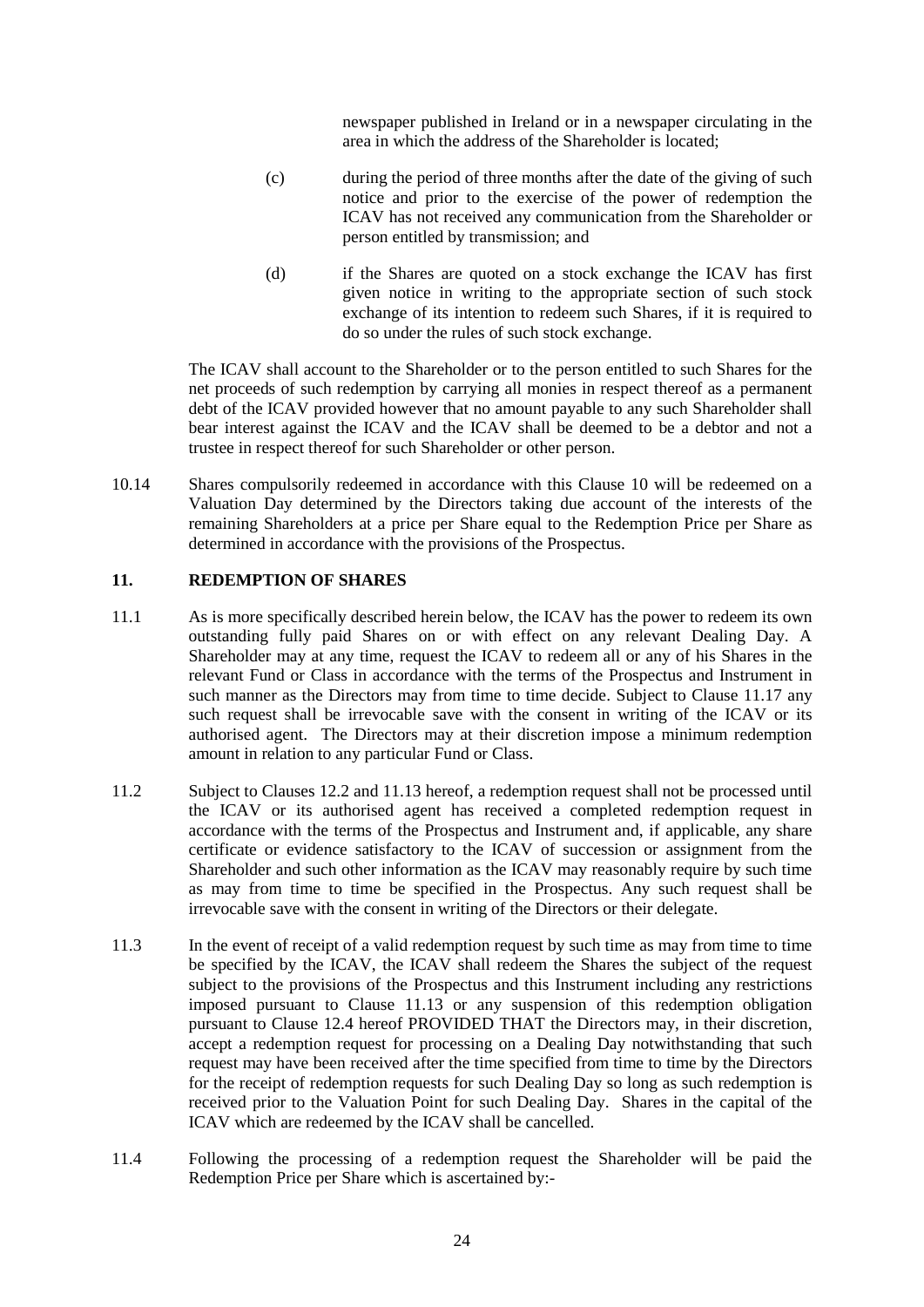newspaper published in Ireland or in a newspaper circulating in the area in which the address of the Shareholder is located;

(c) during the period of three months after the date of the giving of such notice and prior to the exercise of the power of redemption the ICAV has not received any communication from the Shareholder or person entitled by transmission; and

(d) if the Shares are quoted on a stock exchange the ICAV has first given notice in writing to the appropriate section of such stock exchange of its intention to redeem such Shares, if it is required to do so under the rules of such stock exchange.

The ICAV shall account to the Shareholder or to the person entitled to such Shares for the net proceeds of such redemption by carrying all monies in respect thereof as a permanent debt of the ICAV provided however that no amount payable to any such Shareholder shall bear interest against the ICAV and the ICAV shall be deemed to be a debtor and not a trustee in respect thereof for such Shareholder or other person.

10.14 Shares compulsorily redeemed in accordance with this Clause 10 will be redeemed on a Valuation Day determined by the Directors taking due account of the interests of the remaining Shareholders at a price per Share equal to the Redemption Price per Share as determined in accordance with the provisions of the Prospectus.

## 11. REDEMPTION OF SHARES

11.1 As is more specifically described herein below, the ICAV has the power to redeem its own outstanding fully paid Shares on or with effect on any relevant Dealing Day. A Shareholder may at any time, request the ICAV to redeem all or any of his Shares in the relevant Fund or Class in accordance with the terms of the Prospectus and Instrument in such manner as the Directors may from time to time decide. Subject to Clause 11.17 any such request shall be irrevocable save with the consent in writing of the ICAV or its authorised agent. The Directors may at their discretion impose a minimum redemption amount in relation to any particular Fund or Class.

11.2 Subject to Clauses 12.2 and 11.13 hereof, a redemption request shall not be processed until the ICAV or its authorised agent has received a completed redemption request in accordance with the terms of the Prospectus and Instrument and, if applicable, any share certificate or evidence satisfactory to the ICAV of succession or assignment from the Shareholder and such other information as the ICAV may reasonably require by such time as may from time to time be specified in the Prospectus. Any such request shall be irrevocable save with the consent in writing of the Directors or their delegate.

11.3 In the event of receipt of a valid redemption request by such time as may from time to time be specified by the ICAV, the ICAV shall redeem the Shares the subject of the request subject to the provisions of the Prospectus and this Instrument including any restrictions imposed pursuant to Clause 11.13 or any suspension of this redemption obligation pursuant to Clause 12.4 hereof PROVIDED THAT the Directors may, in their discretion, accept a redemption request for processing on a Dealing Day notwithstanding that such request may have been received after the time specified from time to time by the Directors for the receipt of redemption requests for such Dealing Day so long as such redemption is received prior to the Valuation Point for such Dealing Day. Shares in the capital of the ICAV which are redeemed by the ICAV shall be cancelled.

11.4 Following the processing of a redemption request the Shareholder will be paid the Redemption Price per Share which is ascertained by:-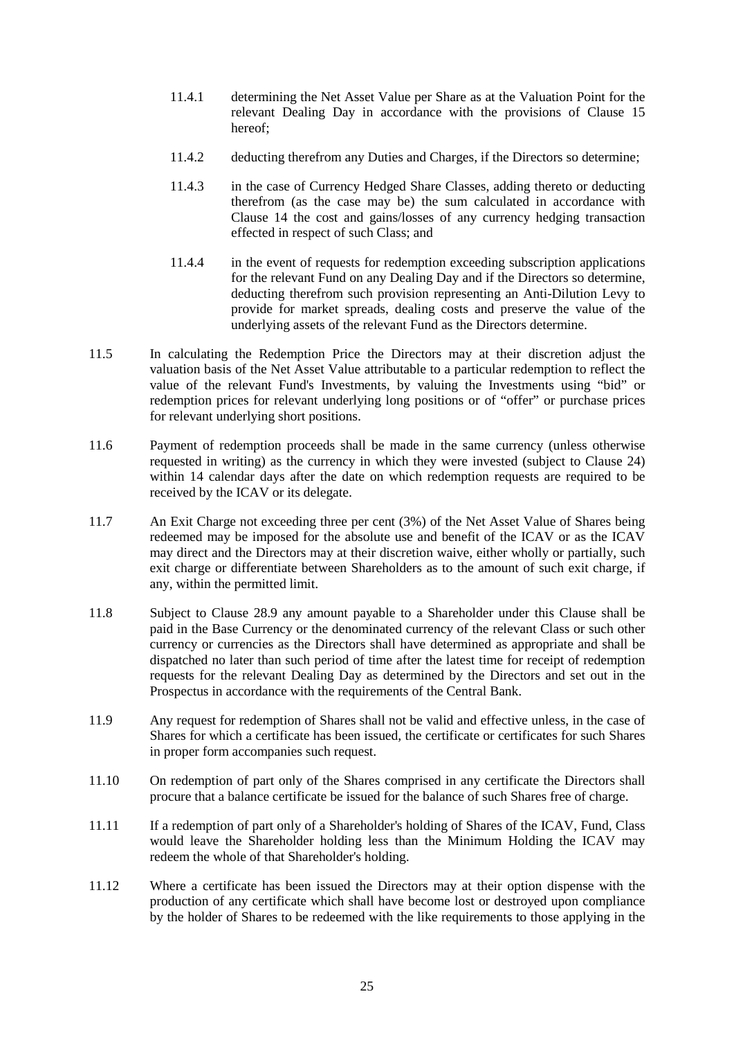11.4.1 determining the Net Asset Value per Share as at the Valuation Point for the relevant Dealing Day in accordance with the provisions of Clause 15 hereof;

11.4.2 deducting therefrom any Duties and Charges, if the Directors so determine;

11.4.3 in the case of Currency Hedged Share Classes, adding thereto or deducting therefrom (as the case may be) the sum calculated in accordance with Clause 14 the cost and gains/losses of any currency hedging transaction effected in respect of such Class; and

11.4.4 in the event of requests for redemption exceeding subscription applications for the relevant Fund on any Dealing Day and if the Directors so determine, deducting therefrom such provision representing an Anti-Dilution Levy to provide for market spreads, dealing costs and preserve the value of the underlying assets of the relevant Fund as the Directors determine.

11.5 In calculating the Redemption Price the Directors may at their discretion adjust the valuation basis of the Net Asset Value attributable to a particular redemption to reflect the value of the relevant Fund's Investments, by valuing the Investments using "bid" or redemption prices for relevant underlying long positions or of "offer" or purchase prices for relevant underlying short positions.

11.6 Payment of redemption proceeds shall be made in the same currency (unless otherwise requested in writing) as the currency in which they were invested (subject to Clause 24) within 14 calendar days after the date on which redemption requests are required to be received by the ICAV or its delegate.

11.7 An Exit Charge not exceeding three per cent (3%) of the Net Asset Value of Shares being redeemed may be imposed for the absolute use and benefit of the ICAV or as the ICAV may direct and the Directors may at their discretion waive, either wholly or partially, such exit charge or differentiate between Shareholders as to the amount of such exit charge, if any, within the permitted limit.

11.8 Subject to Clause 28.9 any amount payable to a Shareholder under this Clause shall be paid in the Base Currency or the denominated currency of the relevant Class or such other currency or currencies as the Directors shall have determined as appropriate and shall be dispatched no later than such period of time after the latest time for receipt of redemption requests for the relevant Dealing Day as determined by the Directors and set out in the Prospectus in accordance with the requirements of the Central Bank.

11.9 Any request for redemption of Shares shall not be valid and effective unless, in the case of Shares for which a certificate has been issued, the certificate or certificates for such Shares in proper form accompanies such request.

11.10 On redemption of part only of the Shares comprised in any certificate the Directors shall procure that a balance certificate be issued for the balance of such Shares free of charge.

11.11 If a redemption of part only of a Shareholder's holding of Shares of the ICAV, Fund, Class would leave the Shareholder holding less than the Minimum Holding the ICAV may redeem the whole of that Shareholder's holding.

11.12 Where a certificate has been issued the Directors may at their option dispense with the production of any certificate which shall have become lost or destroyed upon compliance by the holder of Shares to be redeemed with the like requirements to those applying in the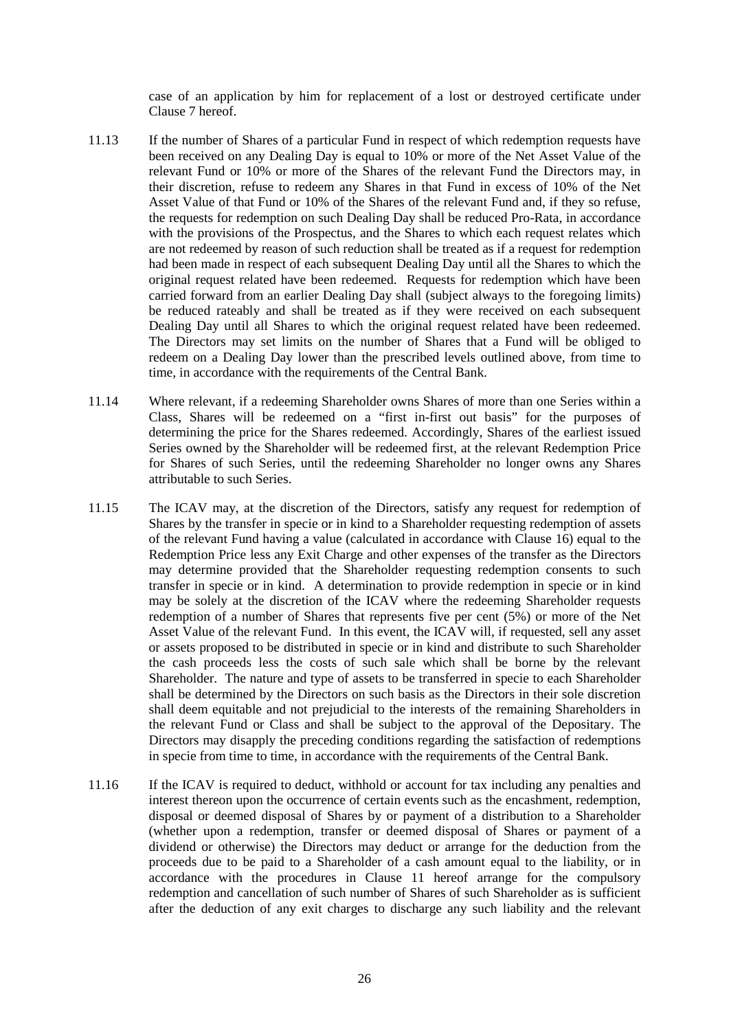case of an application by him for replacement of a lost or destroyed certificate under Clause 7 hereof.

11.13 If the number of Shares of a particular Fund in respect of which redemption requests have been received on any Dealing Day is equal to 10% or more of the Net Asset Value of the relevant Fund or 10% or more of the Shares of the relevant Fund the Directors may, in their discretion, refuse to redeem any Shares in that Fund in excess of 10% of the Net Asset Value of that Fund or 10% of the Shares of the relevant Fund and, if they so refuse, the requests for redemption on such Dealing Day shall be reduced Pro-Rata, in accordance with the provisions of the Prospectus, and the Shares to which each request relates which are not redeemed by reason of such reduction shall be treated as if a request for redemption had been made in respect of each subsequent Dealing Day until all the Shares to which the original request related have been redeemed. Requests for redemption which have been carried forward from an earlier Dealing Day shall (subject always to the foregoing limits) be reduced rateably and shall be treated as if they were received on each subsequent Dealing Day until all Shares to which the original request related have been redeemed. The Directors may set limits on the number of Shares that a Fund will be obliged to redeem on a Dealing Day lower than the prescribed levels outlined above, from time to time, in accordance with the requirements of the Central Bank.

11.14 Where relevant, if a redeeming Shareholder owns Shares of more than one Series within a Class, Shares will be redeemed on a "first in-first out basis" for the purposes of determining the price for the Shares redeemed. Accordingly, Shares of the earliest issued Series owned by the Shareholder will be redeemed first, at the relevant Redemption Price for Shares of such Series, until the redeeming Shareholder no longer owns any Shares attributable to such Series.

11.15 The ICAV may, at the discretion of the Directors, satisfy any request for redemption of Shares by the transfer in specie or in kind to a Shareholder requesting redemption of assets of the relevant Fund having a value (calculated in accordance with Clause 16) equal to the Redemption Price less any Exit Charge and other expenses of the transfer as the Directors may determine provided that the Shareholder requesting redemption consents to such transfer in specie or in kind. A determination to provide redemption in specie or in kind may be solely at the discretion of the ICAV where the redeeming Shareholder requests redemption of a number of Shares that represents five per cent (5%) or more of the Net Asset Value of the relevant Fund. In this event, the ICAV will, if requested, sell any asset or assets proposed to be distributed in specie or in kind and distribute to such Shareholder the cash proceeds less the costs of such sale which shall be borne by the relevant Shareholder. The nature and type of assets to be transferred in specie to each Shareholder shall be determined by the Directors on such basis as the Directors in their sole discretion shall deem equitable and not prejudicial to the interests of the remaining Shareholders in the relevant Fund or Class and shall be subject to the approval of the Depositary. The Directors may disapply the preceding conditions regarding the satisfaction of redemptions in specie from time to time, in accordance with the requirements of the Central Bank.

11.16 If the ICAV is required to deduct, withhold or account for tax including any penalties and interest thereon upon the occurrence of certain events such as the encashment, redemption, disposal or deemed disposal of Shares by or payment of a distribution to a Shareholder (whether upon a redemption, transfer or deemed disposal of Shares or payment of a dividend or otherwise) the Directors may deduct or arrange for the deduction from the proceeds due to be paid to a Shareholder of a cash amount equal to the liability, or in accordance with the procedures in Clause 11 hereof arrange for the compulsory redemption and cancellation of such number of Shares of such Shareholder as is sufficient after the deduction of any exit charges to discharge any such liability and the relevant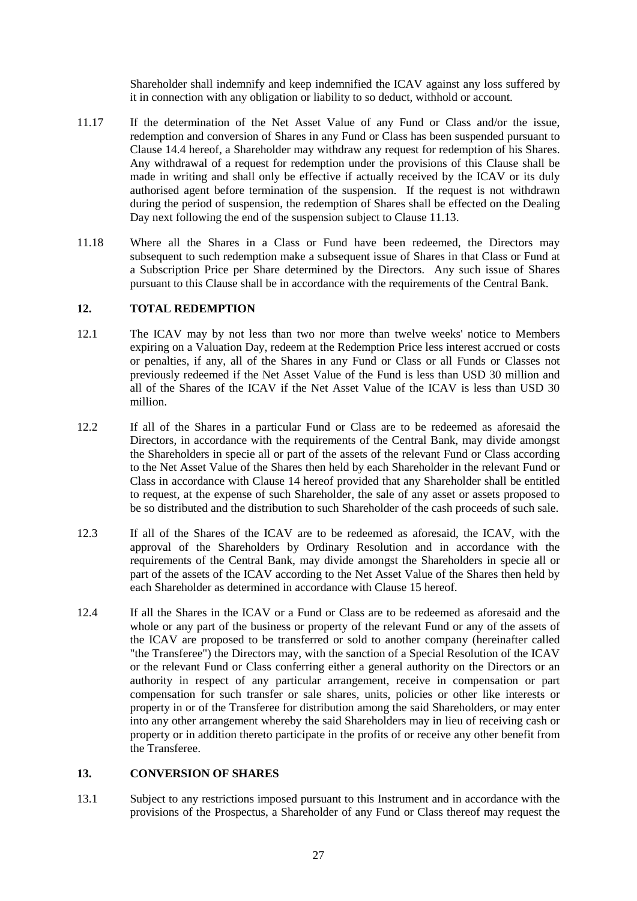Shareholder shall indemnify and keep indemnified the ICAV against any loss suffered by it in connection with any obligation or liability to so deduct, withhold or account.

11.17 If the determination of the Net Asset Value of any Fund or Class and/or the issue, redemption and conversion of Shares in any Fund or Class has been suspended pursuant to Clause 14.4 hereof, a Shareholder may withdraw any request for redemption of his Shares. Any withdrawal of a request for redemption under the provisions of this Clause shall be made in writing and shall only be effective if actually received by the ICAV or its duly authorised agent before termination of the suspension. If the request is not withdrawn during the period of suspension, the redemption of Shares shall be effected on the Dealing Day next following the end of the suspension subject to Clause 11.13.

11.18 Where all the Shares in a Class or Fund have been redeemed, the Directors may subsequent to such redemption make a subsequent issue of Shares in that Class or Fund at a Subscription Price per Share determined by the Directors. Any such issue of Shares pursuant to this Clause shall be in accordance with the requirements of the Central Bank.

## 12. TOTAL REDEMPTION

12.1 The ICAV may by not less than two nor more than twelve weeks' notice to Members expiring on a Valuation Day, redeem at the Redemption Price less interest accrued or costs or penalties, if any, all of the Shares in any Fund or Class or all Funds or Classes not previously redeemed if the Net Asset Value of the Fund is less than USD 30 million and all of the Shares of the ICAV if the Net Asset Value of the ICAV is less than USD 30 million.

12.2 If all of the Shares in a particular Fund or Class are to be redeemed as aforesaid the Directors, in accordance with the requirements of the Central Bank, may divide amongst the Shareholders in specie all or part of the assets of the relevant Fund or Class according to the Net Asset Value of the Shares then held by each Shareholder in the relevant Fund or Class in accordance with Clause 14 hereof provided that any Shareholder shall be entitled to request, at the expense of such Shareholder, the sale of any asset or assets proposed to be so distributed and the distribution to such Shareholder of the cash proceeds of such sale.

12.3 If all of the Shares of the ICAV are to be redeemed as aforesaid, the ICAV, with the approval of the Shareholders by Ordinary Resolution and in accordance with the requirements of the Central Bank, may divide amongst the Shareholders in specie all or part of the assets of the ICAV according to the Net Asset Value of the Shares then held by each Shareholder as determined in accordance with Clause 15 hereof.

12.4 If all the Shares in the ICAV or a Fund or Class are to be redeemed as aforesaid and the whole or any part of the business or property of the relevant Fund or any of the assets of the ICAV are proposed to be transferred or sold to another company (hereinafter called "the Transferee") the Directors may, with the sanction of a Special Resolution of the ICAV or the relevant Fund or Class conferring either a general authority on the Directors or an authority in respect of any particular arrangement, receive in compensation or part compensation for such transfer or sale shares, units, policies or other like interests or property in or of the Transferee for distribution among the said Shareholders, or may enter into any other arrangement whereby the said Shareholders may in lieu of receiving cash or property or in addition thereto participate in the profits of or receive any other benefit from the Transferee.

## 13. CONVERSION OF SHARES

13.1 Subject to any restrictions imposed pursuant to this Instrument and in accordance with the provisions of the Prospectus, a Shareholder of any Fund or Class thereof may request the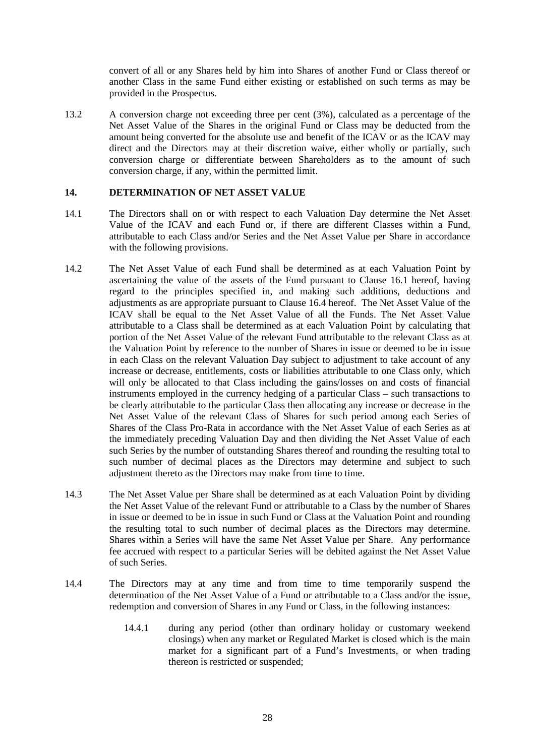convert of all or any Shares held by him into Shares of another Fund or Class thereof or another Class in the same Fund either existing or established on such terms as may be provided in the Prospectus.

13.2 A conversion charge not exceeding three per cent (3%), calculated as a percentage of the Net Asset Value of the Shares in the original Fund or Class may be deducted from the amount being converted for the absolute use and benefit of the ICAV or as the ICAV may direct and the Directors may at their discretion waive, either wholly or partially, such conversion charge or differentiate between Shareholders as to the amount of such conversion charge, if any, within the permitted limit.

## 14. DETERMINATION OF NET ASSET VALUE

14.1 The Directors shall on or with respect to each Valuation Day determine the Net Asset Value of the ICAV and each Fund or, if there are different Classes within a Fund, attributable to each Class and/or Series and the Net Asset Value per Share in accordance with the following provisions.

14.2 The Net Asset Value of each Fund shall be determined as at each Valuation Point by ascertaining the value of the assets of the Fund pursuant to Clause 16.1 hereof, having regard to the principles specified in, and making such additions, deductions and adjustments as are appropriate pursuant to Clause 16.4 hereof. The Net Asset Value of the ICAV shall be equal to the Net Asset Value of all the Funds. The Net Asset Value attributable to a Class shall be determined as at each Valuation Point by calculating that portion of the Net Asset Value of the relevant Fund attributable to the relevant Class as at the Valuation Point by reference to the number of Shares in issue or deemed to be in issue in each Class on the relevant Valuation Day subject to adjustment to take account of any increase or decrease, entitlements, costs or liabilities attributable to one Class only, which will only be allocated to that Class including the gains/losses on and costs of financial instruments employed in the currency hedging of a particular Class – such transactions to be clearly attributable to the particular Class then allocating any increase or decrease in the Net Asset Value of the relevant Class of Shares for such period among each Series of Shares of the Class Pro-Rata in accordance with the Net Asset Value of each Series as at the immediately preceding Valuation Day and then dividing the Net Asset Value of each such Series by the number of outstanding Shares thereof and rounding the resulting total to such number of decimal places as the Directors may determine and subject to such adjustment thereto as the Directors may make from time to time.

14.3 The Net Asset Value per Share shall be determined as at each Valuation Point by dividing the Net Asset Value of the relevant Fund or attributable to a Class by the number of Shares in issue or deemed to be in issue in such Fund or Class at the Valuation Point and rounding the resulting total to such number of decimal places as the Directors may determine. Shares within a Series will have the same Net Asset Value per Share. Any performance fee accrued with respect to a particular Series will be debited against the Net Asset Value of such Series.

14.4 The Directors may at any time and from time to time temporarily suspend the determination of the Net Asset Value of a Fund or attributable to a Class and/or the issue, redemption and conversion of Shares in any Fund or Class, in the following instances:

14.4.1 during any period (other than ordinary holiday or customary weekend closings) when any market or Regulated Market is closed which is the main market for a significant part of a Fund's Investments, or when trading thereon is restricted or suspended;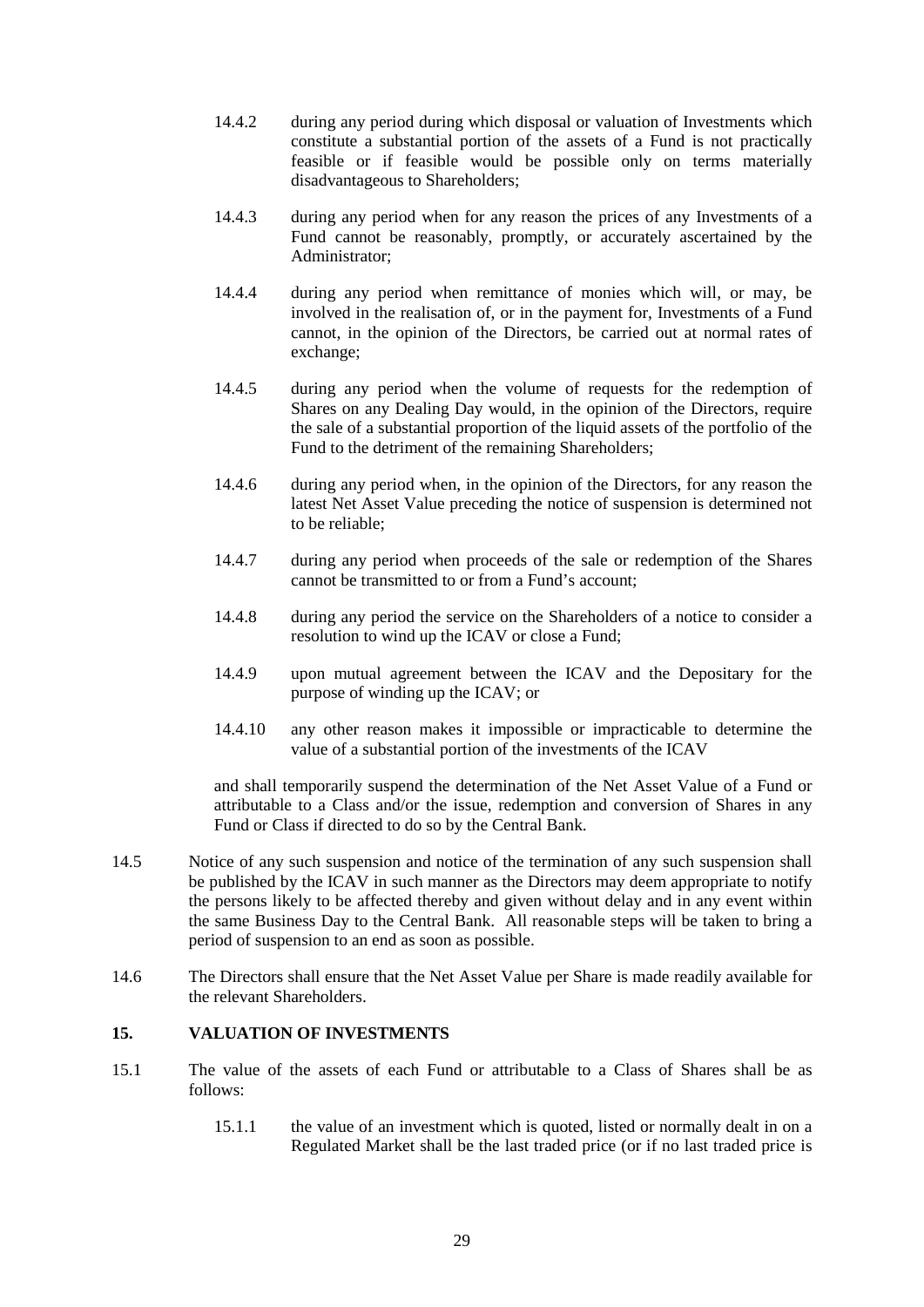14.4.2 during any period during which disposal or valuation of Investments which constitute a substantial portion of the assets of a Fund is not practically feasible or if feasible would be possible only on terms materially disadvantageous to Shareholders;

14.4.3 during any period when for any reason the prices of any Investments of a Fund cannot be reasonably, promptly, or accurately ascertained by the Administrator;

14.4.4 during any period when remittance of monies which will, or may, be involved in the realisation of, or in the payment for, Investments of a Fund cannot, in the opinion of the Directors, be carried out at normal rates of exchange;

14.4.5 during any period when the volume of requests for the redemption of Shares on any Dealing Day would, in the opinion of the Directors, require the sale of a substantial proportion of the liquid assets of the portfolio of the Fund to the detriment of the remaining Shareholders;

14.4.6 during any period when, in the opinion of the Directors, for any reason the latest Net Asset Value preceding the notice of suspension is determined not to be reliable;

14.4.7 during any period when proceeds of the sale or redemption of the Shares cannot be transmitted to or from a Fund's account;

14.4.8 during any period the service on the Shareholders of a notice to consider a resolution to wind up the ICAV or close a Fund;

14.4.9 upon mutual agreement between the ICAV and the Depositary for the purpose of winding up the ICAV; or

14.4.10 any other reason makes it impossible or impracticable to determine the value of a substantial portion of the investments of the ICAV

and shall temporarily suspend the determination of the Net Asset Value of a Fund or attributable to a Class and/or the issue, redemption and conversion of Shares in any Fund or Class if directed to do so by the Central Bank.

14.5 Notice of any such suspension and notice of the termination of any such suspension shall be published by the ICAV in such manner as the Directors may deem appropriate to notify the persons likely to be affected thereby and given without delay and in any event within the same Business Day to the Central Bank. All reasonable steps will be taken to bring a period of suspension to an end as soon as possible.

14.6 The Directors shall ensure that the Net Asset Value per Share is made readily available for the relevant Shareholders.

## 15. VALUATION OF INVESTMENTS

15.1 The value of the assets of each Fund or attributable to a Class of Shares shall be as follows:

15.1.1 the value of an investment which is quoted, listed or normally dealt in on a Regulated Market shall be the last traded price (or if no last traded price is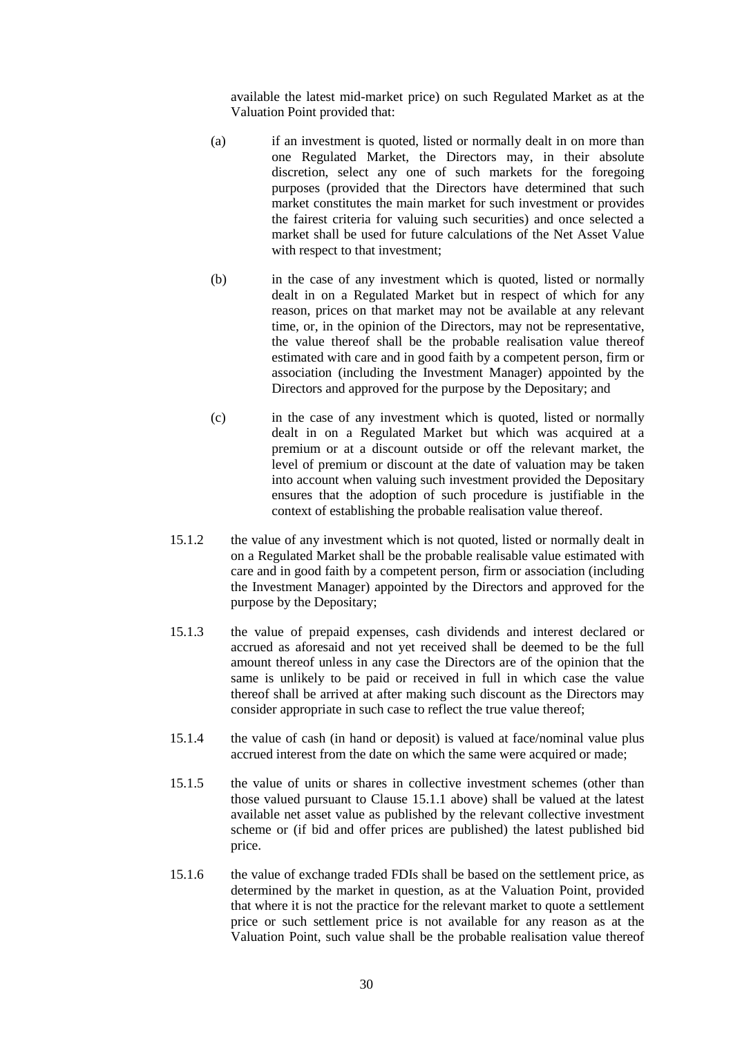available the latest mid-market price) on such Regulated Market as at the Valuation Point provided that:

(a) if an investment is quoted, listed or normally dealt in on more than one Regulated Market, the Directors may, in their absolute discretion, select any one of such markets for the foregoing purposes (provided that the Directors have determined that such market constitutes the main market for such investment or provides the fairest criteria for valuing such securities) and once selected a market shall be used for future calculations of the Net Asset Value with respect to that investment;

(b) in the case of any investment which is quoted, listed or normally dealt in on a Regulated Market but in respect of which for any reason, prices on that market may not be available at any relevant time, or, in the opinion of the Directors, may not be representative, the value thereof shall be the probable realisation value thereof estimated with care and in good faith by a competent person, firm or association (including the Investment Manager) appointed by the Directors and approved for the purpose by the Depositary; and

(c) in the case of any investment which is quoted, listed or normally dealt in on a Regulated Market but which was acquired at a premium or at a discount outside or off the relevant market, the level of premium or discount at the date of valuation may be taken into account when valuing such investment provided the Depositary ensures that the adoption of such procedure is justifiable in the context of establishing the probable realisation value thereof.

15.1.2 the value of any investment which is not quoted, listed or normally dealt in on a Regulated Market shall be the probable realisable value estimated with care and in good faith by a competent person, firm or association (including the Investment Manager) appointed by the Directors and approved for the purpose by the Depositary;

15.1.3 the value of prepaid expenses, cash dividends and interest declared or accrued as aforesaid and not yet received shall be deemed to be the full amount thereof unless in any case the Directors are of the opinion that the same is unlikely to be paid or received in full in which case the value thereof shall be arrived at after making such discount as the Directors may consider appropriate in such case to reflect the true value thereof;

15.1.4 the value of cash (in hand or deposit) is valued at face/nominal value plus accrued interest from the date on which the same were acquired or made;

15.1.5 the value of units or shares in collective investment schemes (other than those valued pursuant to Clause 15.1.1 above) shall be valued at the latest available net asset value as published by the relevant collective investment scheme or (if bid and offer prices are published) the latest published bid price.

15.1.6 the value of exchange traded FDIs shall be based on the settlement price, as determined by the market in question, as at the Valuation Point, provided that where it is not the practice for the relevant market to quote a settlement price or such settlement price is not available for any reason as at the Valuation Point, such value shall be the probable realisation value thereof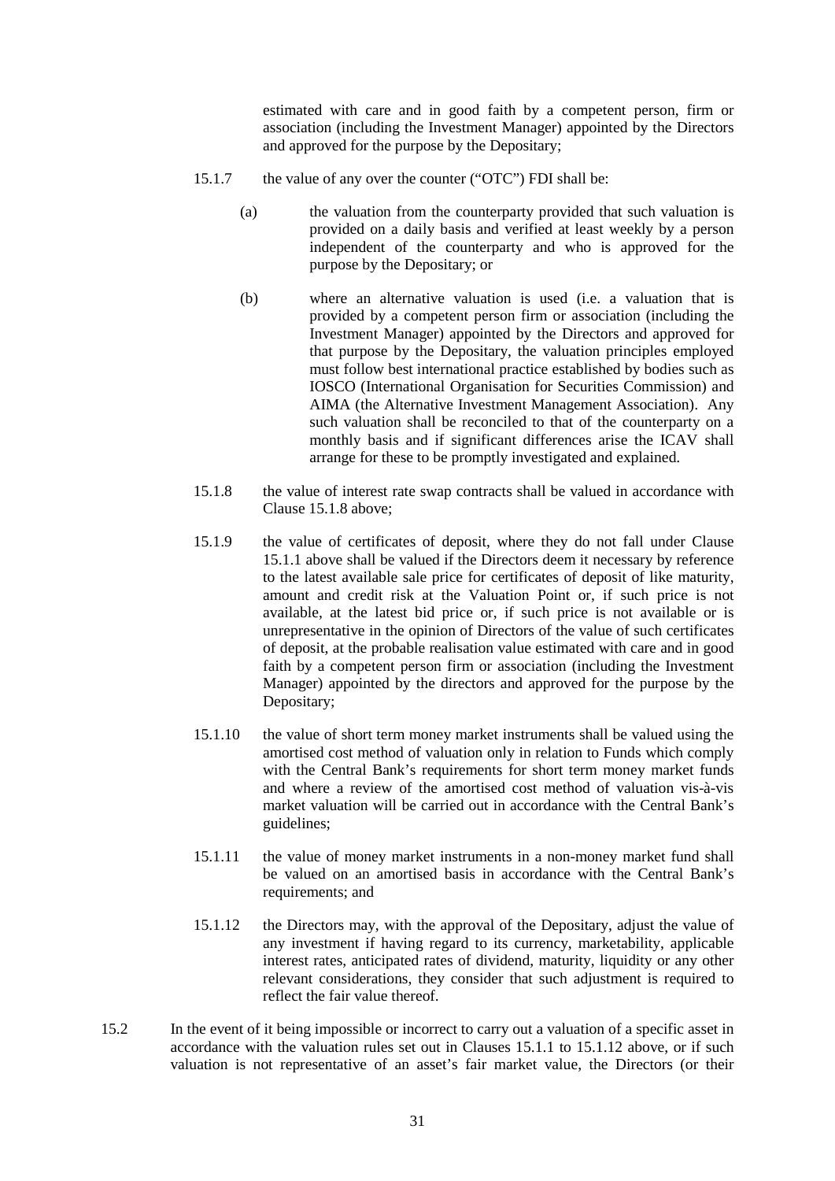estimated with care and in good faith by a competent person, firm or association (including the Investment Manager) appointed by the Directors and approved for the purpose by the Depositary;

15.1.7 the value of any over the counter ("OTC") FDI shall be:

(a) the valuation from the counterparty provided that such valuation is provided on a daily basis and verified at least weekly by a person independent of the counterparty and who is approved for the purpose by the Depositary; or

(b) where an alternative valuation is used (i.e. a valuation that is provided by a competent person firm or association (including the Investment Manager) appointed by the Directors and approved for that purpose by the Depositary, the valuation principles employed must follow best international practice established by bodies such as IOSCO (International Organisation for Securities Commission) and AIMA (the Alternative Investment Management Association). Any such valuation shall be reconciled to that of the counterparty on a monthly basis and if significant differences arise the ICAV shall arrange for these to be promptly investigated and explained.

15.1.8 the value of interest rate swap contracts shall be valued in accordance with Clause 15.1.8 above;

15.1.9 the value of certificates of deposit, where they do not fall under Clause 15.1.1 above shall be valued if the Directors deem it necessary by reference to the latest available sale price for certificates of deposit of like maturity, amount and credit risk at the Valuation Point or, if such price is not available, at the latest bid price or, if such price is not available or is unrepresentative in the opinion of Directors of the value of such certificates of deposit, at the probable realisation value estimated with care and in good faith by a competent person firm or association (including the Investment Manager) appointed by the directors and approved for the purpose by the Depositary;

15.1.10 the value of short term money market instruments shall be valued using the amortised cost method of valuation only in relation to Funds which comply with the Central Bank's requirements for short term money market funds and where a review of the amortised cost method of valuation vis-à-vis market valuation will be carried out in accordance with the Central Bank's guidelines;

15.1.11 the value of money market instruments in a non-money market fund shall be valued on an amortised basis in accordance with the Central Bank's requirements; and

15.1.12 the Directors may, with the approval of the Depositary, adjust the value of any investment if having regard to its currency, marketability, applicable interest rates, anticipated rates of dividend, maturity, liquidity or any other relevant considerations, they consider that such adjustment is required to reflect the fair value thereof.

15.2 In the event of it being impossible or incorrect to carry out a valuation of a specific asset in accordance with the valuation rules set out in Clauses 15.1.1 to 15.1.12 above, or if such valuation is not representative of an asset's fair market value, the Directors (or their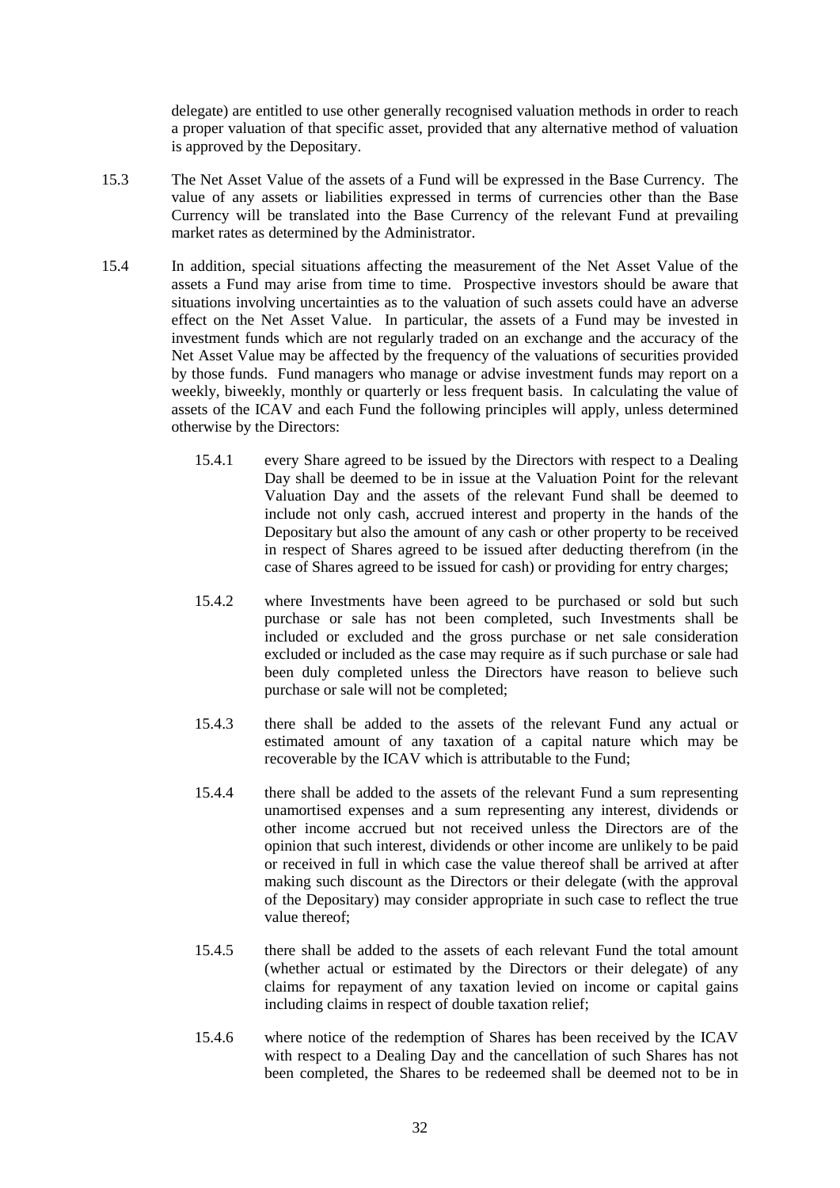delegate) are entitled to use other generally recognised valuation methods in order to reach a proper valuation of that specific asset, provided that any alternative method of valuation is approved by the Depositary.

15.3 The Net Asset Value of the assets of a Fund will be expressed in the Base Currency. The value of any assets or liabilities expressed in terms of currencies other than the Base Currency will be translated into the Base Currency of the relevant Fund at prevailing market rates as determined by the Administrator.

15.4 In addition, special situations affecting the measurement of the Net Asset Value of the assets a Fund may arise from time to time. Prospective investors should be aware that situations involving uncertainties as to the valuation of such assets could have an adverse effect on the Net Asset Value. In particular, the assets of a Fund may be invested in investment funds which are not regularly traded on an exchange and the accuracy of the Net Asset Value may be affected by the frequency of the valuations of securities provided by those funds. Fund managers who manage or advise investment funds may report on a weekly, biweekly, monthly or quarterly or less frequent basis. In calculating the value of assets of the ICAV and each Fund the following principles will apply, unless determined otherwise by the Directors:

15.4.1 every Share agreed to be issued by the Directors with respect to a Dealing Day shall be deemed to be in issue at the Valuation Point for the relevant Valuation Day and the assets of the relevant Fund shall be deemed to include not only cash, accrued interest and property in the hands of the Depositary but also the amount of any cash or other property to be received in respect of Shares agreed to be issued after deducting therefrom (in the case of Shares agreed to be issued for cash) or providing for entry charges;

15.4.2 where Investments have been agreed to be purchased or sold but such purchase or sale has not been completed, such Investments shall be included or excluded and the gross purchase or net sale consideration excluded or included as the case may require as if such purchase or sale had been duly completed unless the Directors have reason to believe such purchase or sale will not be completed;

15.4.3 there shall be added to the assets of the relevant Fund any actual or estimated amount of any taxation of a capital nature which may be recoverable by the ICAV which is attributable to the Fund;

15.4.4 there shall be added to the assets of the relevant Fund a sum representing unamortised expenses and a sum representing any interest, dividends or other income accrued but not received unless the Directors are of the opinion that such interest, dividends or other income are unlikely to be paid or received in full in which case the value thereof shall be arrived at after making such discount as the Directors or their delegate (with the approval of the Depositary) may consider appropriate in such case to reflect the true value thereof;

15.4.5 there shall be added to the assets of each relevant Fund the total amount (whether actual or estimated by the Directors or their delegate) of any claims for repayment of any taxation levied on income or capital gains including claims in respect of double taxation relief;

15.4.6 where notice of the redemption of Shares has been received by the ICAV with respect to a Dealing Day and the cancellation of such Shares has not been completed, the Shares to be redeemed shall be deemed not to be in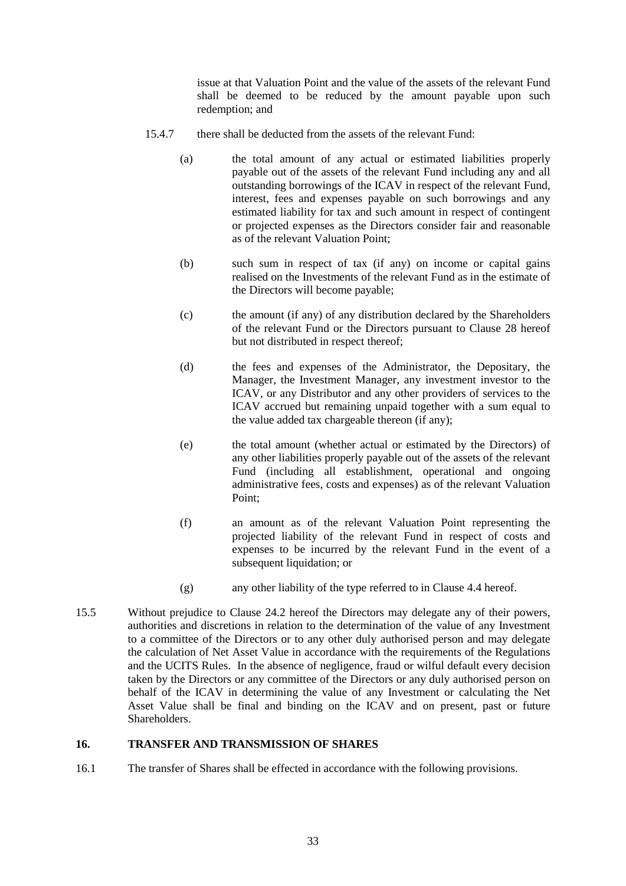issue at that Valuation Point and the value of the assets of the relevant Fund shall be deemed to be reduced by the amount payable upon such redemption; and

15.4.7 there shall be deducted from the assets of the relevant Fund:

(a) the total amount of any actual or estimated liabilities properly payable out of the assets of the relevant Fund including any and all outstanding borrowings of the ICAV in respect of the relevant Fund, interest, fees and expenses payable on such borrowings and any estimated liability for tax and such amount in respect of contingent or projected expenses as the Directors consider fair and reasonable as of the relevant Valuation Point;

(b) such sum in respect of tax (if any) on income or capital gains realised on the Investments of the relevant Fund as in the estimate of the Directors will become payable;

(c) the amount (if any) of any distribution declared by the Shareholders of the relevant Fund or the Directors pursuant to Clause 28 hereof but not distributed in respect thereof;

(d) the fees and expenses of the Administrator, the Depositary, the Manager, the Investment Manager, any investment investor to the ICAV, or any Distributor and any other providers of services to the ICAV accrued but remaining unpaid together with a sum equal to the value added tax chargeable thereon (if any);

(e) the total amount (whether actual or estimated by the Directors) of any other liabilities properly payable out of the assets of the relevant Fund (including all establishment, operational and ongoing administrative fees, costs and expenses) as of the relevant Valuation Point;

(f) an amount as of the relevant Valuation Point representing the projected liability of the relevant Fund in respect of costs and expenses to be incurred by the relevant Fund in the event of a subsequent liquidation; or

(g) any other liability of the type referred to in Clause 4.4 hereof.

15.5 Without prejudice to Clause 24.2 hereof the Directors may delegate any of their powers, authorities and discretions in relation to the determination of the value of any Investment to a committee of the Directors or to any other duly authorised person and may delegate the calculation of Net Asset Value in accordance with the requirements of the Regulations and the UCITS Rules. In the absence of negligence, fraud or wilful default every decision taken by the Directors or any committee of the Directors or any duly authorised person on behalf of the ICAV in determining the value of any Investment or calculating the Net Asset Value shall be final and binding on the ICAV and on present, past or future Shareholders.

## 16. TRANSFER AND TRANSMISSION OF SHARES

16.1 The transfer of Shares shall be effected in accordance with the following provisions.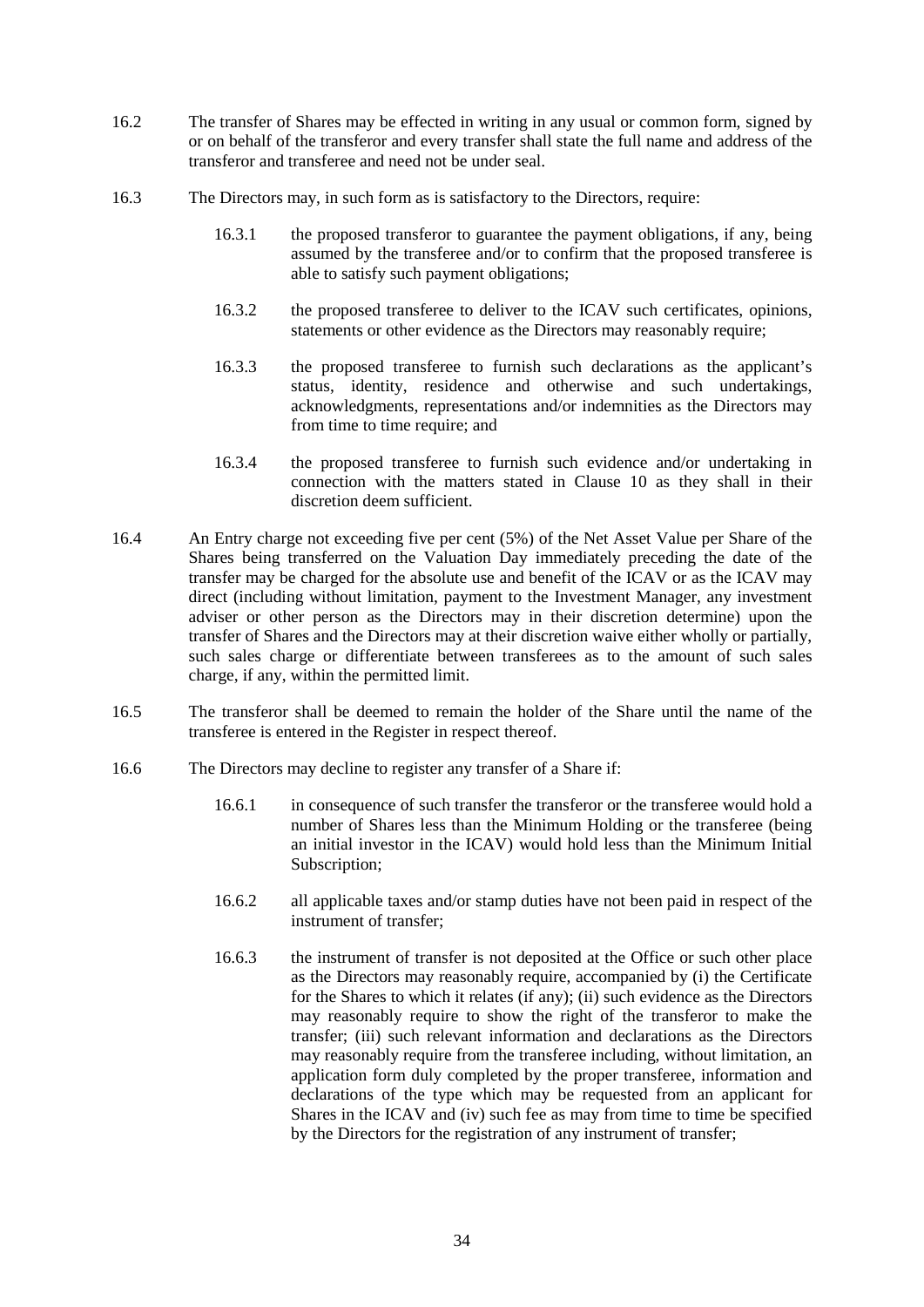16.2 The transfer of Shares may be effected in writing in any usual or common form, signed by or on behalf of the transferor and every transfer shall state the full name and address of the transferor and transferee and need not be under seal.

16.3 The Directors may, in such form as is satisfactory to the Directors, require:

16.3.1 the proposed transferor to guarantee the payment obligations, if any, being assumed by the transferee and/or to confirm that the proposed transferee is able to satisfy such payment obligations;

16.3.2 the proposed transferee to deliver to the ICAV such certificates, opinions, statements or other evidence as the Directors may reasonably require;

16.3.3 the proposed transferee to furnish such declarations as the applicant's status, identity, residence and otherwise and such undertakings, acknowledgments, representations and/or indemnities as the Directors may from time to time require; and

16.3.4 the proposed transferee to furnish such evidence and/or undertaking in connection with the matters stated in Clause 10 as they shall in their discretion deem sufficient.

16.4 An Entry charge not exceeding five per cent (5%) of the Net Asset Value per Share of the Shares being transferred on the Valuation Day immediately preceding the date of the transfer may be charged for the absolute use and benefit of the ICAV or as the ICAV may direct (including without limitation, payment to the Investment Manager, any investment adviser or other person as the Directors may in their discretion determine) upon the transfer of Shares and the Directors may at their discretion waive either wholly or partially, such sales charge or differentiate between transferees as to the amount of such sales charge, if any, within the permitted limit.

16.5 The transferor shall be deemed to remain the holder of the Share until the name of the transferee is entered in the Register in respect thereof.

16.6 The Directors may decline to register any transfer of a Share if:

16.6.1 in consequence of such transfer the transferor or the transferee would hold a number of Shares less than the Minimum Holding or the transferee (being an initial investor in the ICAV) would hold less than the Minimum Initial Subscription;

16.6.2 all applicable taxes and/or stamp duties have not been paid in respect of the instrument of transfer;

16.6.3 the instrument of transfer is not deposited at the Office or such other place as the Directors may reasonably require, accompanied by (i) the Certificate for the Shares to which it relates (if any); (ii) such evidence as the Directors may reasonably require to show the right of the transferor to make the transfer; (iii) such relevant information and declarations as the Directors may reasonably require from the transferee including, without limitation, an application form duly completed by the proper transferee, information and declarations of the type which may be requested from an applicant for Shares in the ICAV and (iv) such fee as may from time to time be specified by the Directors for the registration of any instrument of transfer;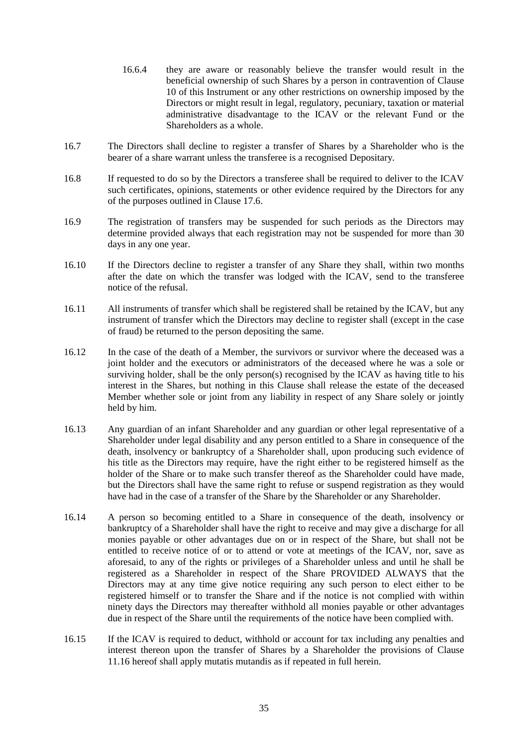16.6.4 they are aware or reasonably believe the transfer would result in the beneficial ownership of such Shares by a person in contravention of Clause 10 of this Instrument or any other restrictions on ownership imposed by the Directors or might result in legal, regulatory, pecuniary, taxation or material administrative disadvantage to the ICAV or the relevant Fund or the Shareholders as a whole.

16.7 The Directors shall decline to register a transfer of Shares by a Shareholder who is the bearer of a share warrant unless the transferee is a recognised Depositary.

16.8 If requested to do so by the Directors a transferee shall be required to deliver to the ICAV such certificates, opinions, statements or other evidence required by the Directors for any of the purposes outlined in Clause 17.6.

16.9 The registration of transfers may be suspended for such periods as the Directors may determine provided always that each registration may not be suspended for more than 30 days in any one year.

16.10 If the Directors decline to register a transfer of any Share they shall, within two months after the date on which the transfer was lodged with the ICAV, send to the transferee notice of the refusal.

16.11 All instruments of transfer which shall be registered shall be retained by the ICAV, but any instrument of transfer which the Directors may decline to register shall (except in the case of fraud) be returned to the person depositing the same.

16.12 In the case of the death of a Member, the survivors or survivor where the deceased was a joint holder and the executors or administrators of the deceased where he was a sole or surviving holder, shall be the only person(s) recognised by the ICAV as having title to his interest in the Shares, but nothing in this Clause shall release the estate of the deceased Member whether sole or joint from any liability in respect of any Share solely or jointly held by him.

16.13 Any guardian of an infant Shareholder and any guardian or other legal representative of a Shareholder under legal disability and any person entitled to a Share in consequence of the death, insolvency or bankruptcy of a Shareholder shall, upon producing such evidence of his title as the Directors may require, have the right either to be registered himself as the holder of the Share or to make such transfer thereof as the Shareholder could have made, but the Directors shall have the same right to refuse or suspend registration as they would have had in the case of a transfer of the Share by the Shareholder or any Shareholder.

16.14 A person so becoming entitled to a Share in consequence of the death, insolvency or bankruptcy of a Shareholder shall have the right to receive and may give a discharge for all monies payable or other advantages due on or in respect of the Share, but shall not be entitled to receive notice of or to attend or vote at meetings of the ICAV, nor, save as aforesaid, to any of the rights or privileges of a Shareholder unless and until he shall be registered as a Shareholder in respect of the Share PROVIDED ALWAYS that the Directors may at any time give notice requiring any such person to elect either to be registered himself or to transfer the Share and if the notice is not complied with within ninety days the Directors may thereafter withhold all monies payable or other advantages due in respect of the Share until the requirements of the notice have been complied with.

16.15 If the ICAV is required to deduct, withhold or account for tax including any penalties and interest thereon upon the transfer of Shares by a Shareholder the provisions of Clause 11.16 hereof shall apply mutatis mutandis as if repeated in full herein.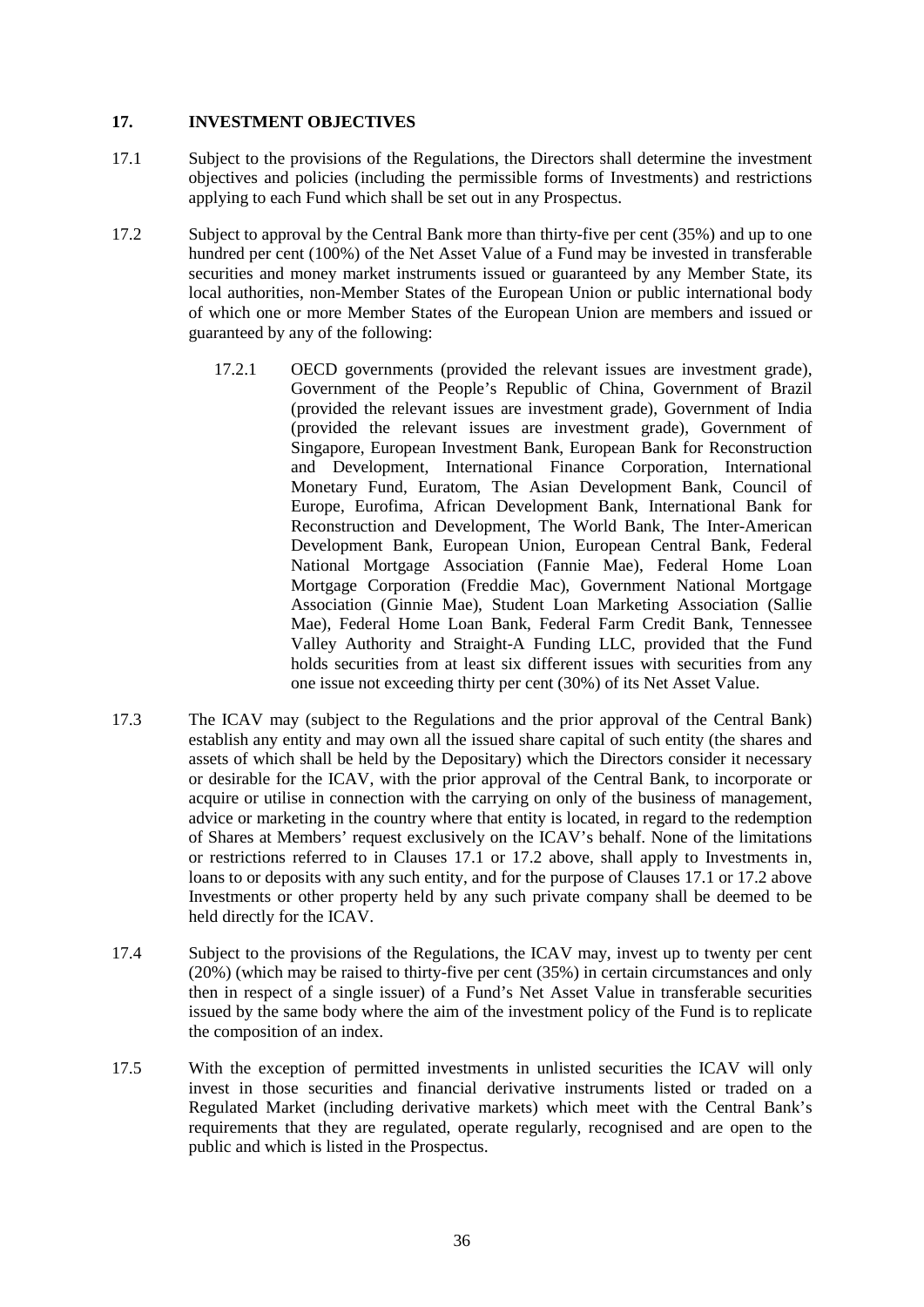## 17. INVESTMENT OBJECTIVES

17.1 Subject to the provisions of the Regulations, the Directors shall determine the investment objectives and policies (including the permissible forms of Investments) and restrictions applying to each Fund which shall be set out in any Prospectus.

17.2 Subject to approval by the Central Bank more than thirty-five per cent (35%) and up to one hundred per cent (100%) of the Net Asset Value of a Fund may be invested in transferable securities and money market instruments issued or guaranteed by any Member State, its local authorities, non-Member States of the European Union or public international body of which one or more Member States of the European Union are members and issued or guaranteed by any of the following:

> 17.2.1 OECD governments (provided the relevant issues are investment grade), Government of the People's Republic of China, Government of Brazil (provided the relevant issues are investment grade), Government of India (provided the relevant issues are investment grade), Government of Singapore, European Investment Bank, European Bank for Reconstruction and Development, International Finance Corporation, International Monetary Fund, Euratom, The Asian Development Bank, Council of Europe, Eurofima, African Development Bank, International Bank for Reconstruction and Development, The World Bank, The Inter-American Development Bank, European Union, European Central Bank, Federal National Mortgage Association (Fannie Mae), Federal Home Loan Mortgage Corporation (Freddie Mac), Government National Mortgage Association (Ginnie Mae), Student Loan Marketing Association (Sallie Mae), Federal Home Loan Bank, Federal Farm Credit Bank, Tennessee Valley Authority and Straight-A Funding LLC, provided that the Fund holds securities from at least six different issues with securities from any one issue not exceeding thirty per cent (30%) of its Net Asset Value.

17.3 The ICAV may (subject to the Regulations and the prior approval of the Central Bank) establish any entity and may own all the issued share capital of such entity (the shares and assets of which shall be held by the Depositary) which the Directors consider it necessary or desirable for the ICAV, with the prior approval of the Central Bank, to incorporate or acquire or utilise in connection with the carrying on only of the business of management, advice or marketing in the country where that entity is located, in regard to the redemption of Shares at Members' request exclusively on the ICAV's behalf. None of the limitations or restrictions referred to in Clauses 17.1 or 17.2 above, shall apply to Investments in, loans to or deposits with any such entity, and for the purpose of Clauses 17.1 or 17.2 above Investments or other property held by any such private company shall be deemed to be held directly for the ICAV.

17.4 Subject to the provisions of the Regulations, the ICAV may, invest up to twenty per cent (20%) (which may be raised to thirty-five per cent (35%) in certain circumstances and only then in respect of a single issuer) of a Fund's Net Asset Value in transferable securities issued by the same body where the aim of the investment policy of the Fund is to replicate the composition of an index.

17.5 With the exception of permitted investments in unlisted securities the ICAV will only invest in those securities and financial derivative instruments listed or traded on a Regulated Market (including derivative markets) which meet with the Central Bank's requirements that they are regulated, operate regularly, recognised and are open to the public and which is listed in the Prospectus.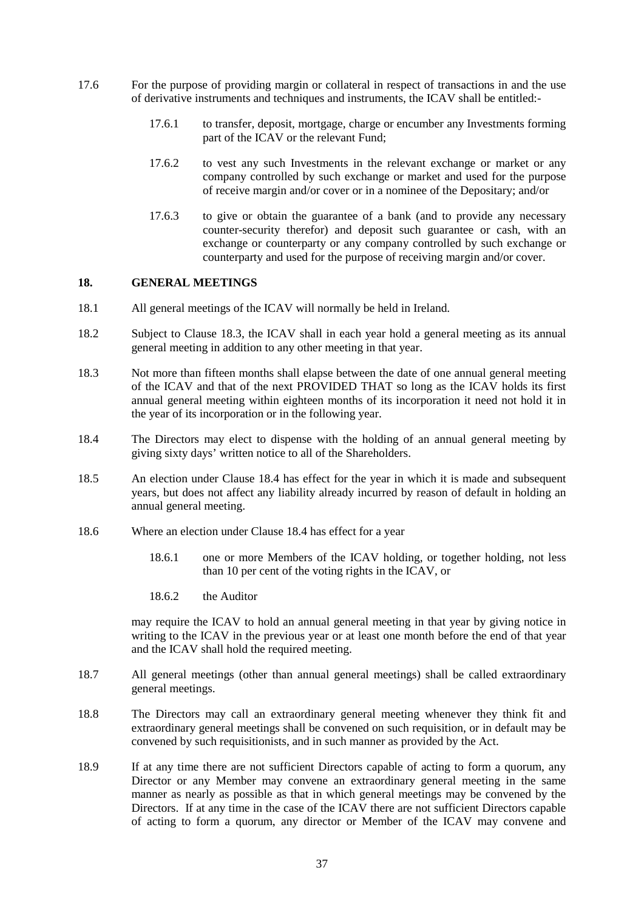17.6 For the purpose of providing margin or collateral in respect of transactions in and the use of derivative instruments and techniques and instruments, the ICAV shall be entitled:-

17.6.1 to transfer, deposit, mortgage, charge or encumber any Investments forming part of the ICAV or the relevant Fund;

17.6.2 to vest any such Investments in the relevant exchange or market or any company controlled by such exchange or market and used for the purpose of receive margin and/or cover or in a nominee of the Depositary; and/or

17.6.3 to give or obtain the guarantee of a bank (and to provide any necessary counter-security therefor) and deposit such guarantee or cash, with an exchange or counterparty or any company controlled by such exchange or counterparty and used for the purpose of receiving margin and/or cover.

## 18. GENERAL MEETINGS

18.1 All general meetings of the ICAV will normally be held in Ireland.

18.2 Subject to Clause 18.3, the ICAV shall in each year hold a general meeting as its annual general meeting in addition to any other meeting in that year.

18.3 Not more than fifteen months shall elapse between the date of one annual general meeting of the ICAV and that of the next PROVIDED THAT so long as the ICAV holds its first annual general meeting within eighteen months of its incorporation it need not hold it in the year of its incorporation or in the following year.

18.4 The Directors may elect to dispense with the holding of an annual general meeting by giving sixty days' written notice to all of the Shareholders.

18.5 An election under Clause 18.4 has effect for the year in which it is made and subsequent years, but does not affect any liability already incurred by reason of default in holding an annual general meeting.

18.6 Where an election under Clause 18.4 has effect for a year

18.6.1 one or more Members of the ICAV holding, or together holding, not less than 10 per cent of the voting rights in the ICAV, or

18.6.2 the Auditor

may require the ICAV to hold an annual general meeting in that year by giving notice in writing to the ICAV in the previous year or at least one month before the end of that year and the ICAV shall hold the required meeting.

18.7 All general meetings (other than annual general meetings) shall be called extraordinary general meetings.

18.8 The Directors may call an extraordinary general meeting whenever they think fit and extraordinary general meetings shall be convened on such requisition, or in default may be convened by such requisitionists, and in such manner as provided by the Act.

18.9 If at any time there are not sufficient Directors capable of acting to form a quorum, any Director or any Member may convene an extraordinary general meeting in the same manner as nearly as possible as that in which general meetings may be convened by the Directors. If at any time in the case of the ICAV there are not sufficient Directors capable of acting to form a quorum, any director or Member of the ICAV may convene and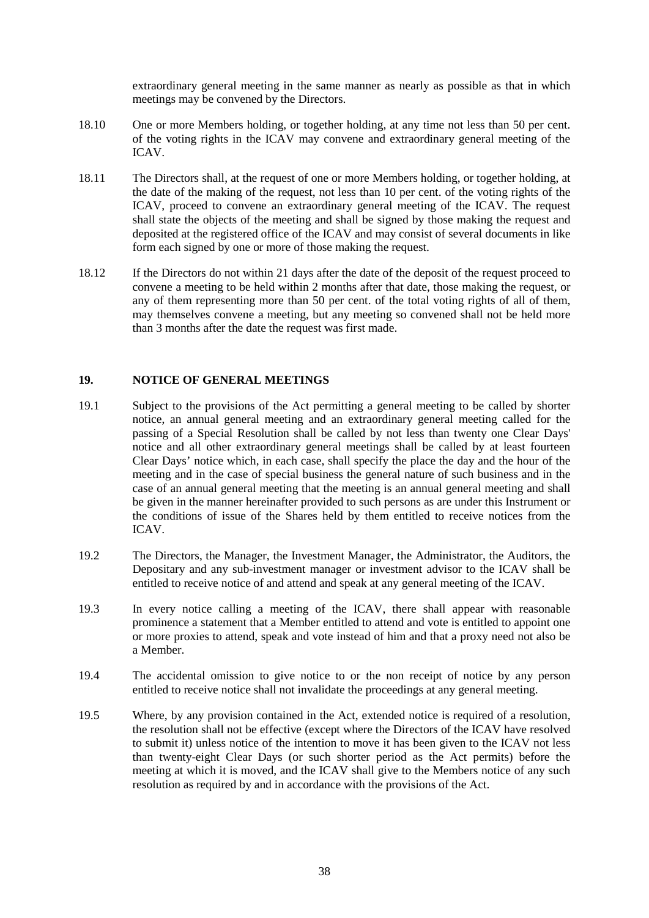extraordinary general meeting in the same manner as nearly as possible as that in which meetings may be convened by the Directors.

18.10 One or more Members holding, or together holding, at any time not less than 50 per cent. of the voting rights in the ICAV may convene and extraordinary general meeting of the ICAV.

18.11 The Directors shall, at the request of one or more Members holding, or together holding, at the date of the making of the request, not less than 10 per cent. of the voting rights of the ICAV, proceed to convene an extraordinary general meeting of the ICAV. The request shall state the objects of the meeting and shall be signed by those making the request and deposited at the registered office of the ICAV and may consist of several documents in like form each signed by one or more of those making the request.

18.12 If the Directors do not within 21 days after the date of the deposit of the request proceed to convene a meeting to be held within 2 months after that date, those making the request, or any of them representing more than 50 per cent. of the total voting rights of all of them, may themselves convene a meeting, but any meeting so convened shall not be held more than 3 months after the date the request was first made.

## 19. NOTICE OF GENERAL MEETINGS

19.1 Subject to the provisions of the Act permitting a general meeting to be called by shorter notice, an annual general meeting and an extraordinary general meeting called for the passing of a Special Resolution shall be called by not less than twenty one Clear Days' notice and all other extraordinary general meetings shall be called by at least fourteen Clear Days' notice which, in each case, shall specify the place the day and the hour of the meeting and in the case of special business the general nature of such business and in the case of an annual general meeting that the meeting is an annual general meeting and shall be given in the manner hereinafter provided to such persons as are under this Instrument or the conditions of issue of the Shares held by them entitled to receive notices from the ICAV.

19.2 The Directors, the Manager, the Investment Manager, the Administrator, the Auditors, the Depositary and any sub-investment manager or investment advisor to the ICAV shall be entitled to receive notice of and attend and speak at any general meeting of the ICAV.

19.3 In every notice calling a meeting of the ICAV, there shall appear with reasonable prominence a statement that a Member entitled to attend and vote is entitled to appoint one or more proxies to attend, speak and vote instead of him and that a proxy need not also be a Member.

19.4 The accidental omission to give notice to or the non receipt of notice by any person entitled to receive notice shall not invalidate the proceedings at any general meeting.

19.5 Where, by any provision contained in the Act, extended notice is required of a resolution, the resolution shall not be effective (except where the Directors of the ICAV have resolved to submit it) unless notice of the intention to move it has been given to the ICAV not less than twenty-eight Clear Days (or such shorter period as the Act permits) before the meeting at which it is moved, and the ICAV shall give to the Members notice of any such resolution as required by and in accordance with the provisions of the Act.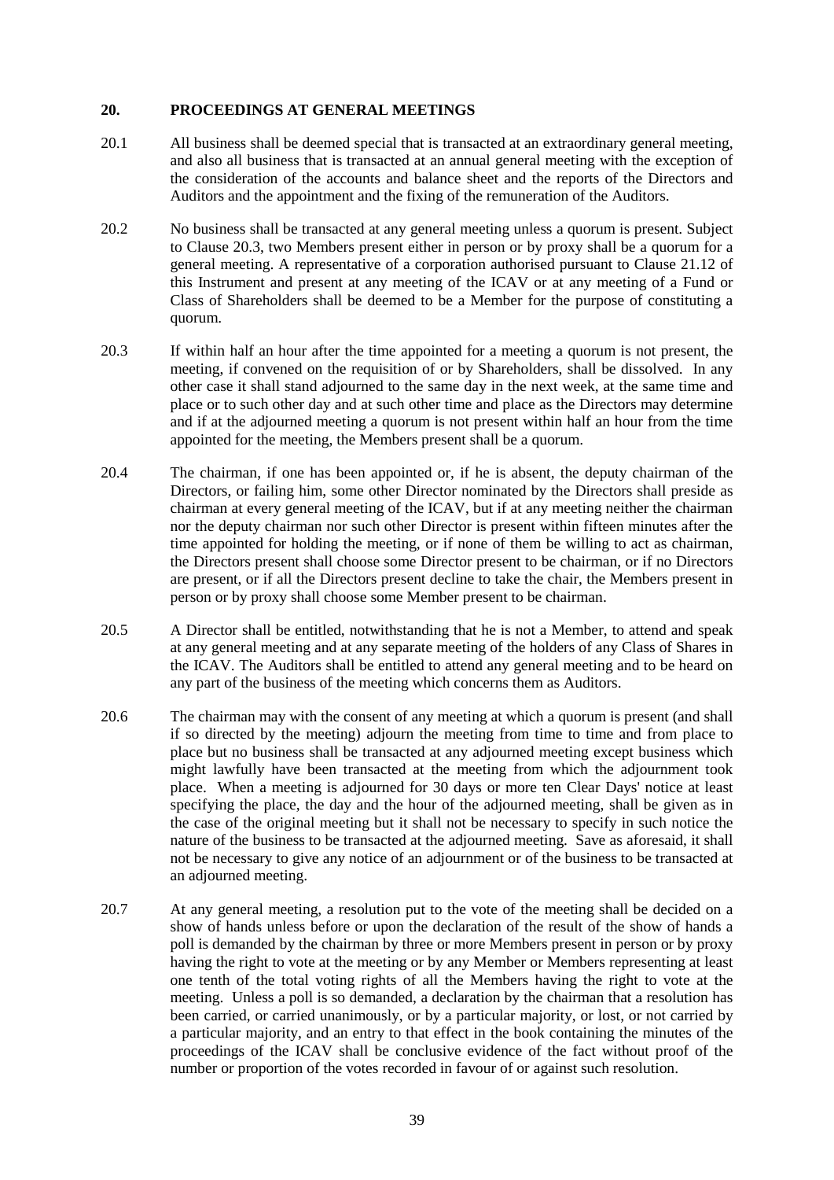## 20. PROCEEDINGS AT GENERAL MEETINGS

20.1 All business shall be deemed special that is transacted at an extraordinary general meeting, and also all business that is transacted at an annual general meeting with the exception of the consideration of the accounts and balance sheet and the reports of the Directors and Auditors and the appointment and the fixing of the remuneration of the Auditors.

20.2 No business shall be transacted at any general meeting unless a quorum is present. Subject to Clause 20.3, two Members present either in person or by proxy shall be a quorum for a general meeting. A representative of a corporation authorised pursuant to Clause 21.12 of this Instrument and present at any meeting of the ICAV or at any meeting of a Fund or Class of Shareholders shall be deemed to be a Member for the purpose of constituting a quorum.

20.3 If within half an hour after the time appointed for a meeting a quorum is not present, the meeting, if convened on the requisition of or by Shareholders, shall be dissolved. In any other case it shall stand adjourned to the same day in the next week, at the same time and place or to such other day and at such other time and place as the Directors may determine and if at the adjourned meeting a quorum is not present within half an hour from the time appointed for the meeting, the Members present shall be a quorum.

20.4 The chairman, if one has been appointed or, if he is absent, the deputy chairman of the Directors, or failing him, some other Director nominated by the Directors shall preside as chairman at every general meeting of the ICAV, but if at any meeting neither the chairman nor the deputy chairman nor such other Director is present within fifteen minutes after the time appointed for holding the meeting, or if none of them be willing to act as chairman, the Directors present shall choose some Director present to be chairman, or if no Directors are present, or if all the Directors present decline to take the chair, the Members present in person or by proxy shall choose some Member present to be chairman.

20.5 A Director shall be entitled, notwithstanding that he is not a Member, to attend and speak at any general meeting and at any separate meeting of the holders of any Class of Shares in the ICAV. The Auditors shall be entitled to attend any general meeting and to be heard on any part of the business of the meeting which concerns them as Auditors.

20.6 The chairman may with the consent of any meeting at which a quorum is present (and shall if so directed by the meeting) adjourn the meeting from time to time and from place to place but no business shall be transacted at any adjourned meeting except business which might lawfully have been transacted at the meeting from which the adjournment took place. When a meeting is adjourned for 30 days or more ten Clear Days' notice at least specifying the place, the day and the hour of the adjourned meeting, shall be given as in the case of the original meeting but it shall not be necessary to specify in such notice the nature of the business to be transacted at the adjourned meeting. Save as aforesaid, it shall not be necessary to give any notice of an adjournment or of the business to be transacted at an adjourned meeting.

20.7 At any general meeting, a resolution put to the vote of the meeting shall be decided on a show of hands unless before or upon the declaration of the result of the show of hands a poll is demanded by the chairman by three or more Members present in person or by proxy having the right to vote at the meeting or by any Member or Members representing at least one tenth of the total voting rights of all the Members having the right to vote at the meeting. Unless a poll is so demanded, a declaration by the chairman that a resolution has been carried, or carried unanimously, or by a particular majority, or lost, or not carried by a particular majority, and an entry to that effect in the book containing the minutes of the proceedings of the ICAV shall be conclusive evidence of the fact without proof of the number or proportion of the votes recorded in favour of or against such resolution.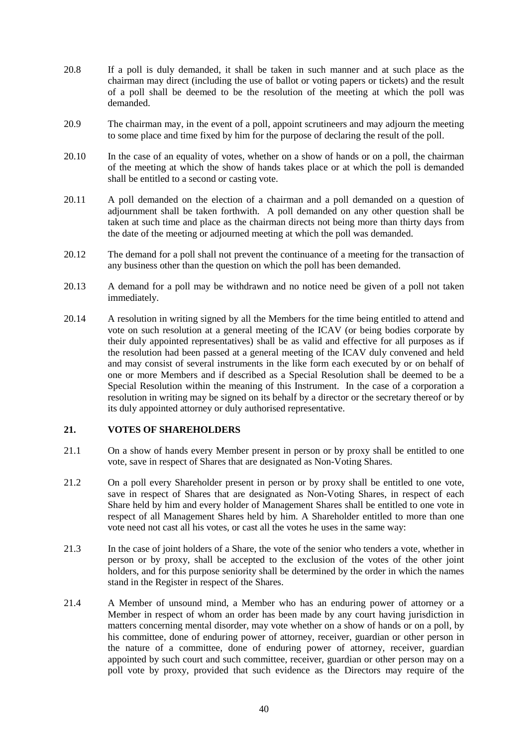20.8 If a poll is duly demanded, it shall be taken in such manner and at such place as the chairman may direct (including the use of ballot or voting papers or tickets) and the result of a poll shall be deemed to be the resolution of the meeting at which the poll was demanded.

20.9 The chairman may, in the event of a poll, appoint scrutineers and may adjourn the meeting to some place and time fixed by him for the purpose of declaring the result of the poll.

20.10 In the case of an equality of votes, whether on a show of hands or on a poll, the chairman of the meeting at which the show of hands takes place or at which the poll is demanded shall be entitled to a second or casting vote.

20.11 A poll demanded on the election of a chairman and a poll demanded on a question of adjournment shall be taken forthwith. A poll demanded on any other question shall be taken at such time and place as the chairman directs not being more than thirty days from the date of the meeting or adjourned meeting at which the poll was demanded.

20.12 The demand for a poll shall not prevent the continuance of a meeting for the transaction of any business other than the question on which the poll has been demanded.

20.13 A demand for a poll may be withdrawn and no notice need be given of a poll not taken immediately.

20.14 A resolution in writing signed by all the Members for the time being entitled to attend and vote on such resolution at a general meeting of the ICAV (or being bodies corporate by their duly appointed representatives) shall be as valid and effective for all purposes as if the resolution had been passed at a general meeting of the ICAV duly convened and held and may consist of several instruments in the like form each executed by or on behalf of one or more Members and if described as a Special Resolution shall be deemed to be a Special Resolution within the meaning of this Instrument. In the case of a corporation a resolution in writing may be signed on its behalf by a director or the secretary thereof or by its duly appointed attorney or duly authorised representative.

## 21. VOTES OF SHAREHOLDERS

21.1 On a show of hands every Member present in person or by proxy shall be entitled to one vote, save in respect of Shares that are designated as Non-Voting Shares.

21.2 On a poll every Shareholder present in person or by proxy shall be entitled to one vote, save in respect of Shares that are designated as Non-Voting Shares, in respect of each Share held by him and every holder of Management Shares shall be entitled to one vote in respect of all Management Shares held by him. A Shareholder entitled to more than one vote need not cast all his votes, or cast all the votes he uses in the same way:

21.3 In the case of joint holders of a Share, the vote of the senior who tenders a vote, whether in person or by proxy, shall be accepted to the exclusion of the votes of the other joint holders, and for this purpose seniority shall be determined by the order in which the names stand in the Register in respect of the Shares.

21.4 A Member of unsound mind, a Member who has an enduring power of attorney or a Member in respect of whom an order has been made by any court having jurisdiction in matters concerning mental disorder, may vote whether on a show of hands or on a poll, by his committee, done of enduring power of attorney, receiver, guardian or other person in the nature of a committee, done of enduring power of attorney, receiver, guardian appointed by such court and such committee, receiver, guardian or other person may on a poll vote by proxy, provided that such evidence as the Directors may require of the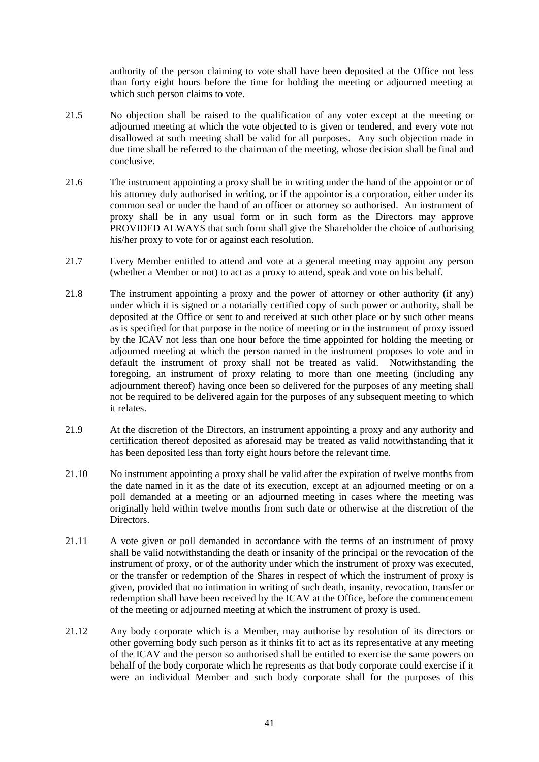authority of the person claiming to vote shall have been deposited at the Office not less than forty eight hours before the time for holding the meeting or adjourned meeting at which such person claims to vote.

21.5 No objection shall be raised to the qualification of any voter except at the meeting or adjourned meeting at which the vote objected to is given or tendered, and every vote not disallowed at such meeting shall be valid for all purposes. Any such objection made in due time shall be referred to the chairman of the meeting, whose decision shall be final and conclusive.

21.6 The instrument appointing a proxy shall be in writing under the hand of the appointor or of his attorney duly authorised in writing, or if the appointor is a corporation, either under its common seal or under the hand of an officer or attorney so authorised. An instrument of proxy shall be in any usual form or in such form as the Directors may approve PROVIDED ALWAYS that such form shall give the Shareholder the choice of authorising his/her proxy to vote for or against each resolution.

21.7 Every Member entitled to attend and vote at a general meeting may appoint any person (whether a Member or not) to act as a proxy to attend, speak and vote on his behalf.

21.8 The instrument appointing a proxy and the power of attorney or other authority (if any) under which it is signed or a notarially certified copy of such power or authority, shall be deposited at the Office or sent to and received at such other place or by such other means as is specified for that purpose in the notice of meeting or in the instrument of proxy issued by the ICAV not less than one hour before the time appointed for holding the meeting or adjourned meeting at which the person named in the instrument proposes to vote and in default the instrument of proxy shall not be treated as valid. Notwithstanding the foregoing, an instrument of proxy relating to more than one meeting (including any adjournment thereof) having once been so delivered for the purposes of any meeting shall not be required to be delivered again for the purposes of any subsequent meeting to which it relates.

21.9 At the discretion of the Directors, an instrument appointing a proxy and any authority and certification thereof deposited as aforesaid may be treated as valid notwithstanding that it has been deposited less than forty eight hours before the relevant time.

21.10 No instrument appointing a proxy shall be valid after the expiration of twelve months from the date named in it as the date of its execution, except at an adjourned meeting or on a poll demanded at a meeting or an adjourned meeting in cases where the meeting was originally held within twelve months from such date or otherwise at the discretion of the Directors.

21.11 A vote given or poll demanded in accordance with the terms of an instrument of proxy shall be valid notwithstanding the death or insanity of the principal or the revocation of the instrument of proxy, or of the authority under which the instrument of proxy was executed, or the transfer or redemption of the Shares in respect of which the instrument of proxy is given, provided that no intimation in writing of such death, insanity, revocation, transfer or redemption shall have been received by the ICAV at the Office, before the commencement of the meeting or adjourned meeting at which the instrument of proxy is used.

21.12 Any body corporate which is a Member, may authorise by resolution of its directors or other governing body such person as it thinks fit to act as its representative at any meeting of the ICAV and the person so authorised shall be entitled to exercise the same powers on behalf of the body corporate which he represents as that body corporate could exercise if it were an individual Member and such body corporate shall for the purposes of this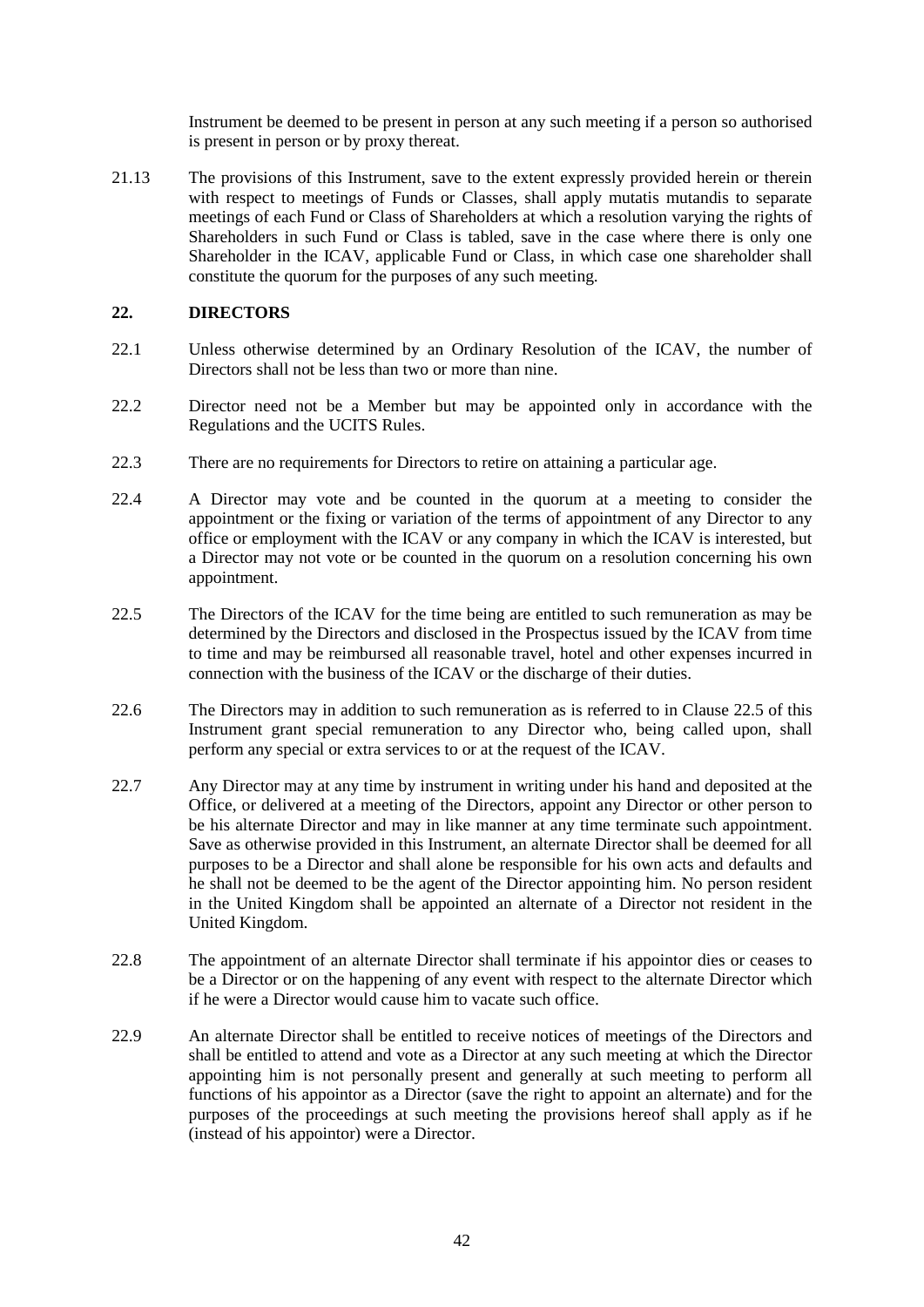Instrument be deemed to be present in person at any such meeting if a person so authorised is present in person or by proxy thereat.

21.13 The provisions of this Instrument, save to the extent expressly provided herein or therein with respect to meetings of Funds or Classes, shall apply mutatis mutandis to separate meetings of each Fund or Class of Shareholders at which a resolution varying the rights of Shareholders in such Fund or Class is tabled, save in the case where there is only one Shareholder in the ICAV, applicable Fund or Class, in which case one shareholder shall constitute the quorum for the purposes of any such meeting.

## 22. DIRECTORS

22.1 Unless otherwise determined by an Ordinary Resolution of the ICAV, the number of Directors shall not be less than two or more than nine.

22.2 Director need not be a Member but may be appointed only in accordance with the Regulations and the UCITS Rules.

22.3 There are no requirements for Directors to retire on attaining a particular age.

22.4 A Director may vote and be counted in the quorum at a meeting to consider the appointment or the fixing or variation of the terms of appointment of any Director to any office or employment with the ICAV or any company in which the ICAV is interested, but a Director may not vote or be counted in the quorum on a resolution concerning his own appointment.

22.5 The Directors of the ICAV for the time being are entitled to such remuneration as may be determined by the Directors and disclosed in the Prospectus issued by the ICAV from time to time and may be reimbursed all reasonable travel, hotel and other expenses incurred in connection with the business of the ICAV or the discharge of their duties.

22.6 The Directors may in addition to such remuneration as is referred to in Clause 22.5 of this Instrument grant special remuneration to any Director who, being called upon, shall perform any special or extra services to or at the request of the ICAV.

22.7 Any Director may at any time by instrument in writing under his hand and deposited at the Office, or delivered at a meeting of the Directors, appoint any Director or other person to be his alternate Director and may in like manner at any time terminate such appointment. Save as otherwise provided in this Instrument, an alternate Director shall be deemed for all purposes to be a Director and shall alone be responsible for his own acts and defaults and he shall not be deemed to be the agent of the Director appointing him. No person resident in the United Kingdom shall be appointed an alternate of a Director not resident in the United Kingdom.

22.8 The appointment of an alternate Director shall terminate if his appointor dies or ceases to be a Director or on the happening of any event with respect to the alternate Director which if he were a Director would cause him to vacate such office.

22.9 An alternate Director shall be entitled to receive notices of meetings of the Directors and shall be entitled to attend and vote as a Director at any such meeting at which the Director appointing him is not personally present and generally at such meeting to perform all functions of his appointor as a Director (save the right to appoint an alternate) and for the purposes of the proceedings at such meeting the provisions hereof shall apply as if he (instead of his appointor) were a Director.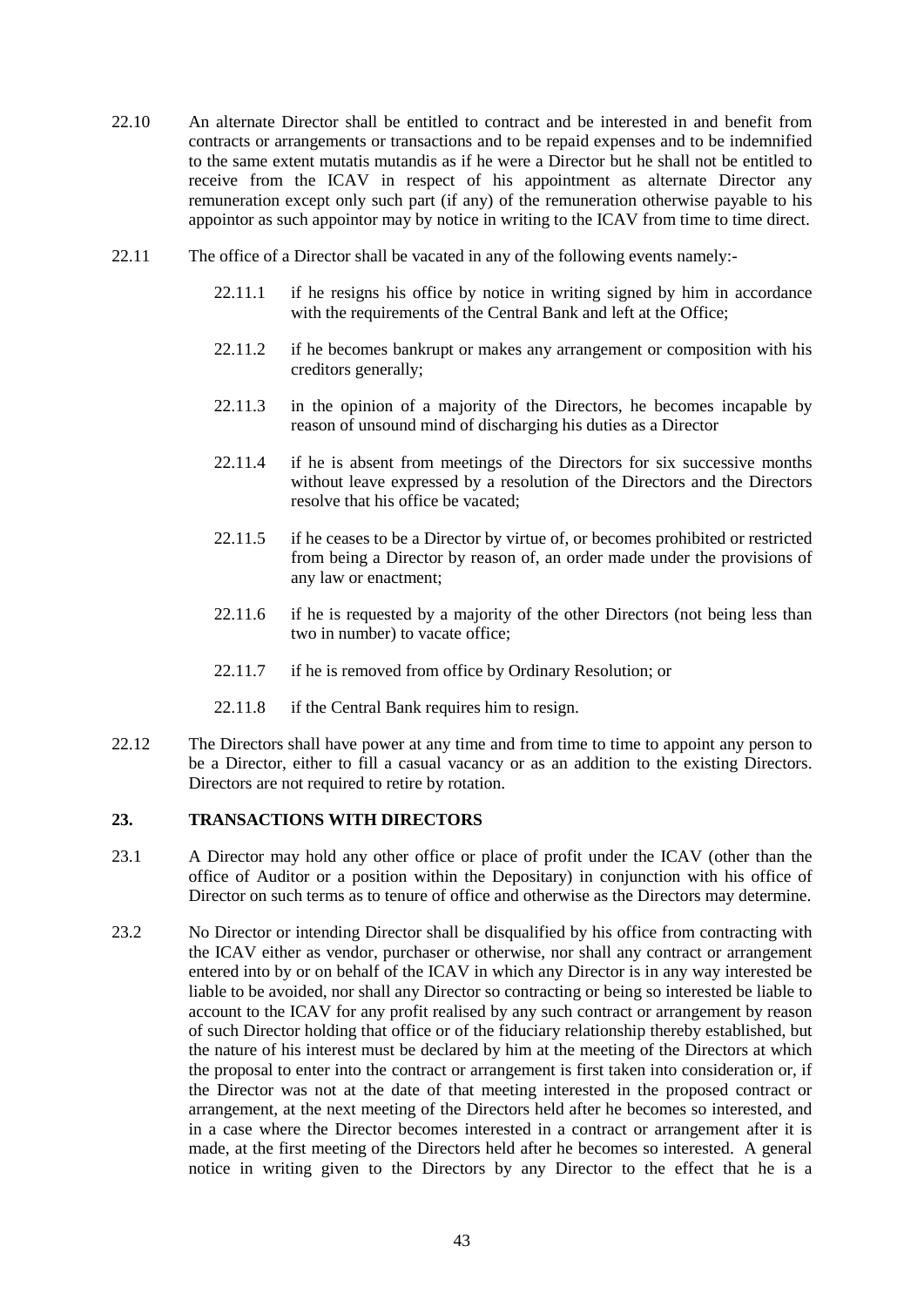22.10 An alternate Director shall be entitled to contract and be interested in and benefit from contracts or arrangements or transactions and to be repaid expenses and to be indemnified to the same extent mutatis mutandis as if he were a Director but he shall not be entitled to receive from the ICAV in respect of his appointment as alternate Director any remuneration except only such part (if any) of the remuneration otherwise payable to his appointor as such appointor may by notice in writing to the ICAV from time to time direct.

22.11 The office of a Director shall be vacated in any of the following events namely:-

- 22.11.1 if he resigns his office by notice in writing signed by him in accordance with the requirements of the Central Bank and left at the Office;
- 22.11.2 if he becomes bankrupt or makes any arrangement or composition with his creditors generally;
- 22.11.3 in the opinion of a majority of the Directors, he becomes incapable by reason of unsound mind of discharging his duties as a Director
- 22.11.4 if he is absent from meetings of the Directors for six successive months without leave expressed by a resolution of the Directors and the Directors resolve that his office be vacated;
- 22.11.5 if he ceases to be a Director by virtue of, or becomes prohibited or restricted from being a Director by reason of, an order made under the provisions of any law or enactment;
- 22.11.6 if he is requested by a majority of the other Directors (not being less than two in number) to vacate office;
- 22.11.7 if he is removed from office by Ordinary Resolution; or
- 22.11.8 if the Central Bank requires him to resign.

22.12 The Directors shall have power at any time and from time to time to appoint any person to be a Director, either to fill a casual vacancy or as an addition to the existing Directors. Directors are not required to retire by rotation.

## 23. TRANSACTIONS WITH DIRECTORS

23.1 A Director may hold any other office or place of profit under the ICAV (other than the office of Auditor or a position within the Depositary) in conjunction with his office of Director on such terms as to tenure of office and otherwise as the Directors may determine.

23.2 No Director or intending Director shall be disqualified by his office from contracting with the ICAV either as vendor, purchaser or otherwise, nor shall any contract or arrangement entered into by or on behalf of the ICAV in which any Director is in any way interested be liable to be avoided, nor shall any Director so contracting or being so interested be liable to account to the ICAV for any profit realised by any such contract or arrangement by reason of such Director holding that office or of the fiduciary relationship thereby established, but the nature of his interest must be declared by him at the meeting of the Directors at which the proposal to enter into the contract or arrangement is first taken into consideration or, if the Director was not at the date of that meeting interested in the proposed contract or arrangement, at the next meeting of the Directors held after he becomes so interested, and in a case where the Director becomes interested in a contract or arrangement after it is made, at the first meeting of the Directors held after he becomes so interested. A general notice in writing given to the Directors by any Director to the effect that he is a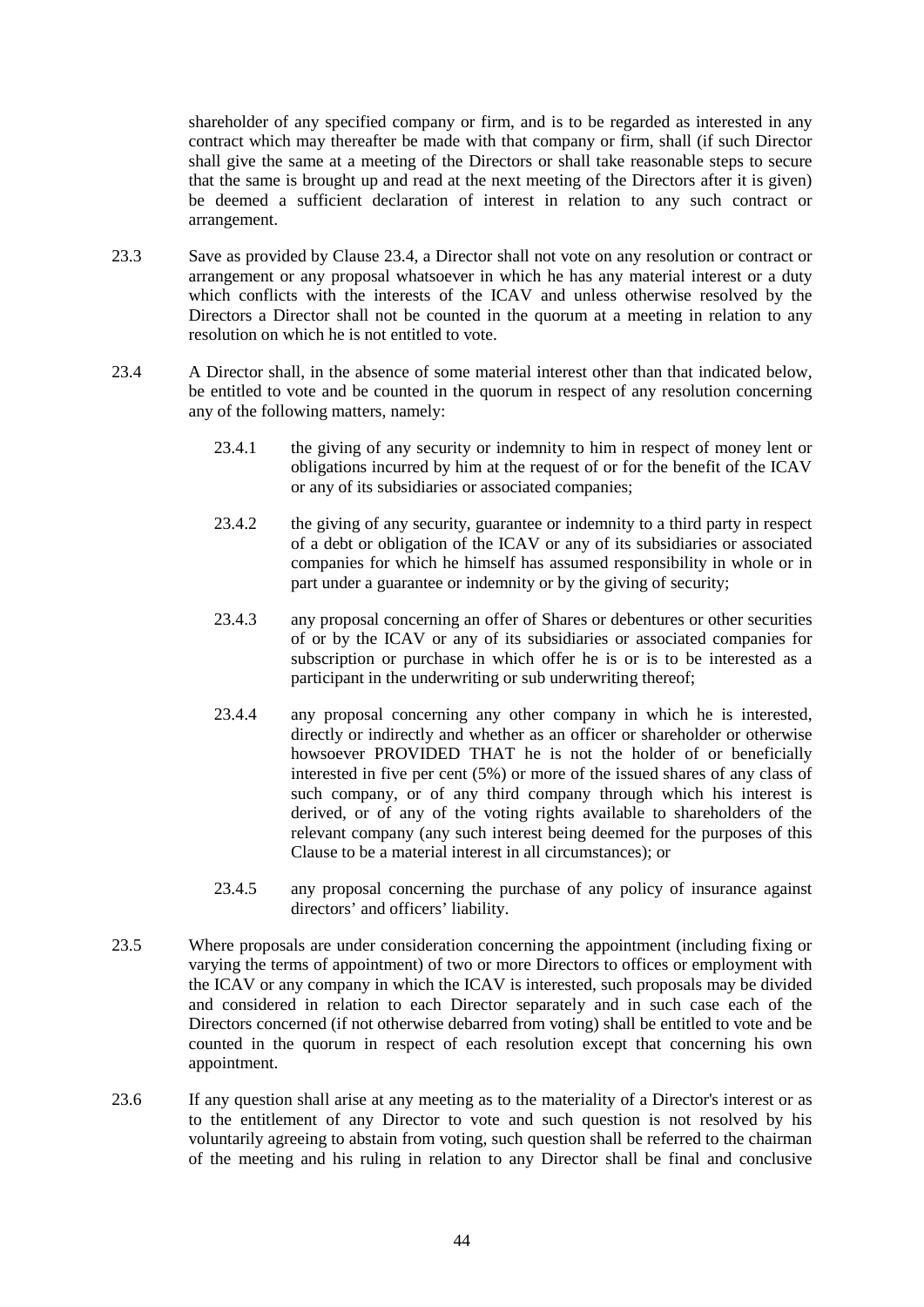shareholder of any specified company or firm, and is to be regarded as interested in any contract which may thereafter be made with that company or firm, shall (if such Director shall give the same at a meeting of the Directors or shall take reasonable steps to secure that the same is brought up and read at the next meeting of the Directors after it is given) be deemed a sufficient declaration of interest in relation to any such contract or arrangement.

23.3 Save as provided by Clause 23.4, a Director shall not vote on any resolution or contract or arrangement or any proposal whatsoever in which he has any material interest or a duty which conflicts with the interests of the ICAV and unless otherwise resolved by the Directors a Director shall not be counted in the quorum at a meeting in relation to any resolution on which he is not entitled to vote.

23.4 A Director shall, in the absence of some material interest other than that indicated below, be entitled to vote and be counted in the quorum in respect of any resolution concerning any of the following matters, namely:

23.4.1 the giving of any security or indemnity to him in respect of money lent or obligations incurred by him at the request of or for the benefit of the ICAV or any of its subsidiaries or associated companies;

23.4.2 the giving of any security, guarantee or indemnity to a third party in respect of a debt or obligation of the ICAV or any of its subsidiaries or associated companies for which he himself has assumed responsibility in whole or in part under a guarantee or indemnity or by the giving of security;

23.4.3 any proposal concerning an offer of Shares or debentures or other securities of or by the ICAV or any of its subsidiaries or associated companies for subscription or purchase in which offer he is or is to be interested as a participant in the underwriting or sub underwriting thereof;

23.4.4 any proposal concerning any other company in which he is interested, directly or indirectly and whether as an officer or shareholder or otherwise howsoever PROVIDED THAT he is not the holder of or beneficially interested in five per cent (5%) or more of the issued shares of any class of such company, or of any third company through which his interest is derived, or of any of the voting rights available to shareholders of the relevant company (any such interest being deemed for the purposes of this Clause to be a material interest in all circumstances); or

23.4.5 any proposal concerning the purchase of any policy of insurance against directors' and officers' liability.

23.5 Where proposals are under consideration concerning the appointment (including fixing or varying the terms of appointment) of two or more Directors to offices or employment with the ICAV or any company in which the ICAV is interested, such proposals may be divided and considered in relation to each Director separately and in such case each of the Directors concerned (if not otherwise debarred from voting) shall be entitled to vote and be counted in the quorum in respect of each resolution except that concerning his own appointment.

23.6 If any question shall arise at any meeting as to the materiality of a Director's interest or as to the entitlement of any Director to vote and such question is not resolved by his voluntarily agreeing to abstain from voting, such question shall be referred to the chairman of the meeting and his ruling in relation to any Director shall be final and conclusive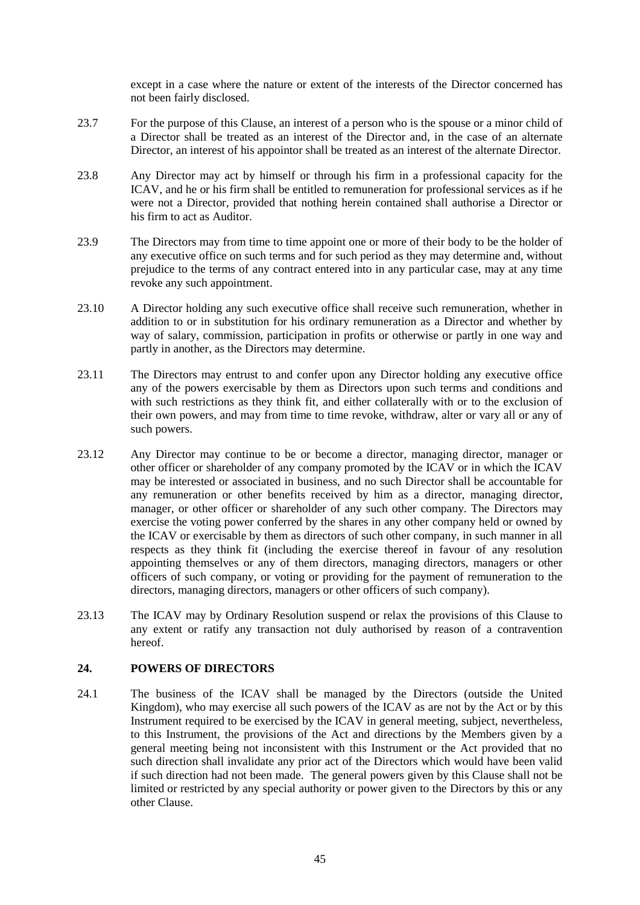except in a case where the nature or extent of the interests of the Director concerned has not been fairly disclosed.

23.7 For the purpose of this Clause, an interest of a person who is the spouse or a minor child of a Director shall be treated as an interest of the Director and, in the case of an alternate Director, an interest of his appointor shall be treated as an interest of the alternate Director.

23.8 Any Director may act by himself or through his firm in a professional capacity for the ICAV, and he or his firm shall be entitled to remuneration for professional services as if he were not a Director, provided that nothing herein contained shall authorise a Director or his firm to act as Auditor.

23.9 The Directors may from time to time appoint one or more of their body to be the holder of any executive office on such terms and for such period as they may determine and, without prejudice to the terms of any contract entered into in any particular case, may at any time revoke any such appointment.

23.10 A Director holding any such executive office shall receive such remuneration, whether in addition to or in substitution for his ordinary remuneration as a Director and whether by way of salary, commission, participation in profits or otherwise or partly in one way and partly in another, as the Directors may determine.

23.11 The Directors may entrust to and confer upon any Director holding any executive office any of the powers exercisable by them as Directors upon such terms and conditions and with such restrictions as they think fit, and either collaterally with or to the exclusion of their own powers, and may from time to time revoke, withdraw, alter or vary all or any of such powers.

23.12 Any Director may continue to be or become a director, managing director, manager or other officer or shareholder of any company promoted by the ICAV or in which the ICAV may be interested or associated in business, and no such Director shall be accountable for any remuneration or other benefits received by him as a director, managing director, manager, or other officer or shareholder of any such other company. The Directors may exercise the voting power conferred by the shares in any other company held or owned by the ICAV or exercisable by them as directors of such other company, in such manner in all respects as they think fit (including the exercise thereof in favour of any resolution appointing themselves or any of them directors, managing directors, managers or other officers of such company, or voting or providing for the payment of remuneration to the directors, managing directors, managers or other officers of such company).

23.13 The ICAV may by Ordinary Resolution suspend or relax the provisions of this Clause to any extent or ratify any transaction not duly authorised by reason of a contravention hereof.

## 24. POWERS OF DIRECTORS

24.1 The business of the ICAV shall be managed by the Directors (outside the United Kingdom), who may exercise all such powers of the ICAV as are not by the Act or by this Instrument required to be exercised by the ICAV in general meeting, subject, nevertheless, to this Instrument, the provisions of the Act and directions by the Members given by a general meeting being not inconsistent with this Instrument or the Act provided that no such direction shall invalidate any prior act of the Directors which would have been valid if such direction had not been made. The general powers given by this Clause shall not be limited or restricted by any special authority or power given to the Directors by this or any other Clause.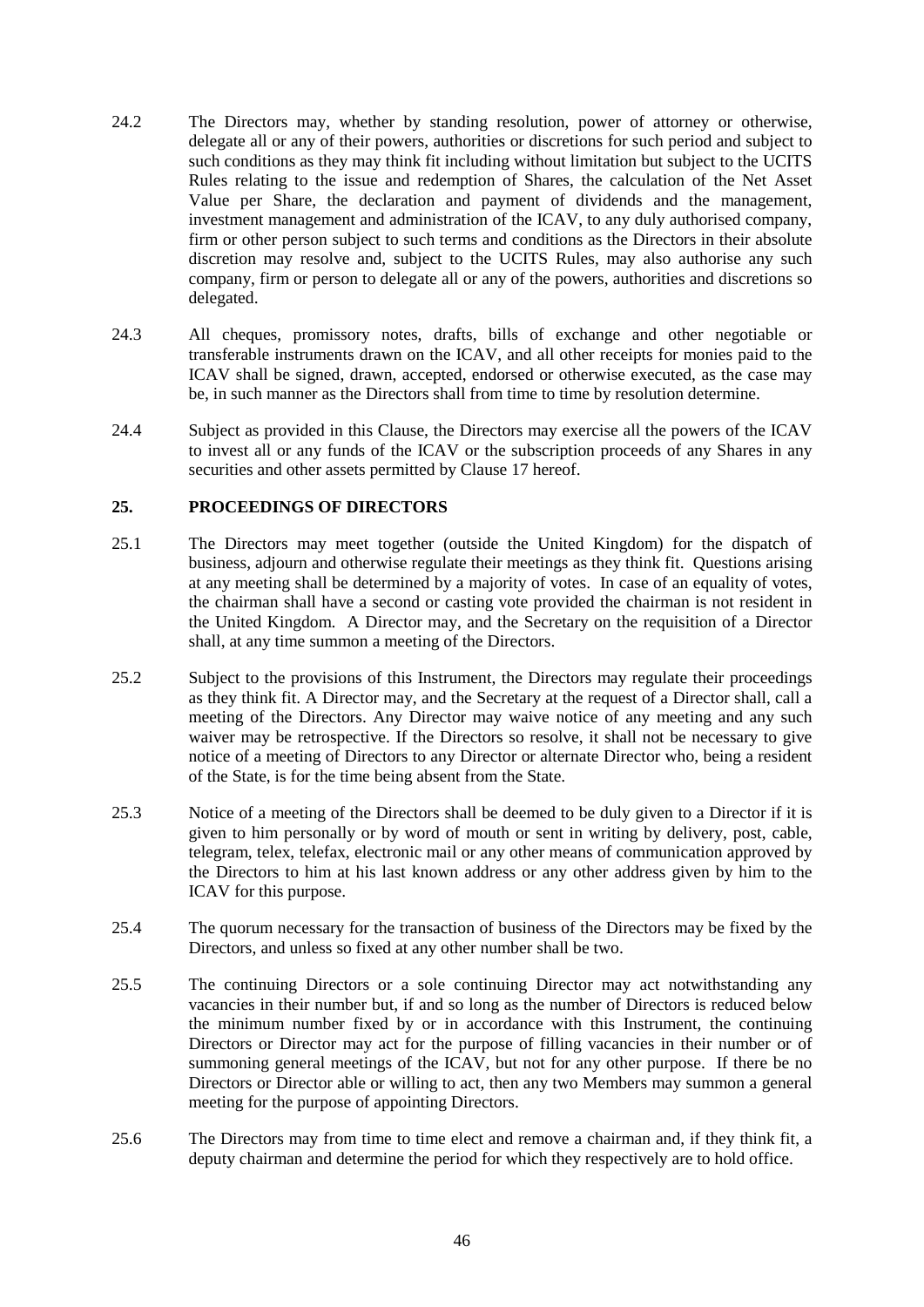24.2 The Directors may, whether by standing resolution, power of attorney or otherwise, delegate all or any of their powers, authorities or discretions for such period and subject to such conditions as they may think fit including without limitation but subject to the UCITS Rules relating to the issue and redemption of Shares, the calculation of the Net Asset Value per Share, the declaration and payment of dividends and the management, investment management and administration of the ICAV, to any duly authorised company, firm or other person subject to such terms and conditions as the Directors in their absolute discretion may resolve and, subject to the UCITS Rules, may also authorise any such company, firm or person to delegate all or any of the powers, authorities and discretions so delegated.

24.3 All cheques, promissory notes, drafts, bills of exchange and other negotiable or transferable instruments drawn on the ICAV, and all other receipts for monies paid to the ICAV shall be signed, drawn, accepted, endorsed or otherwise executed, as the case may be, in such manner as the Directors shall from time to time by resolution determine.

24.4 Subject as provided in this Clause, the Directors may exercise all the powers of the ICAV to invest all or any funds of the ICAV or the subscription proceeds of any Shares in any securities and other assets permitted by Clause 17 hereof.

## 25. PROCEEDINGS OF DIRECTORS

25.1 The Directors may meet together (outside the United Kingdom) for the dispatch of business, adjourn and otherwise regulate their meetings as they think fit. Questions arising at any meeting shall be determined by a majority of votes. In case of an equality of votes, the chairman shall have a second or casting vote provided the chairman is not resident in the United Kingdom. A Director may, and the Secretary on the requisition of a Director shall, at any time summon a meeting of the Directors.

25.2 Subject to the provisions of this Instrument, the Directors may regulate their proceedings as they think fit. A Director may, and the Secretary at the request of a Director shall, call a meeting of the Directors. Any Director may waive notice of any meeting and any such waiver may be retrospective. If the Directors so resolve, it shall not be necessary to give notice of a meeting of Directors to any Director or alternate Director who, being a resident of the State, is for the time being absent from the State.

25.3 Notice of a meeting of the Directors shall be deemed to be duly given to a Director if it is given to him personally or by word of mouth or sent in writing by delivery, post, cable, telegram, telex, telefax, electronic mail or any other means of communication approved by the Directors to him at his last known address or any other address given by him to the ICAV for this purpose.

25.4 The quorum necessary for the transaction of business of the Directors may be fixed by the Directors, and unless so fixed at any other number shall be two.

25.5 The continuing Directors or a sole continuing Director may act notwithstanding any vacancies in their number but, if and so long as the number of Directors is reduced below the minimum number fixed by or in accordance with this Instrument, the continuing Directors or Director may act for the purpose of filling vacancies in their number or of summoning general meetings of the ICAV, but not for any other purpose. If there be no Directors or Director able or willing to act, then any two Members may summon a general meeting for the purpose of appointing Directors.

25.6 The Directors may from time to time elect and remove a chairman and, if they think fit, a deputy chairman and determine the period for which they respectively are to hold office.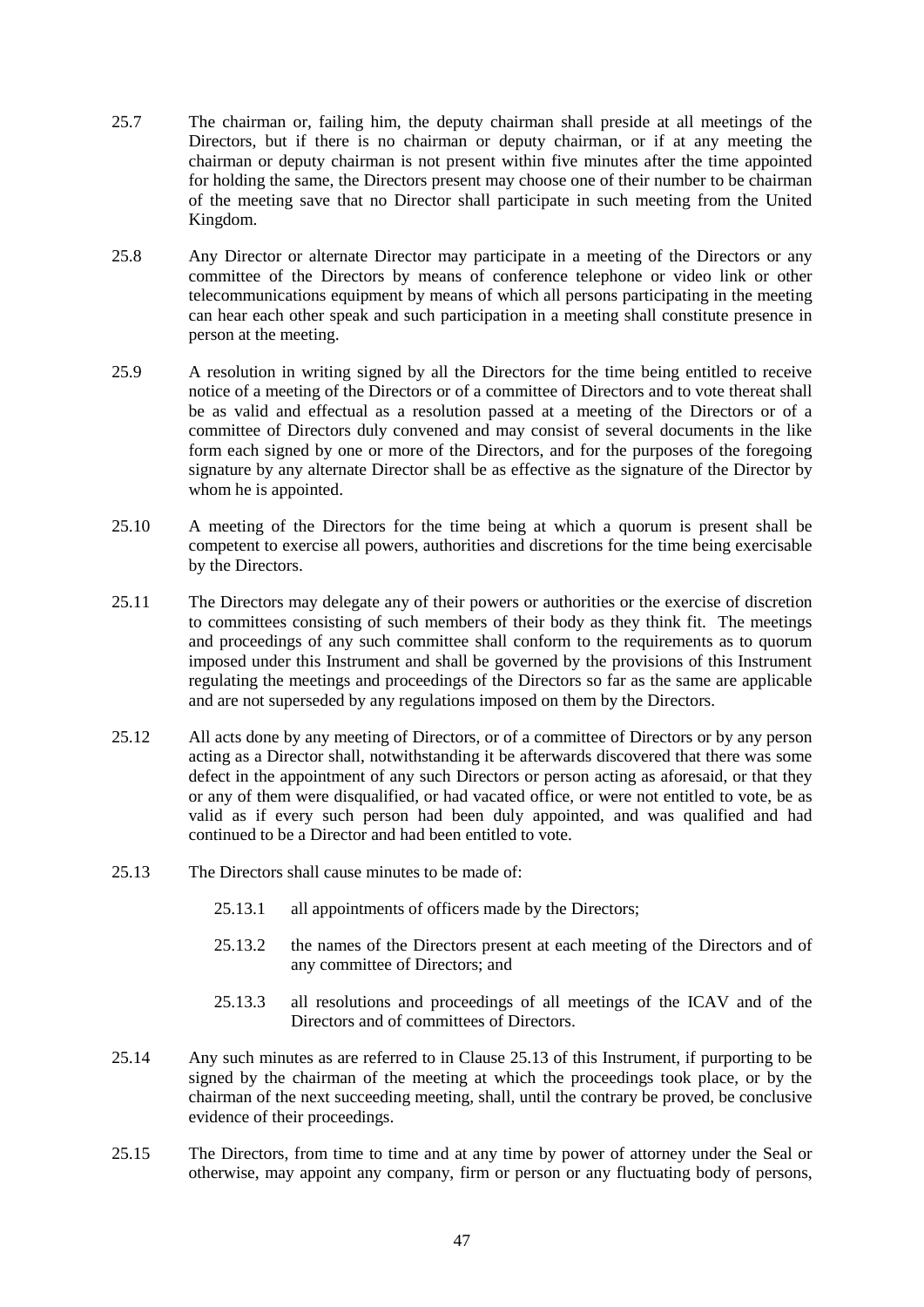25.7 The chairman or, failing him, the deputy chairman shall preside at all meetings of the Directors, but if there is no chairman or deputy chairman, or if at any meeting the chairman or deputy chairman is not present within five minutes after the time appointed for holding the same, the Directors present may choose one of their number to be chairman of the meeting save that no Director shall participate in such meeting from the United Kingdom.

25.8 Any Director or alternate Director may participate in a meeting of the Directors or any committee of the Directors by means of conference telephone or video link or other telecommunications equipment by means of which all persons participating in the meeting can hear each other speak and such participation in a meeting shall constitute presence in person at the meeting.

25.9 A resolution in writing signed by all the Directors for the time being entitled to receive notice of a meeting of the Directors or of a committee of Directors and to vote thereat shall be as valid and effectual as a resolution passed at a meeting of the Directors or of a committee of Directors duly convened and may consist of several documents in the like form each signed by one or more of the Directors, and for the purposes of the foregoing signature by any alternate Director shall be as effective as the signature of the Director by whom he is appointed.

25.10 A meeting of the Directors for the time being at which a quorum is present shall be competent to exercise all powers, authorities and discretions for the time being exercisable by the Directors.

25.11 The Directors may delegate any of their powers or authorities or the exercise of discretion to committees consisting of such members of their body as they think fit. The meetings and proceedings of any such committee shall conform to the requirements as to quorum imposed under this Instrument and shall be governed by the provisions of this Instrument regulating the meetings and proceedings of the Directors so far as the same are applicable and are not superseded by any regulations imposed on them by the Directors.

25.12 All acts done by any meeting of Directors, or of a committee of Directors or by any person acting as a Director shall, notwithstanding it be afterwards discovered that there was some defect in the appointment of any such Directors or person acting as aforesaid, or that they or any of them were disqualified, or had vacated office, or were not entitled to vote, be as valid as if every such person had been duly appointed, and was qualified and had continued to be a Director and had been entitled to vote.

25.13 The Directors shall cause minutes to be made of:

> 25.13.1 all appointments of officers made by the Directors;
>
> 25.13.2 the names of the Directors present at each meeting of the Directors and of any committee of Directors; and
>
> 25.13.3 all resolutions and proceedings of all meetings of the ICAV and of the Directors and of committees of Directors.

25.14 Any such minutes as are referred to in Clause 25.13 of this Instrument, if purporting to be signed by the chairman of the meeting at which the proceedings took place, or by the chairman of the next succeeding meeting, shall, until the contrary be proved, be conclusive evidence of their proceedings.

25.15 The Directors, from time to time and at any time by power of attorney under the Seal or otherwise, may appoint any company, firm or person or any fluctuating body of persons,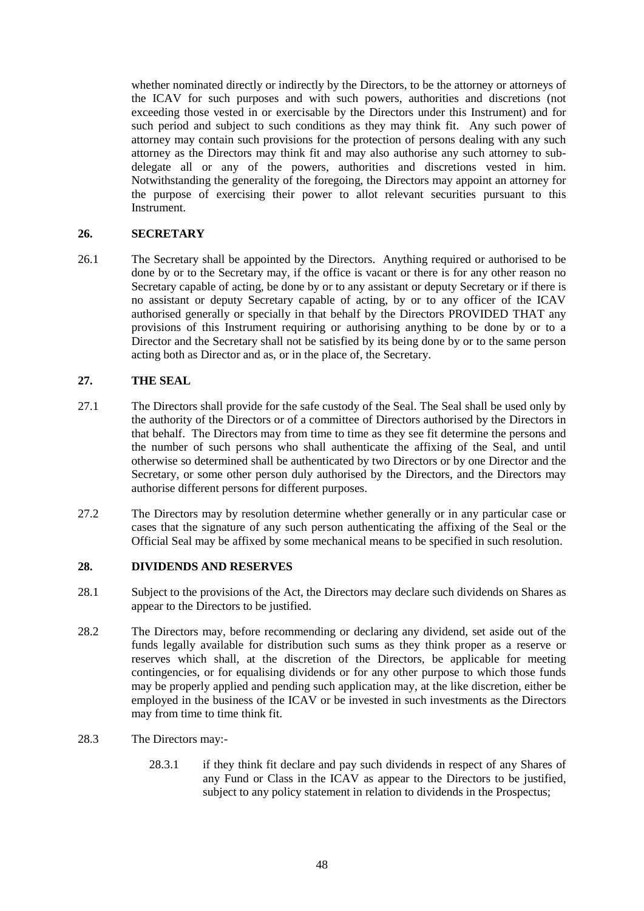whether nominated directly or indirectly by the Directors, to be the attorney or attorneys of the ICAV for such purposes and with such powers, authorities and discretions (not exceeding those vested in or exercisable by the Directors under this Instrument) and for such period and subject to such conditions as they may think fit. Any such power of attorney may contain such provisions for the protection of persons dealing with any such attorney as the Directors may think fit and may also authorise any such attorney to sub-delegate all or any of the powers, authorities and discretions vested in him. Notwithstanding the generality of the foregoing, the Directors may appoint an attorney for the purpose of exercising their power to allot relevant securities pursuant to this Instrument.

## 26. SECRETARY

26.1 The Secretary shall be appointed by the Directors. Anything required or authorised to be done by or to the Secretary may, if the office is vacant or there is for any other reason no Secretary capable of acting, be done by or to any assistant or deputy Secretary or if there is no assistant or deputy Secretary capable of acting, by or to any officer of the ICAV authorised generally or specially in that behalf by the Directors PROVIDED THAT any provisions of this Instrument requiring or authorising anything to be done by or to a Director and the Secretary shall not be satisfied by its being done by or to the same person acting both as Director and as, or in the place of, the Secretary.

## 27. THE SEAL

27.1 The Directors shall provide for the safe custody of the Seal. The Seal shall be used only by the authority of the Directors or of a committee of Directors authorised by the Directors in that behalf. The Directors may from time to time as they see fit determine the persons and the number of such persons who shall authenticate the affixing of the Seal, and until otherwise so determined shall be authenticated by two Directors or by one Director and the Secretary, or some other person duly authorised by the Directors, and the Directors may authorise different persons for different purposes.

27.2 The Directors may by resolution determine whether generally or in any particular case or cases that the signature of any such person authenticating the affixing of the Seal or the Official Seal may be affixed by some mechanical means to be specified in such resolution.

## 28. DIVIDENDS AND RESERVES

28.1 Subject to the provisions of the Act, the Directors may declare such dividends on Shares as appear to the Directors to be justified.

28.2 The Directors may, before recommending or declaring any dividend, set aside out of the funds legally available for distribution such sums as they think proper as a reserve or reserves which shall, at the discretion of the Directors, be applicable for meeting contingencies, or for equalising dividends or for any other purpose to which those funds may be properly applied and pending such application may, at the like discretion, either be employed in the business of the ICAV or be invested in such investments as the Directors may from time to time think fit.

28.3 The Directors may:-

28.3.1 if they think fit declare and pay such dividends in respect of any Shares of any Fund or Class in the ICAV as appear to the Directors to be justified, subject to any policy statement in relation to dividends in the Prospectus;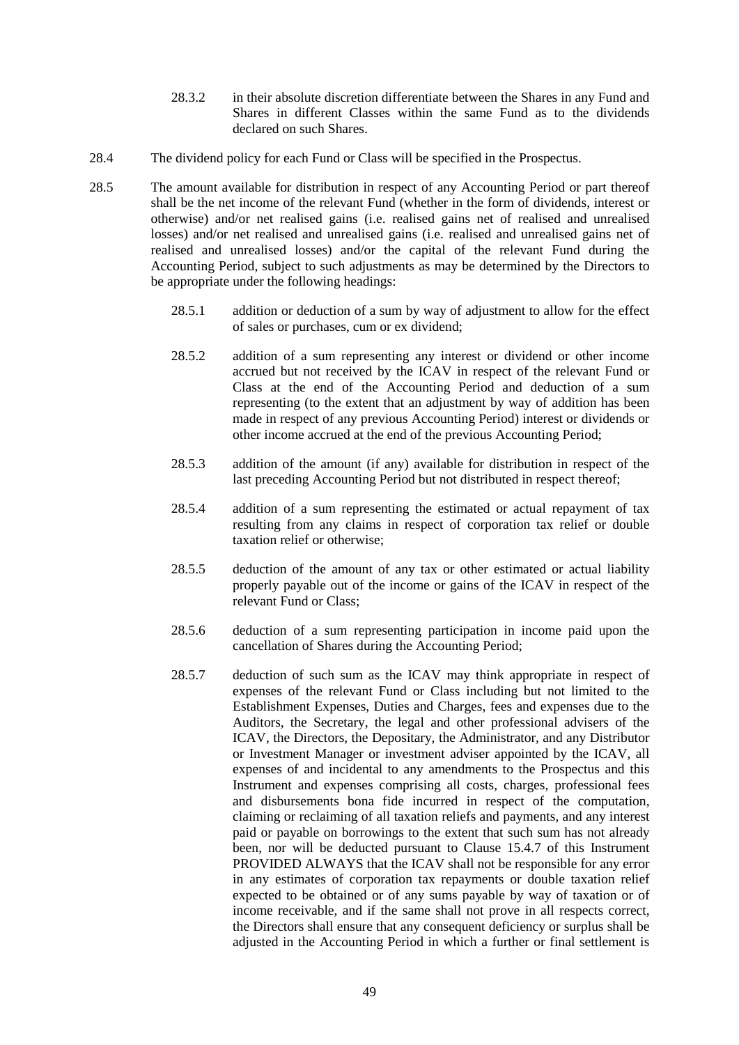28.3.2 in their absolute discretion differentiate between the Shares in any Fund and Shares in different Classes within the same Fund as to the dividends declared on such Shares.

28.4 The dividend policy for each Fund or Class will be specified in the Prospectus.

28.5 The amount available for distribution in respect of any Accounting Period or part thereof shall be the net income of the relevant Fund (whether in the form of dividends, interest or otherwise) and/or net realised gains (i.e. realised gains net of realised and unrealised losses) and/or net realised and unrealised gains (i.e. realised and unrealised gains net of realised and unrealised losses) and/or the capital of the relevant Fund during the Accounting Period, subject to such adjustments as may be determined by the Directors to be appropriate under the following headings:

28.5.1 addition or deduction of a sum by way of adjustment to allow for the effect of sales or purchases, cum or ex dividend;

28.5.2 addition of a sum representing any interest or dividend or other income accrued but not received by the ICAV in respect of the relevant Fund or Class at the end of the Accounting Period and deduction of a sum representing (to the extent that an adjustment by way of addition has been made in respect of any previous Accounting Period) interest or dividends or other income accrued at the end of the previous Accounting Period;

28.5.3 addition of the amount (if any) available for distribution in respect of the last preceding Accounting Period but not distributed in respect thereof;

28.5.4 addition of a sum representing the estimated or actual repayment of tax resulting from any claims in respect of corporation tax relief or double taxation relief or otherwise;

28.5.5 deduction of the amount of any tax or other estimated or actual liability properly payable out of the income or gains of the ICAV in respect of the relevant Fund or Class;

28.5.6 deduction of a sum representing participation in income paid upon the cancellation of Shares during the Accounting Period;

28.5.7 deduction of such sum as the ICAV may think appropriate in respect of expenses of the relevant Fund or Class including but not limited to the Establishment Expenses, Duties and Charges, fees and expenses due to the Auditors, the Secretary, the legal and other professional advisers of the ICAV, the Directors, the Depositary, the Administrator, and any Distributor or Investment Manager or investment adviser appointed by the ICAV, all expenses of and incidental to any amendments to the Prospectus and this Instrument and expenses comprising all costs, charges, professional fees and disbursements bona fide incurred in respect of the computation, claiming or reclaiming of all taxation reliefs and payments, and any interest paid or payable on borrowings to the extent that such sum has not already been, nor will be deducted pursuant to Clause 15.4.7 of this Instrument PROVIDED ALWAYS that the ICAV shall not be responsible for any error in any estimates of corporation tax repayments or double taxation relief expected to be obtained or of any sums payable by way of taxation or of income receivable, and if the same shall not prove in all respects correct, the Directors shall ensure that any consequent deficiency or surplus shall be adjusted in the Accounting Period in which a further or final settlement is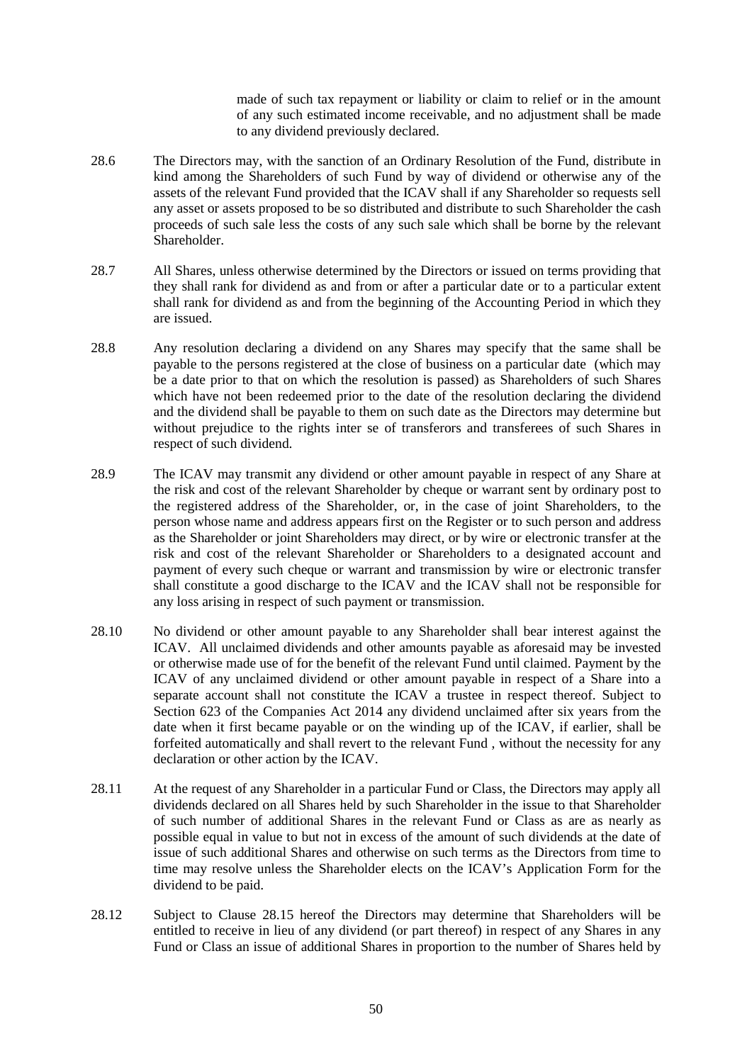made of such tax repayment or liability or claim to relief or in the amount of any such estimated income receivable, and no adjustment shall be made to any dividend previously declared.

28.6 The Directors may, with the sanction of an Ordinary Resolution of the Fund, distribute in kind among the Shareholders of such Fund by way of dividend or otherwise any of the assets of the relevant Fund provided that the ICAV shall if any Shareholder so requests sell any asset or assets proposed to be so distributed and distribute to such Shareholder the cash proceeds of such sale less the costs of any such sale which shall be borne by the relevant Shareholder.

28.7 All Shares, unless otherwise determined by the Directors or issued on terms providing that they shall rank for dividend as and from or after a particular date or to a particular extent shall rank for dividend as and from the beginning of the Accounting Period in which they are issued.

28.8 Any resolution declaring a dividend on any Shares may specify that the same shall be payable to the persons registered at the close of business on a particular date (which may be a date prior to that on which the resolution is passed) as Shareholders of such Shares which have not been redeemed prior to the date of the resolution declaring the dividend and the dividend shall be payable to them on such date as the Directors may determine but without prejudice to the rights inter se of transferors and transferees of such Shares in respect of such dividend.

28.9 The ICAV may transmit any dividend or other amount payable in respect of any Share at the risk and cost of the relevant Shareholder by cheque or warrant sent by ordinary post to the registered address of the Shareholder, or, in the case of joint Shareholders, to the person whose name and address appears first on the Register or to such person and address as the Shareholder or joint Shareholders may direct, or by wire or electronic transfer at the risk and cost of the relevant Shareholder or Shareholders to a designated account and payment of every such cheque or warrant and transmission by wire or electronic transfer shall constitute a good discharge to the ICAV and the ICAV shall not be responsible for any loss arising in respect of such payment or transmission.

28.10 No dividend or other amount payable to any Shareholder shall bear interest against the ICAV. All unclaimed dividends and other amounts payable as aforesaid may be invested or otherwise made use of for the benefit of the relevant Fund until claimed. Payment by the ICAV of any unclaimed dividend or other amount payable in respect of a Share into a separate account shall not constitute the ICAV a trustee in respect thereof. Subject to Section 623 of the Companies Act 2014 any dividend unclaimed after six years from the date when it first became payable or on the winding up of the ICAV, if earlier, shall be forfeited automatically and shall revert to the relevant Fund , without the necessity for any declaration or other action by the ICAV.

28.11 At the request of any Shareholder in a particular Fund or Class, the Directors may apply all dividends declared on all Shares held by such Shareholder in the issue to that Shareholder of such number of additional Shares in the relevant Fund or Class as are as nearly as possible equal in value to but not in excess of the amount of such dividends at the date of issue of such additional Shares and otherwise on such terms as the Directors from time to time may resolve unless the Shareholder elects on the ICAV's Application Form for the dividend to be paid.

28.12 Subject to Clause 28.15 hereof the Directors may determine that Shareholders will be entitled to receive in lieu of any dividend (or part thereof) in respect of any Shares in any Fund or Class an issue of additional Shares in proportion to the number of Shares held by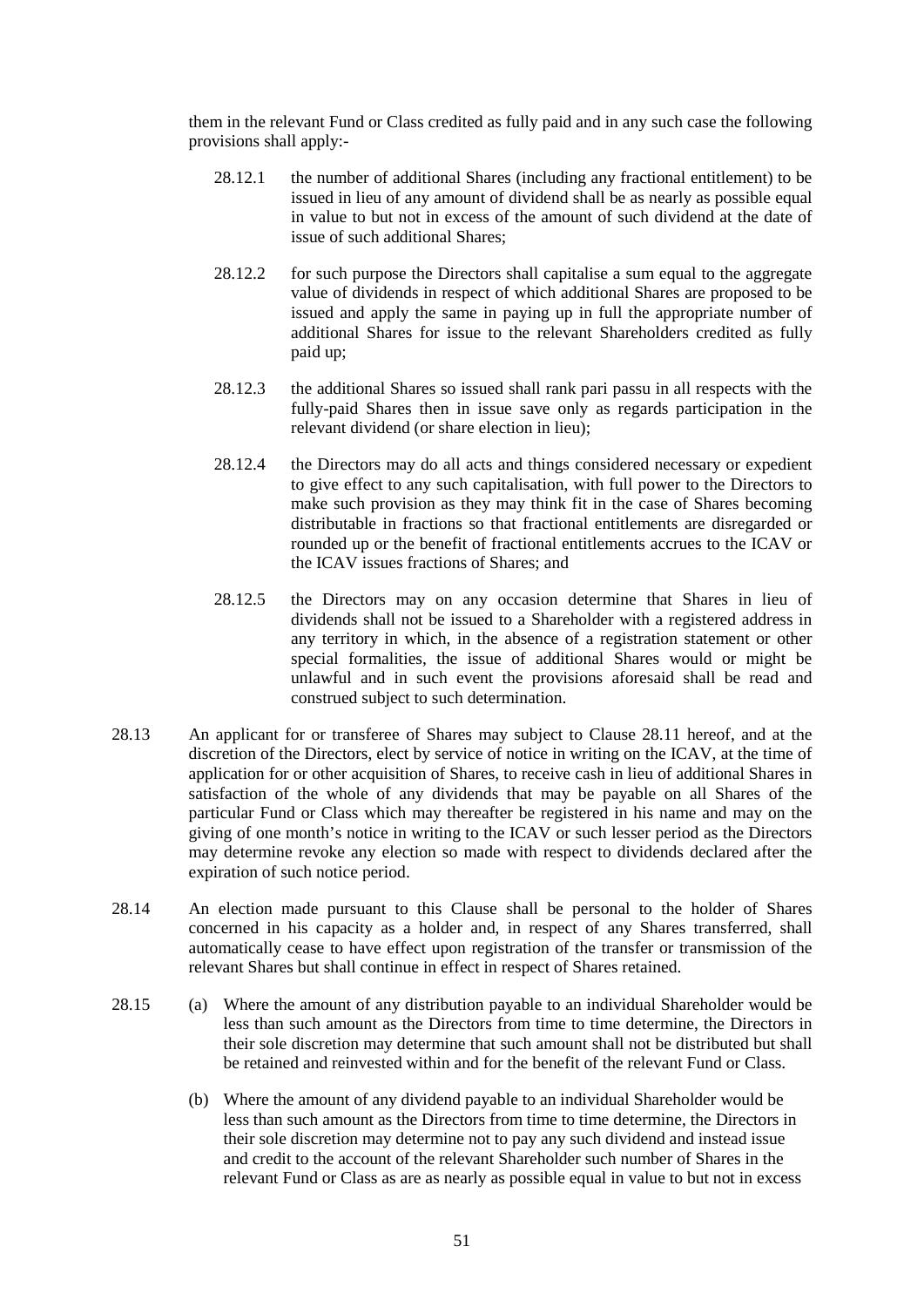them in the relevant Fund or Class credited as fully paid and in any such case the following provisions shall apply:-

28.12.1 the number of additional Shares (including any fractional entitlement) to be issued in lieu of any amount of dividend shall be as nearly as possible equal in value to but not in excess of the amount of such dividend at the date of issue of such additional Shares;

28.12.2 for such purpose the Directors shall capitalise a sum equal to the aggregate value of dividends in respect of which additional Shares are proposed to be issued and apply the same in paying up in full the appropriate number of additional Shares for issue to the relevant Shareholders credited as fully paid up;

28.12.3 the additional Shares so issued shall rank pari passu in all respects with the fully-paid Shares then in issue save only as regards participation in the relevant dividend (or share election in lieu);

28.12.4 the Directors may do all acts and things considered necessary or expedient to give effect to any such capitalisation, with full power to the Directors to make such provision as they may think fit in the case of Shares becoming distributable in fractions so that fractional entitlements are disregarded or rounded up or the benefit of fractional entitlements accrues to the ICAV or the ICAV issues fractions of Shares; and

28.12.5 the Directors may on any occasion determine that Shares in lieu of dividends shall not be issued to a Shareholder with a registered address in any territory in which, in the absence of a registration statement or other special formalities, the issue of additional Shares would or might be unlawful and in such event the provisions aforesaid shall be read and construed subject to such determination.

28.13 An applicant for or transferee of Shares may subject to Clause 28.11 hereof, and at the discretion of the Directors, elect by service of notice in writing on the ICAV, at the time of application for or other acquisition of Shares, to receive cash in lieu of additional Shares in satisfaction of the whole of any dividends that may be payable on all Shares of the particular Fund or Class which may thereafter be registered in his name and may on the giving of one month's notice in writing to the ICAV or such lesser period as the Directors may determine revoke any election so made with respect to dividends declared after the expiration of such notice period.

28.14 An election made pursuant to this Clause shall be personal to the holder of Shares concerned in his capacity as a holder and, in respect of any Shares transferred, shall automatically cease to have effect upon registration of the transfer or transmission of the relevant Shares but shall continue in effect in respect of Shares retained.

28.15 (a) Where the amount of any distribution payable to an individual Shareholder would be less than such amount as the Directors from time to time determine, the Directors in their sole discretion may determine that such amount shall not be distributed but shall be retained and reinvested within and for the benefit of the relevant Fund or Class.

(b) Where the amount of any dividend payable to an individual Shareholder would be less than such amount as the Directors from time to time determine, the Directors in their sole discretion may determine not to pay any such dividend and instead issue and credit to the account of the relevant Shareholder such number of Shares in the relevant Fund or Class as are as nearly as possible equal in value to but not in excess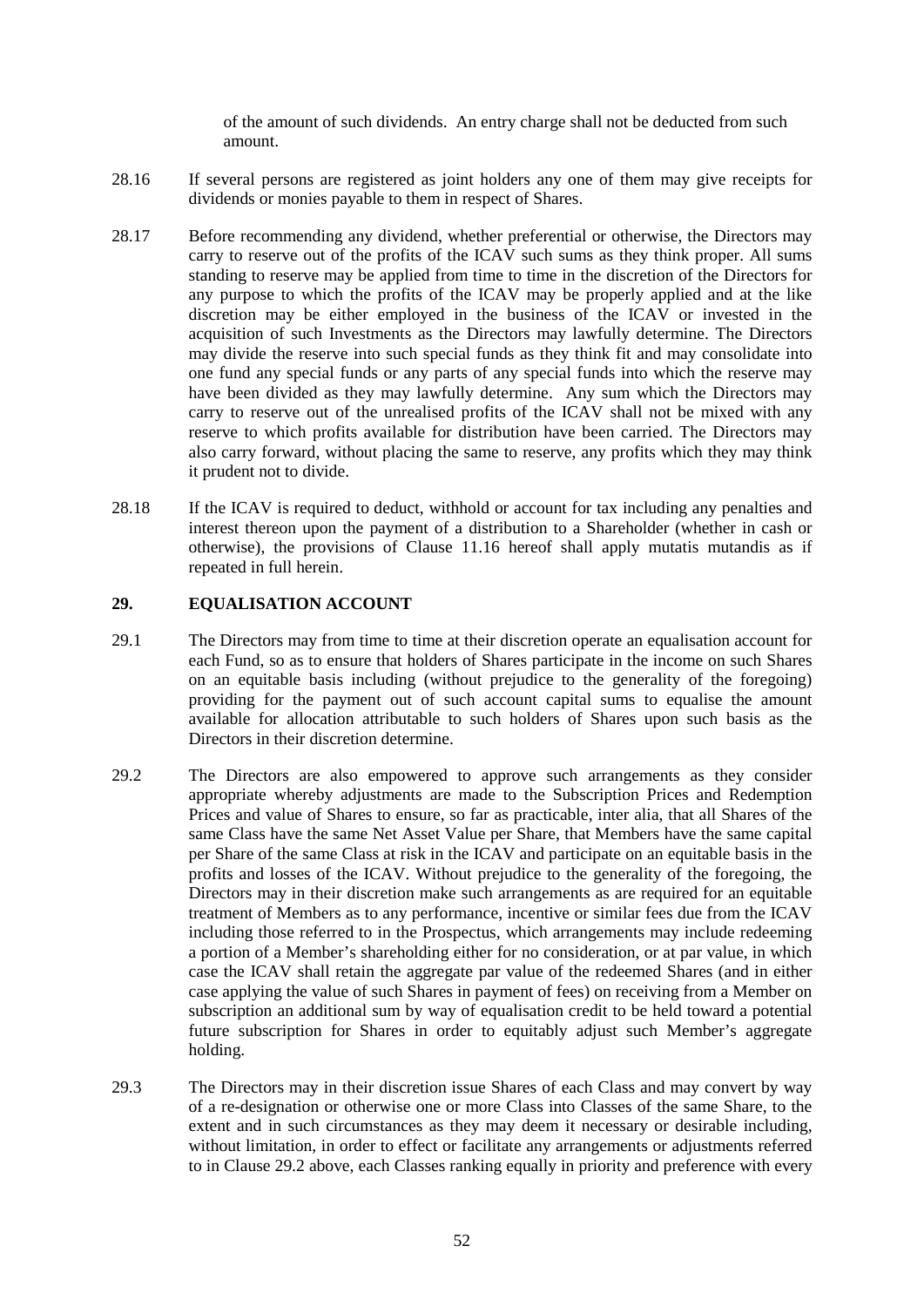of the amount of such dividends. An entry charge shall not be deducted from such amount.

28.16 If several persons are registered as joint holders any one of them may give receipts for dividends or monies payable to them in respect of Shares.

28.17 Before recommending any dividend, whether preferential or otherwise, the Directors may carry to reserve out of the profits of the ICAV such sums as they think proper. All sums standing to reserve may be applied from time to time in the discretion of the Directors for any purpose to which the profits of the ICAV may be properly applied and at the like discretion may be either employed in the business of the ICAV or invested in the acquisition of such Investments as the Directors may lawfully determine. The Directors may divide the reserve into such special funds as they think fit and may consolidate into one fund any special funds or any parts of any special funds into which the reserve may have been divided as they may lawfully determine. Any sum which the Directors may carry to reserve out of the unrealised profits of the ICAV shall not be mixed with any reserve to which profits available for distribution have been carried. The Directors may also carry forward, without placing the same to reserve, any profits which they may think it prudent not to divide.

28.18 If the ICAV is required to deduct, withhold or account for tax including any penalties and interest thereon upon the payment of a distribution to a Shareholder (whether in cash or otherwise), the provisions of Clause 11.16 hereof shall apply mutatis mutandis as if repeated in full herein.

## 29. EQUALISATION ACCOUNT

29.1 The Directors may from time to time at their discretion operate an equalisation account for each Fund, so as to ensure that holders of Shares participate in the income on such Shares on an equitable basis including (without prejudice to the generality of the foregoing) providing for the payment out of such account capital sums to equalise the amount available for allocation attributable to such holders of Shares upon such basis as the Directors in their discretion determine.

29.2 The Directors are also empowered to approve such arrangements as they consider appropriate whereby adjustments are made to the Subscription Prices and Redemption Prices and value of Shares to ensure, so far as practicable, inter alia, that all Shares of the same Class have the same Net Asset Value per Share, that Members have the same capital per Share of the same Class at risk in the ICAV and participate on an equitable basis in the profits and losses of the ICAV. Without prejudice to the generality of the foregoing, the Directors may in their discretion make such arrangements as are required for an equitable treatment of Members as to any performance, incentive or similar fees due from the ICAV including those referred to in the Prospectus, which arrangements may include redeeming a portion of a Member's shareholding either for no consideration, or at par value, in which case the ICAV shall retain the aggregate par value of the redeemed Shares (and in either case applying the value of such Shares in payment of fees) on receiving from a Member on subscription an additional sum by way of equalisation credit to be held toward a potential future subscription for Shares in order to equitably adjust such Member's aggregate holding.

29.3 The Directors may in their discretion issue Shares of each Class and may convert by way of a re-designation or otherwise one or more Class into Classes of the same Share, to the extent and in such circumstances as they may deem it necessary or desirable including, without limitation, in order to effect or facilitate any arrangements or adjustments referred to in Clause 29.2 above, each Classes ranking equally in priority and preference with every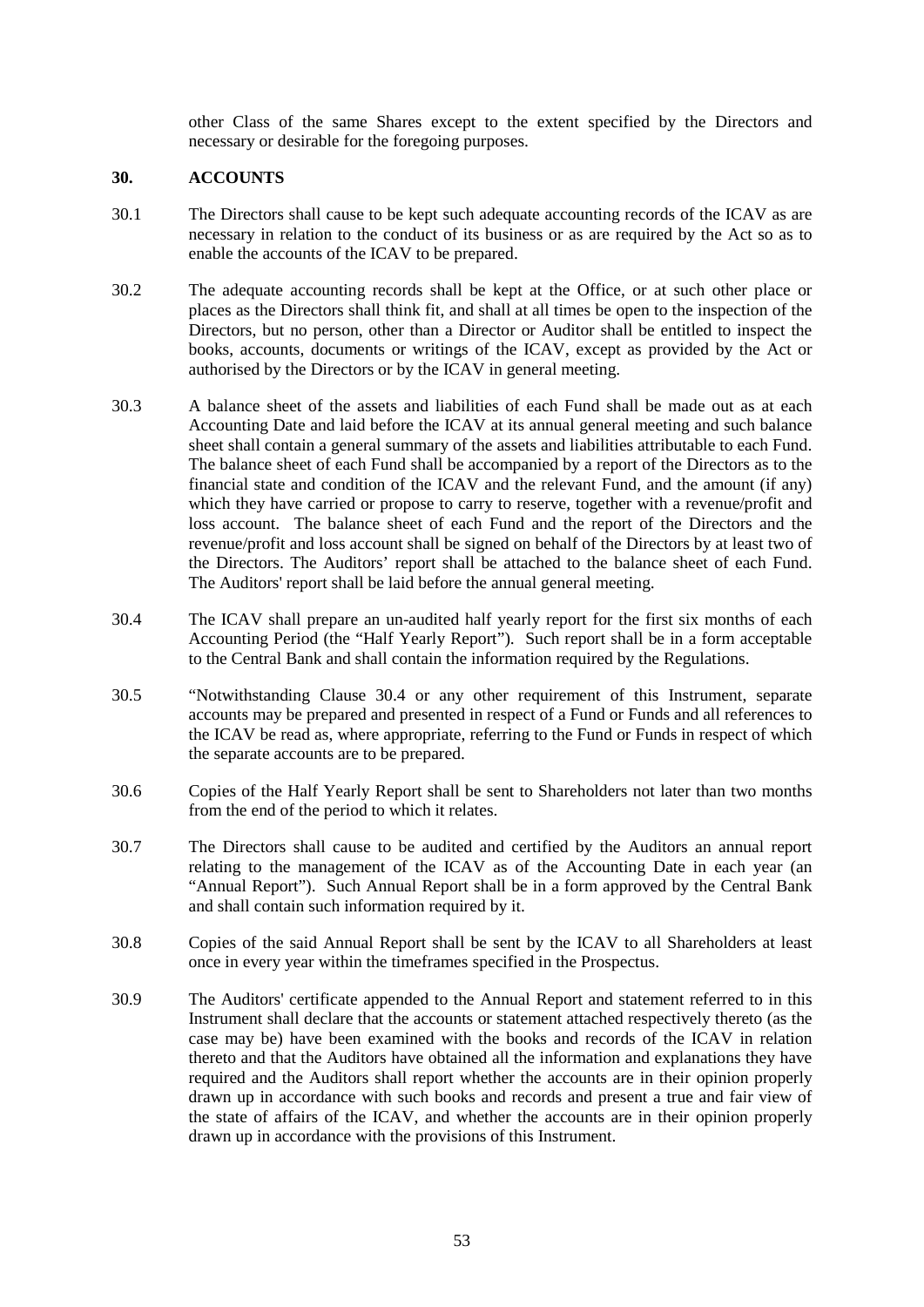other Class of the same Shares except to the extent specified by the Directors and necessary or desirable for the foregoing purposes.

## 30. ACCOUNTS

30.1 The Directors shall cause to be kept such adequate accounting records of the ICAV as are necessary in relation to the conduct of its business or as are required by the Act so as to enable the accounts of the ICAV to be prepared.

30.2 The adequate accounting records shall be kept at the Office, or at such other place or places as the Directors shall think fit, and shall at all times be open to the inspection of the Directors, but no person, other than a Director or Auditor shall be entitled to inspect the books, accounts, documents or writings of the ICAV, except as provided by the Act or authorised by the Directors or by the ICAV in general meeting.

30.3 A balance sheet of the assets and liabilities of each Fund shall be made out as at each Accounting Date and laid before the ICAV at its annual general meeting and such balance sheet shall contain a general summary of the assets and liabilities attributable to each Fund. The balance sheet of each Fund shall be accompanied by a report of the Directors as to the financial state and condition of the ICAV and the relevant Fund, and the amount (if any) which they have carried or propose to carry to reserve, together with a revenue/profit and loss account. The balance sheet of each Fund and the report of the Directors and the revenue/profit and loss account shall be signed on behalf of the Directors by at least two of the Directors. The Auditors' report shall be attached to the balance sheet of each Fund. The Auditors' report shall be laid before the annual general meeting.

30.4 The ICAV shall prepare an un-audited half yearly report for the first six months of each Accounting Period (the "Half Yearly Report"). Such report shall be in a form acceptable to the Central Bank and shall contain the information required by the Regulations.

30.5 "Notwithstanding Clause 30.4 or any other requirement of this Instrument, separate accounts may be prepared and presented in respect of a Fund or Funds and all references to the ICAV be read as, where appropriate, referring to the Fund or Funds in respect of which the separate accounts are to be prepared.

30.6 Copies of the Half Yearly Report shall be sent to Shareholders not later than two months from the end of the period to which it relates.

30.7 The Directors shall cause to be audited and certified by the Auditors an annual report relating to the management of the ICAV as of the Accounting Date in each year (an "Annual Report"). Such Annual Report shall be in a form approved by the Central Bank and shall contain such information required by it.

30.8 Copies of the said Annual Report shall be sent by the ICAV to all Shareholders at least once in every year within the timeframes specified in the Prospectus.

30.9 The Auditors' certificate appended to the Annual Report and statement referred to in this Instrument shall declare that the accounts or statement attached respectively thereto (as the case may be) have been examined with the books and records of the ICAV in relation thereto and that the Auditors have obtained all the information and explanations they have required and the Auditors shall report whether the accounts are in their opinion properly drawn up in accordance with such books and records and present a true and fair view of the state of affairs of the ICAV, and whether the accounts are in their opinion properly drawn up in accordance with the provisions of this Instrument.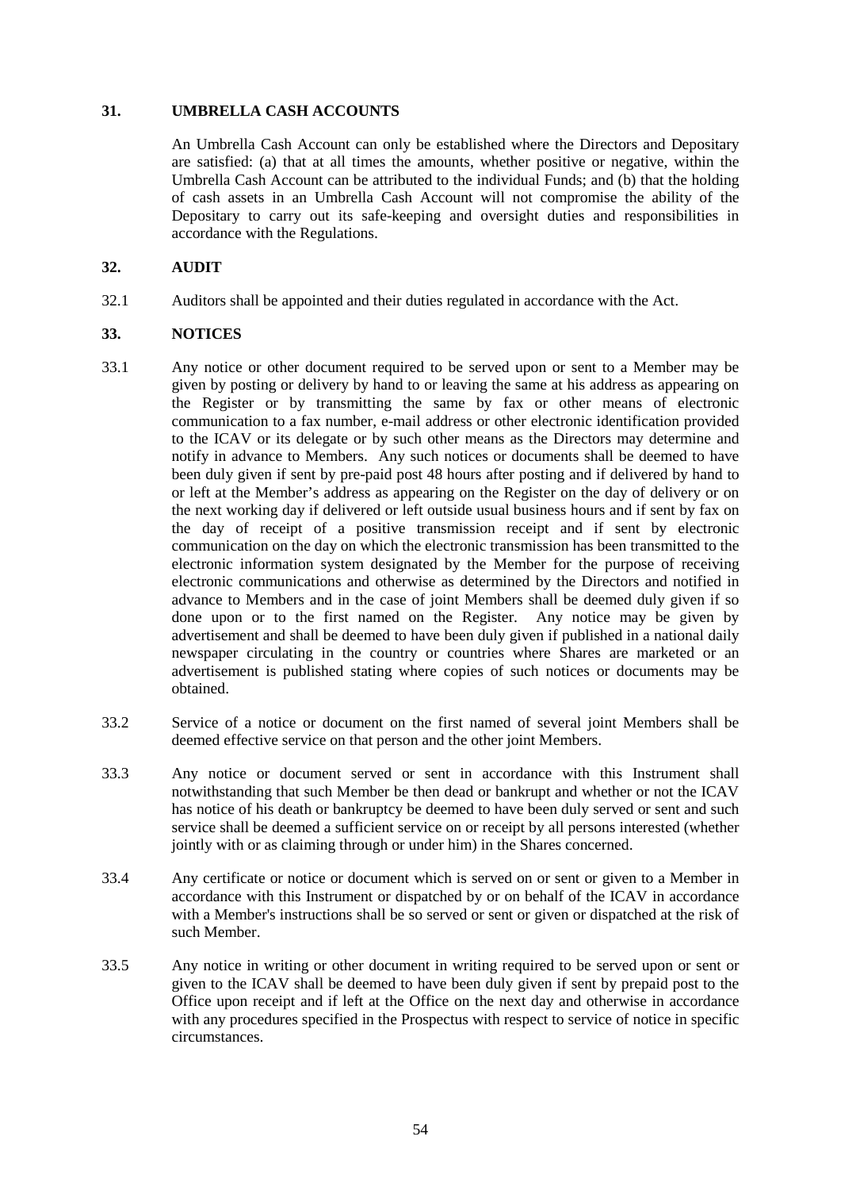## 31. UMBRELLA CASH ACCOUNTS

An Umbrella Cash Account can only be established where the Directors and Depositary are satisfied: (a) that at all times the amounts, whether positive or negative, within the Umbrella Cash Account can be attributed to the individual Funds; and (b) that the holding of cash assets in an Umbrella Cash Account will not compromise the ability of the Depositary to carry out its safe-keeping and oversight duties and responsibilities in accordance with the Regulations.

## 32. AUDIT

32.1 Auditors shall be appointed and their duties regulated in accordance with the Act.

## 33. NOTICES

33.1 Any notice or other document required to be served upon or sent to a Member may be given by posting or delivery by hand to or leaving the same at his address as appearing on the Register or by transmitting the same by fax or other means of electronic communication to a fax number, e-mail address or other electronic identification provided to the ICAV or its delegate or by such other means as the Directors may determine and notify in advance to Members. Any such notices or documents shall be deemed to have been duly given if sent by pre-paid post 48 hours after posting and if delivered by hand to or left at the Member's address as appearing on the Register on the day of delivery or on the next working day if delivered or left outside usual business hours and if sent by fax on the day of receipt of a positive transmission receipt and if sent by electronic communication on the day on which the electronic transmission has been transmitted to the electronic information system designated by the Member for the purpose of receiving electronic communications and otherwise as determined by the Directors and notified in advance to Members and in the case of joint Members shall be deemed duly given if so done upon or to the first named on the Register. Any notice may be given by advertisement and shall be deemed to have been duly given if published in a national daily newspaper circulating in the country or countries where Shares are marketed or an advertisement is published stating where copies of such notices or documents may be obtained.

33.2 Service of a notice or document on the first named of several joint Members shall be deemed effective service on that person and the other joint Members.

33.3 Any notice or document served or sent in accordance with this Instrument shall notwithstanding that such Member be then dead or bankrupt and whether or not the ICAV has notice of his death or bankruptcy be deemed to have been duly served or sent and such service shall be deemed a sufficient service on or receipt by all persons interested (whether jointly with or as claiming through or under him) in the Shares concerned.

33.4 Any certificate or notice or document which is served on or sent or given to a Member in accordance with this Instrument or dispatched by or on behalf of the ICAV in accordance with a Member's instructions shall be so served or sent or given or dispatched at the risk of such Member.

33.5 Any notice in writing or other document in writing required to be served upon or sent or given to the ICAV shall be deemed to have been duly given if sent by prepaid post to the Office upon receipt and if left at the Office on the next day and otherwise in accordance with any procedures specified in the Prospectus with respect to service of notice in specific circumstances.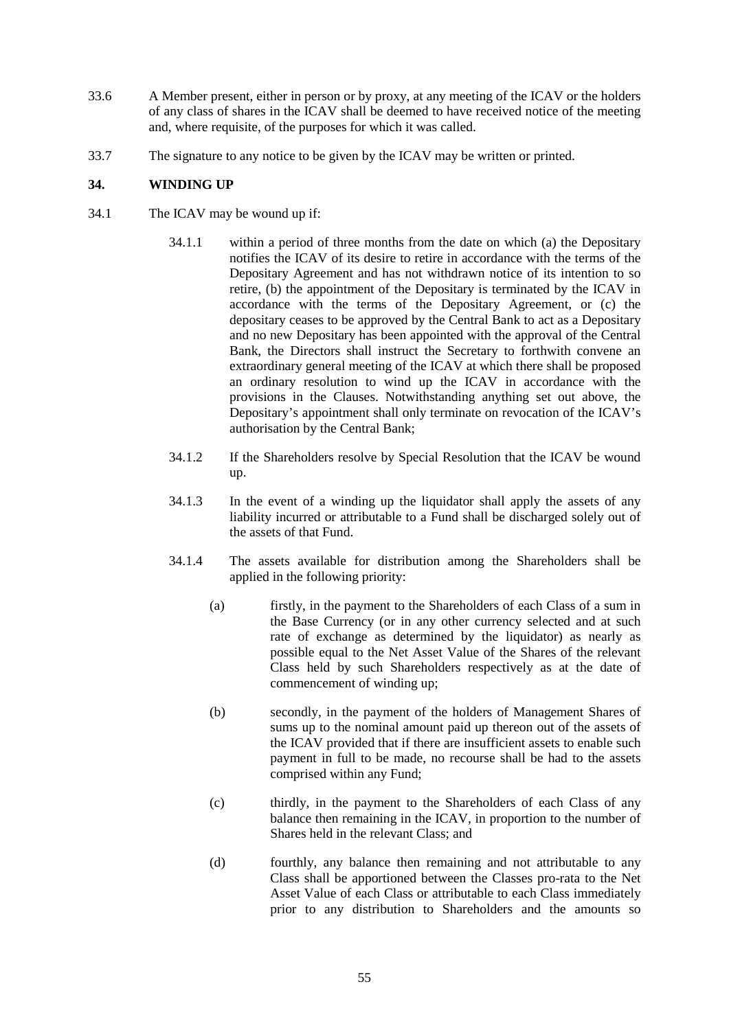33.6 A Member present, either in person or by proxy, at any meeting of the ICAV or the holders of any class of shares in the ICAV shall be deemed to have received notice of the meeting and, where requisite, of the purposes for which it was called.

33.7 The signature to any notice to be given by the ICAV may be written or printed.

## 34. WINDING UP

34.1 The ICAV may be wound up if:

34.1.1 within a period of three months from the date on which (a) the Depositary notifies the ICAV of its desire to retire in accordance with the terms of the Depositary Agreement and has not withdrawn notice of its intention to so retire, (b) the appointment of the Depositary is terminated by the ICAV in accordance with the terms of the Depositary Agreement, or (c) the depositary ceases to be approved by the Central Bank to act as a Depositary and no new Depositary has been appointed with the approval of the Central Bank, the Directors shall instruct the Secretary to forthwith convene an extraordinary general meeting of the ICAV at which there shall be proposed an ordinary resolution to wind up the ICAV in accordance with the provisions in the Clauses. Notwithstanding anything set out above, the Depositary's appointment shall only terminate on revocation of the ICAV's authorisation by the Central Bank;

34.1.2 If the Shareholders resolve by Special Resolution that the ICAV be wound up.

34.1.3 In the event of a winding up the liquidator shall apply the assets of any liability incurred or attributable to a Fund shall be discharged solely out of the assets of that Fund.

34.1.4 The assets available for distribution among the Shareholders shall be applied in the following priority:

(a) firstly, in the payment to the Shareholders of each Class of a sum in the Base Currency (or in any other currency selected and at such rate of exchange as determined by the liquidator) as nearly as possible equal to the Net Asset Value of the Shares of the relevant Class held by such Shareholders respectively as at the date of commencement of winding up;

(b) secondly, in the payment of the holders of Management Shares of sums up to the nominal amount paid up thereon out of the assets of the ICAV provided that if there are insufficient assets to enable such payment in full to be made, no recourse shall be had to the assets comprised within any Fund;

(c) thirdly, in the payment to the Shareholders of each Class of any balance then remaining in the ICAV, in proportion to the number of Shares held in the relevant Class; and

(d) fourthly, any balance then remaining and not attributable to any Class shall be apportioned between the Classes pro-rata to the Net Asset Value of each Class or attributable to each Class immediately prior to any distribution to Shareholders and the amounts so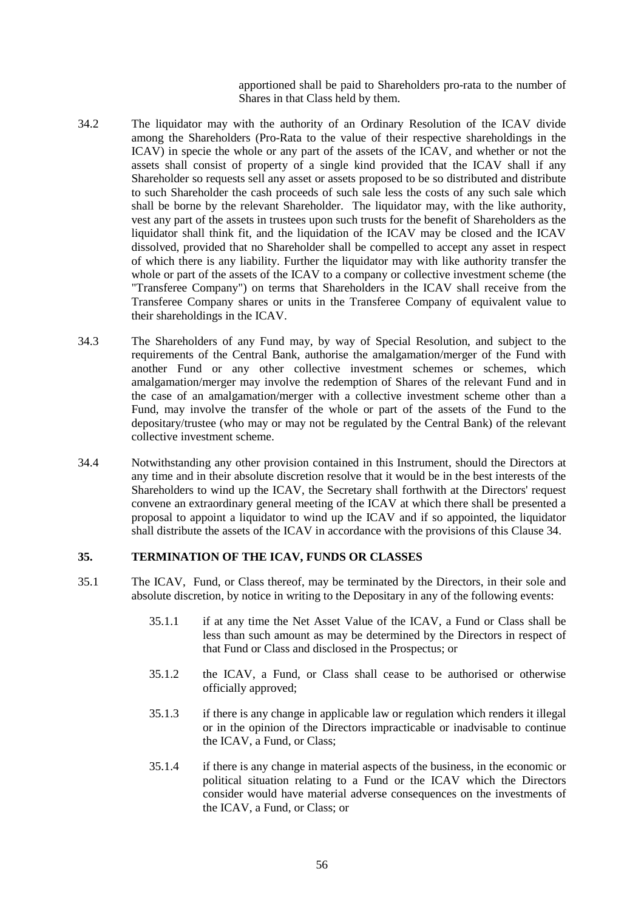apportioned shall be paid to Shareholders pro-rata to the number of Shares in that Class held by them.

34.2 The liquidator may with the authority of an Ordinary Resolution of the ICAV divide among the Shareholders (Pro-Rata to the value of their respective shareholdings in the ICAV) in specie the whole or any part of the assets of the ICAV, and whether or not the assets shall consist of property of a single kind provided that the ICAV shall if any Shareholder so requests sell any asset or assets proposed to be so distributed and distribute to such Shareholder the cash proceeds of such sale less the costs of any such sale which shall be borne by the relevant Shareholder. The liquidator may, with the like authority, vest any part of the assets in trustees upon such trusts for the benefit of Shareholders as the liquidator shall think fit, and the liquidation of the ICAV may be closed and the ICAV dissolved, provided that no Shareholder shall be compelled to accept any asset in respect of which there is any liability. Further the liquidator may with like authority transfer the whole or part of the assets of the ICAV to a company or collective investment scheme (the "Transferee Company") on terms that Shareholders in the ICAV shall receive from the Transferee Company shares or units in the Transferee Company of equivalent value to their shareholdings in the ICAV.

34.3 The Shareholders of any Fund may, by way of Special Resolution, and subject to the requirements of the Central Bank, authorise the amalgamation/merger of the Fund with another Fund or any other collective investment schemes or schemes, which amalgamation/merger may involve the redemption of Shares of the relevant Fund and in the case of an amalgamation/merger with a collective investment scheme other than a Fund, may involve the transfer of the whole or part of the assets of the Fund to the depositary/trustee (who may or may not be regulated by the Central Bank) of the relevant collective investment scheme.

34.4 Notwithstanding any other provision contained in this Instrument, should the Directors at any time and in their absolute discretion resolve that it would be in the best interests of the Shareholders to wind up the ICAV, the Secretary shall forthwith at the Directors' request convene an extraordinary general meeting of the ICAV at which there shall be presented a proposal to appoint a liquidator to wind up the ICAV and if so appointed, the liquidator shall distribute the assets of the ICAV in accordance with the provisions of this Clause 34.

## 35. TERMINATION OF THE ICAV, FUNDS OR CLASSES

35.1 The ICAV, Fund, or Class thereof, may be terminated by the Directors, in their sole and absolute discretion, by notice in writing to the Depositary in any of the following events:

35.1.1 if at any time the Net Asset Value of the ICAV, a Fund or Class shall be less than such amount as may be determined by the Directors in respect of that Fund or Class and disclosed in the Prospectus; or

35.1.2 the ICAV, a Fund, or Class shall cease to be authorised or otherwise officially approved;

35.1.3 if there is any change in applicable law or regulation which renders it illegal or in the opinion of the Directors impracticable or inadvisable to continue the ICAV, a Fund, or Class;

35.1.4 if there is any change in material aspects of the business, in the economic or political situation relating to a Fund or the ICAV which the Directors consider would have material adverse consequences on the investments of the ICAV, a Fund, or Class; or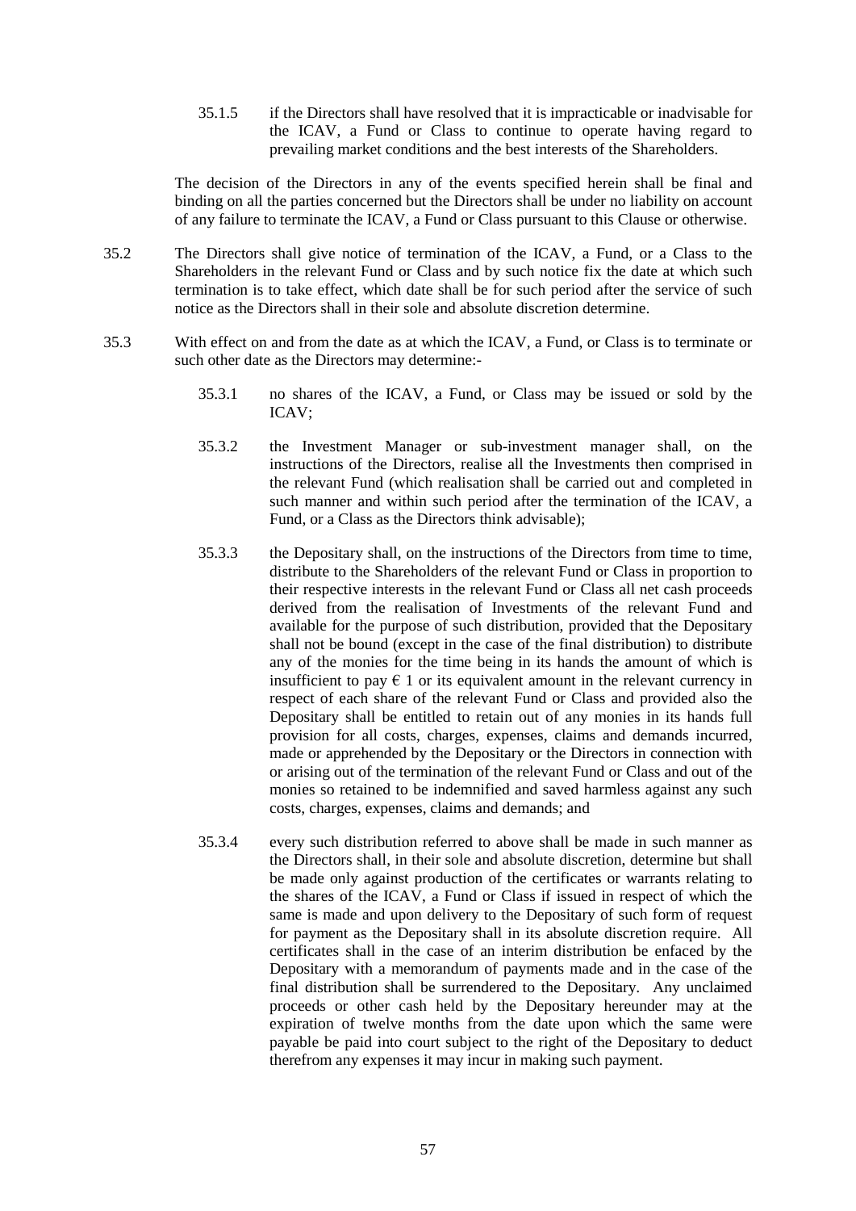35.1.5 if the Directors shall have resolved that it is impracticable or inadvisable for the ICAV, a Fund or Class to continue to operate having regard to prevailing market conditions and the best interests of the Shareholders.

The decision of the Directors in any of the events specified herein shall be final and binding on all the parties concerned but the Directors shall be under no liability on account of any failure to terminate the ICAV, a Fund or Class pursuant to this Clause or otherwise.

35.2 The Directors shall give notice of termination of the ICAV, a Fund, or a Class to the Shareholders in the relevant Fund or Class and by such notice fix the date at which such termination is to take effect, which date shall be for such period after the service of such notice as the Directors shall in their sole and absolute discretion determine.

35.3 With effect on and from the date as at which the ICAV, a Fund, or Class is to terminate or such other date as the Directors may determine:-

35.3.1 no shares of the ICAV, a Fund, or Class may be issued or sold by the ICAV;

35.3.2 the Investment Manager or sub-investment manager shall, on the instructions of the Directors, realise all the Investments then comprised in the relevant Fund (which realisation shall be carried out and completed in such manner and within such period after the termination of the ICAV, a Fund, or a Class as the Directors think advisable);

35.3.3 the Depositary shall, on the instructions of the Directors from time to time, distribute to the Shareholders of the relevant Fund or Class in proportion to their respective interests in the relevant Fund or Class all net cash proceeds derived from the realisation of Investments of the relevant Fund and available for the purpose of such distribution, provided that the Depositary shall not be bound (except in the case of the final distribution) to distribute any of the monies for the time being in its hands the amount of which is insufficient to pay € 1 or its equivalent amount in the relevant currency in respect of each share of the relevant Fund or Class and provided also the Depositary shall be entitled to retain out of any monies in its hands full provision for all costs, charges, expenses, claims and demands incurred, made or apprehended by the Depositary or the Directors in connection with or arising out of the termination of the relevant Fund or Class and out of the monies so retained to be indemnified and saved harmless against any such costs, charges, expenses, claims and demands; and

35.3.4 every such distribution referred to above shall be made in such manner as the Directors shall, in their sole and absolute discretion, determine but shall be made only against production of the certificates or warrants relating to the shares of the ICAV, a Fund or Class if issued in respect of which the same is made and upon delivery to the Depositary of such form of request for payment as the Depositary shall in its absolute discretion require. All certificates shall in the case of an interim distribution be enfaced by the Depositary with a memorandum of payments made and in the case of the final distribution shall be surrendered to the Depositary. Any unclaimed proceeds or other cash held by the Depositary hereunder may at the expiration of twelve months from the date upon which the same were payable be paid into court subject to the right of the Depositary to deduct therefrom any expenses it may incur in making such payment.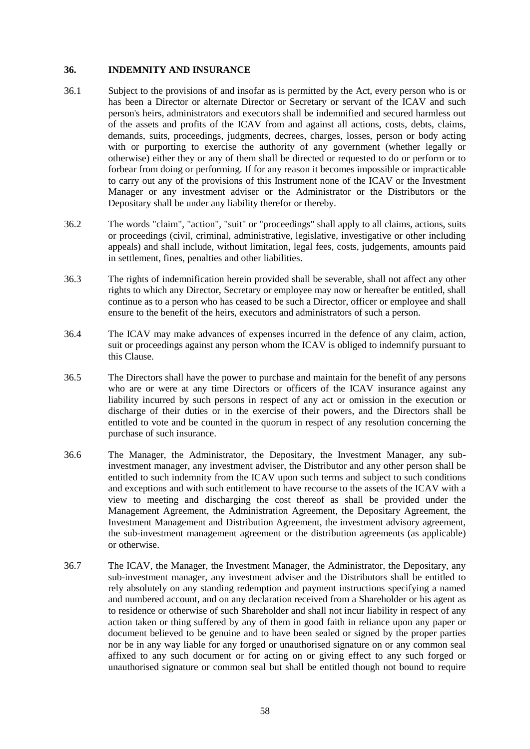## 36. INDEMNITY AND INSURANCE

36.1 Subject to the provisions of and insofar as is permitted by the Act, every person who is or has been a Director or alternate Director or Secretary or servant of the ICAV and such person's heirs, administrators and executors shall be indemnified and secured harmless out of the assets and profits of the ICAV from and against all actions, costs, debts, claims, demands, suits, proceedings, judgments, decrees, charges, losses, person or body acting with or purporting to exercise the authority of any government (whether legally or otherwise) either they or any of them shall be directed or requested to do or perform or to forbear from doing or performing. If for any reason it becomes impossible or impracticable to carry out any of the provisions of this Instrument none of the ICAV or the Investment Manager or any investment adviser or the Administrator or the Distributors or the Depositary shall be under any liability therefor or thereby.

36.2 The words "claim", "action", "suit" or "proceedings" shall apply to all claims, actions, suits or proceedings (civil, criminal, administrative, legislative, investigative or other including appeals) and shall include, without limitation, legal fees, costs, judgements, amounts paid in settlement, fines, penalties and other liabilities.

36.3 The rights of indemnification herein provided shall be severable, shall not affect any other rights to which any Director, Secretary or employee may now or hereafter be entitled, shall continue as to a person who has ceased to be such a Director, officer or employee and shall ensure to the benefit of the heirs, executors and administrators of such a person.

36.4 The ICAV may make advances of expenses incurred in the defence of any claim, action, suit or proceedings against any person whom the ICAV is obliged to indemnify pursuant to this Clause.

36.5 The Directors shall have the power to purchase and maintain for the benefit of any persons who are or were at any time Directors or officers of the ICAV insurance against any liability incurred by such persons in respect of any act or omission in the execution or discharge of their duties or in the exercise of their powers, and the Directors shall be entitled to vote and be counted in the quorum in respect of any resolution concerning the purchase of such insurance.

36.6 The Manager, the Administrator, the Depositary, the Investment Manager, any sub-investment manager, any investment adviser, the Distributor and any other person shall be entitled to such indemnity from the ICAV upon such terms and subject to such conditions and exceptions and with such entitlement to have recourse to the assets of the ICAV with a view to meeting and discharging the cost thereof as shall be provided under the Management Agreement, the Administration Agreement, the Depositary Agreement, the Investment Management and Distribution Agreement, the investment advisory agreement, the sub-investment management agreement or the distribution agreements (as applicable) or otherwise.

36.7 The ICAV, the Manager, the Investment Manager, the Administrator, the Depositary, any sub-investment manager, any investment adviser and the Distributors shall be entitled to rely absolutely on any standing redemption and payment instructions specifying a named and numbered account, and on any declaration received from a Shareholder or his agent as to residence or otherwise of such Shareholder and shall not incur liability in respect of any action taken or thing suffered by any of them in good faith in reliance upon any paper or document believed to be genuine and to have been sealed or signed by the proper parties nor be in any way liable for any forged or unauthorised signature on or any common seal affixed to any such document or for acting on or giving effect to any such forged or unauthorised signature or common seal but shall be entitled though not bound to require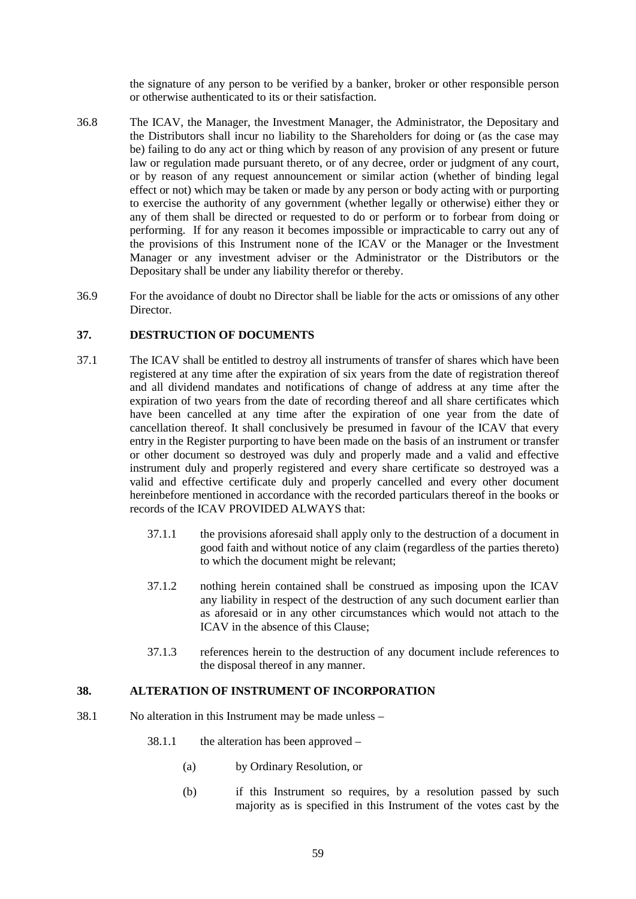the signature of any person to be verified by a banker, broker or other responsible person or otherwise authenticated to its or their satisfaction.

36.8 The ICAV, the Manager, the Investment Manager, the Administrator, the Depositary and the Distributors shall incur no liability to the Shareholders for doing or (as the case may be) failing to do any act or thing which by reason of any provision of any present or future law or regulation made pursuant thereto, or of any decree, order or judgment of any court, or by reason of any request announcement or similar action (whether of binding legal effect or not) which may be taken or made by any person or body acting with or purporting to exercise the authority of any government (whether legally or otherwise) either they or any of them shall be directed or requested to do or perform or to forbear from doing or performing. If for any reason it becomes impossible or impracticable to carry out any of the provisions of this Instrument none of the ICAV or the Manager or the Investment Manager or any investment adviser or the Administrator or the Distributors or the Depositary shall be under any liability therefor or thereby.

36.9 For the avoidance of doubt no Director shall be liable for the acts or omissions of any other Director.

## 37. DESTRUCTION OF DOCUMENTS

37.1 The ICAV shall be entitled to destroy all instruments of transfer of shares which have been registered at any time after the expiration of six years from the date of registration thereof and all dividend mandates and notifications of change of address at any time after the expiration of two years from the date of recording thereof and all share certificates which have been cancelled at any time after the expiration of one year from the date of cancellation thereof. It shall conclusively be presumed in favour of the ICAV that every entry in the Register purporting to have been made on the basis of an instrument or transfer or other document so destroyed was duly and properly made and a valid and effective instrument duly and properly registered and every share certificate so destroyed was a valid and effective certificate duly and properly cancelled and every other document hereinbefore mentioned in accordance with the recorded particulars thereof in the books or records of the ICAV PROVIDED ALWAYS that:

37.1.1 the provisions aforesaid shall apply only to the destruction of a document in good faith and without notice of any claim (regardless of the parties thereto) to which the document might be relevant;

37.1.2 nothing herein contained shall be construed as imposing upon the ICAV any liability in respect of the destruction of any such document earlier than as aforesaid or in any other circumstances which would not attach to the ICAV in the absence of this Clause;

37.1.3 references herein to the destruction of any document include references to the disposal thereof in any manner.

## 38. ALTERATION OF INSTRUMENT OF INCORPORATION

38.1 No alteration in this Instrument may be made unless –

38.1.1 the alteration has been approved –

(a) by Ordinary Resolution, or

(b) if this Instrument so requires, by a resolution passed by such majority as is specified in this Instrument of the votes cast by the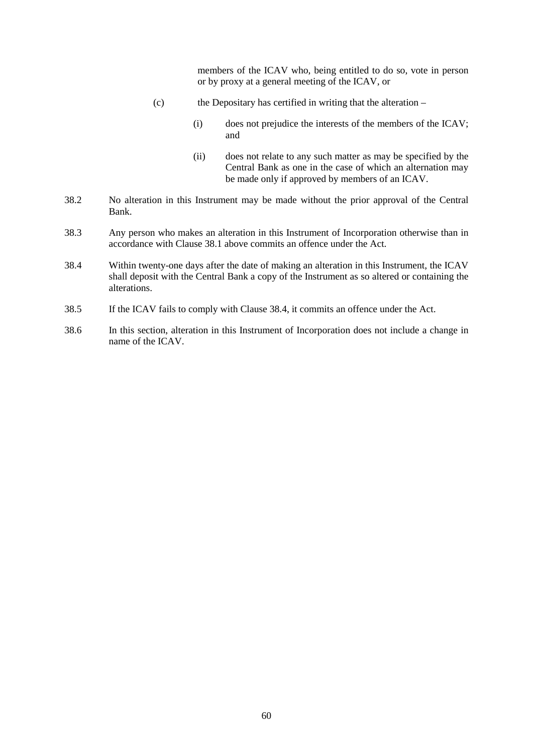members of the ICAV who, being entitled to do so, vote in person or by proxy at a general meeting of the ICAV, or

(c) the Depositary has certified in writing that the alteration –

(i) does not prejudice the interests of the members of the ICAV; and

(ii) does not relate to any such matter as may be specified by the Central Bank as one in the case of which an alternation may be made only if approved by members of an ICAV.

38.2 No alteration in this Instrument may be made without the prior approval of the Central Bank.

38.3 Any person who makes an alteration in this Instrument of Incorporation otherwise than in accordance with Clause 38.1 above commits an offence under the Act.

38.4 Within twenty-one days after the date of making an alteration in this Instrument, the ICAV shall deposit with the Central Bank a copy of the Instrument as so altered or containing the alterations.

38.5 If the ICAV fails to comply with Clause 38.4, it commits an offence under the Act.

38.6 In this section, alteration in this Instrument of Incorporation does not include a change in name of the ICAV.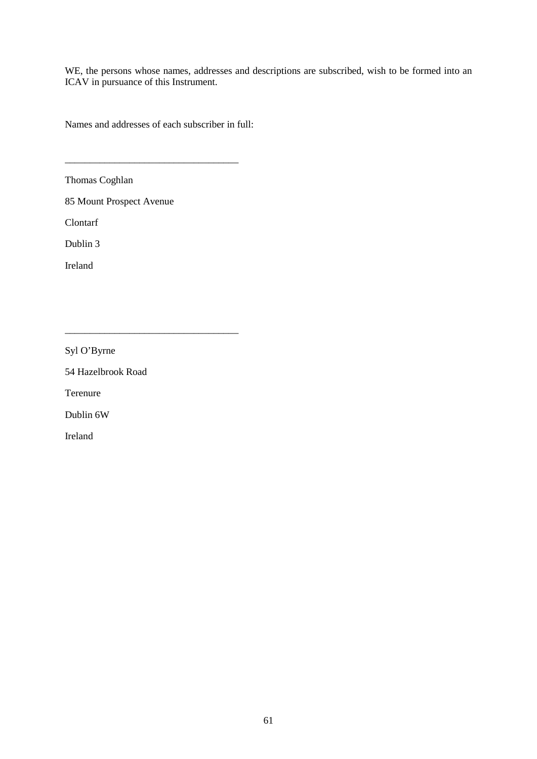WE, the persons whose names, addresses and descriptions are subscribed, wish to be formed into an ICAV in pursuance of this Instrument.

Names and addresses of each subscriber in full:

___________________________________

Thomas Coghlan

85 Mount Prospect Avenue

Clontarf

Dublin 3

Ireland

___________________________________

Syl O'Byrne

54 Hazelbrook Road

Terenure

Dublin 6W

Ireland